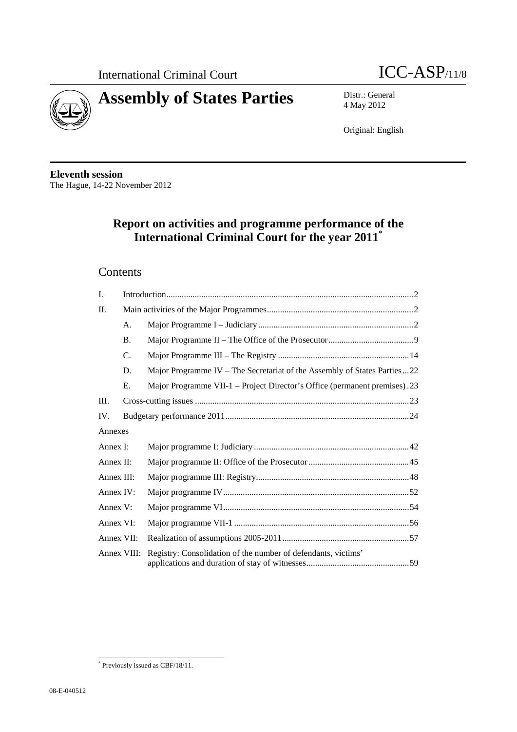International Criminal Court

ICC-ASP/11/8

# Assembly of States Parties

Distr.: General
4 May 2012

Original: English

**Eleventh session**
The Hague, 14-22 November 2012

## Report on activities and programme performance of the International Criminal Court for the year 2011*

## Contents

| | | | |
|---|---|---|---|
| I. | | Introduction | 2 |
| II. | | Main activities of the Major Programmes | 2 |
| | A. | Major Programme I – Judiciary | 2 |
| | B. | Major Programme II – The Office of the Prosecutor | 9 |
| | C. | Major Programme III – The Registry | 14 |
| | D. | Major Programme IV – The Secretariat of the Assembly of States Parties | 22 |
| | E. | Major Programme VII-1 – Project Director's Office (permanent premises) | 23 |
| III. | | Cross-cutting issues | 23 |
| IV. | | Budgetary performance 2011 | 24 |
| Annexes | | | |
| Annex I: | | Major programme I: Judiciary | 42 |
| Annex II: | | Major programme II: Office of the Prosecutor | 45 |
| Annex III: | | Major programme III: Registry | 48 |
| Annex IV: | | Major programme IV | 52 |
| Annex V: | | Major programme VI | 54 |
| Annex VI: | | Major programme VII-1 | 56 |
| Annex VII: | | Realization of assumptions 2005-2011 | 57 |
| Annex VIII: | | Registry: Consolidation of the number of defendants, victims' applications and duration of stay of witnesses | 59 |

\* Previously issued as CBF/18/11.

08-E-040512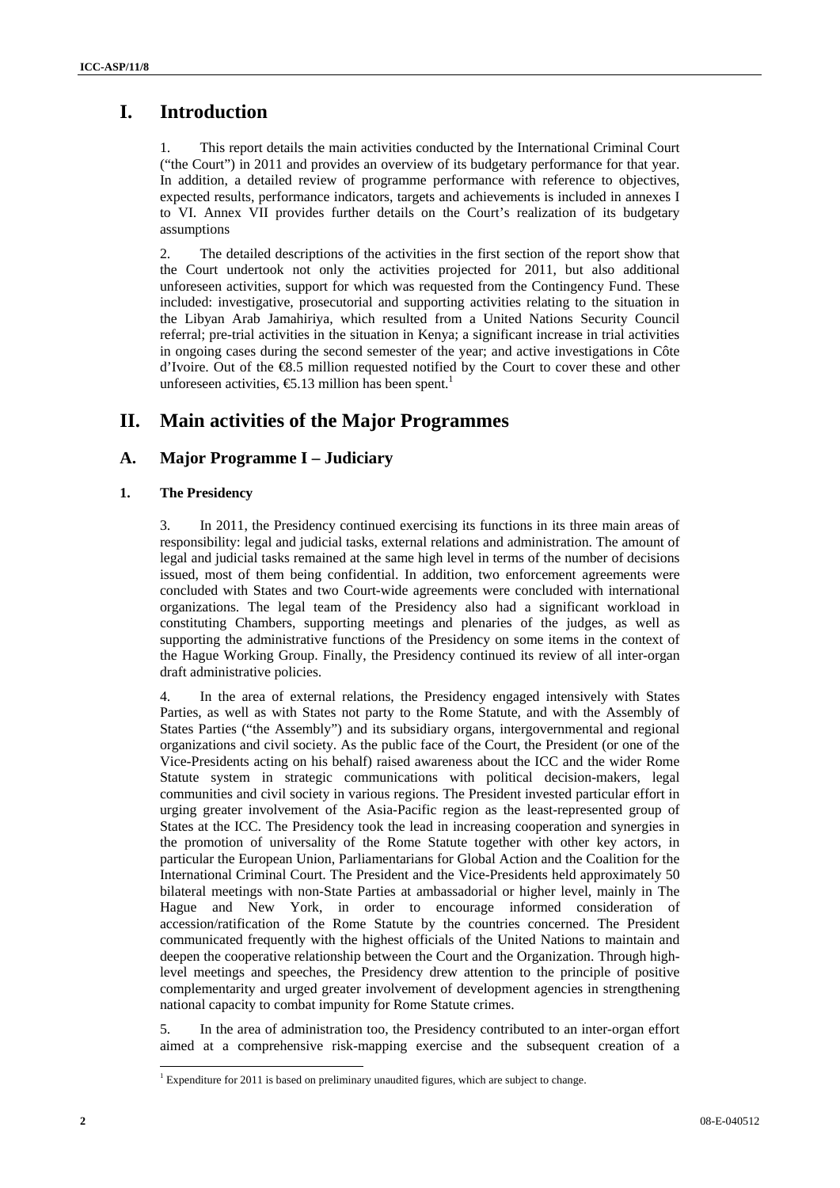# I. Introduction

1. This report details the main activities conducted by the International Criminal Court ("the Court") in 2011 and provides an overview of its budgetary performance for that year. In addition, a detailed review of programme performance with reference to objectives, expected results, performance indicators, targets and achievements is included in annexes I to VI. Annex VII provides further details on the Court's realization of its budgetary assumptions

2. The detailed descriptions of the activities in the first section of the report show that the Court undertook not only the activities projected for 2011, but also additional unforeseen activities, support for which was requested from the Contingency Fund. These included: investigative, prosecutorial and supporting activities relating to the situation in the Libyan Arab Jamahiriya, which resulted from a United Nations Security Council referral; pre-trial activities in the situation in Kenya; a significant increase in trial activities in ongoing cases during the second semester of the year; and active investigations in Côte d'Ivoire. Out of the €8.5 million requested notified by the Court to cover these and other unforeseen activities, €5.13 million has been spent.[1]

# II. Main activities of the Major Programmes

## A. Major Programme I – Judiciary

### 1. The Presidency

3. In 2011, the Presidency continued exercising its functions in its three main areas of responsibility: legal and judicial tasks, external relations and administration. The amount of legal and judicial tasks remained at the same high level in terms of the number of decisions issued, most of them being confidential. In addition, two enforcement agreements were concluded with States and two Court-wide agreements were concluded with international organizations. The legal team of the Presidency also had a significant workload in constituting Chambers, supporting meetings and plenaries of the judges, as well as supporting the administrative functions of the Presidency on some items in the context of the Hague Working Group. Finally, the Presidency continued its review of all inter-organ draft administrative policies.

4. In the area of external relations, the Presidency engaged intensively with States Parties, as well as with States not party to the Rome Statute, and with the Assembly of States Parties ("the Assembly") and its subsidiary organs, intergovernmental and regional organizations and civil society. As the public face of the Court, the President (or one of the Vice-Presidents acting on his behalf) raised awareness about the ICC and the wider Rome Statute system in strategic communications with political decision-makers, legal communities and civil society in various regions. The President invested particular effort in urging greater involvement of the Asia-Pacific region as the least-represented group of States at the ICC. The Presidency took the lead in increasing cooperation and synergies in the promotion of universality of the Rome Statute together with other key actors, in particular the European Union, Parliamentarians for Global Action and the Coalition for the International Criminal Court. The President and the Vice-Presidents held approximately 50 bilateral meetings with non-State Parties at ambassadorial or higher level, mainly in The Hague and New York, in order to encourage informed consideration of accession/ratification of the Rome Statute by the countries concerned. The President communicated frequently with the highest officials of the United Nations to maintain and deepen the cooperative relationship between the Court and the Organization. Through high-level meetings and speeches, the Presidency drew attention to the principle of positive complementarity and urged greater involvement of development agencies in strengthening national capacity to combat impunity for Rome Statute crimes.

5. In the area of administration too, the Presidency contributed to an inter-organ effort aimed at a comprehensive risk-mapping exercise and the subsequent creation of a

---

[1] Expenditure for 2011 is based on preliminary unaudited figures, which are subject to change.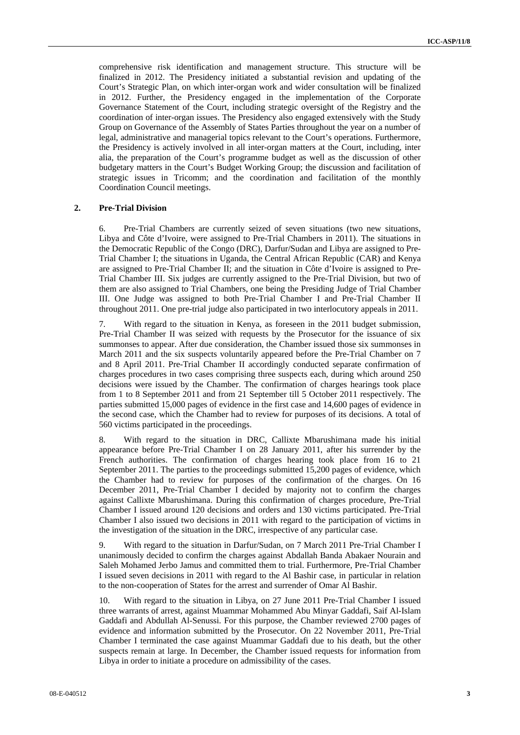comprehensive risk identification and management structure. This structure will be finalized in 2012. The Presidency initiated a substantial revision and updating of the Court's Strategic Plan, on which inter-organ work and wider consultation will be finalized in 2012. Further, the Presidency engaged in the implementation of the Corporate Governance Statement of the Court, including strategic oversight of the Registry and the coordination of inter-organ issues. The Presidency also engaged extensively with the Study Group on Governance of the Assembly of States Parties throughout the year on a number of legal, administrative and managerial topics relevant to the Court's operations. Furthermore, the Presidency is actively involved in all inter-organ matters at the Court, including, inter alia, the preparation of the Court's programme budget as well as the discussion of other budgetary matters in the Court's Budget Working Group; the discussion and facilitation of strategic issues in Tricomm; and the coordination and facilitation of the monthly Coordination Council meetings.

## 2. Pre-Trial Division

6. Pre-Trial Chambers are currently seized of seven situations (two new situations, Libya and Côte d'Ivoire, were assigned to Pre-Trial Chambers in 2011). The situations in the Democratic Republic of the Congo (DRC), Darfur/Sudan and Libya are assigned to Pre-Trial Chamber I; the situations in Uganda, the Central African Republic (CAR) and Kenya are assigned to Pre-Trial Chamber II; and the situation in Côte d'Ivoire is assigned to Pre-Trial Chamber III. Six judges are currently assigned to the Pre-Trial Division, but two of them are also assigned to Trial Chambers, one being the Presiding Judge of Trial Chamber III. One Judge was assigned to both Pre-Trial Chamber I and Pre-Trial Chamber II throughout 2011. One pre-trial judge also participated in two interlocutory appeals in 2011.

7. With regard to the situation in Kenya, as foreseen in the 2011 budget submission, Pre-Trial Chamber II was seized with requests by the Prosecutor for the issuance of six summonses to appear. After due consideration, the Chamber issued those six summonses in March 2011 and the six suspects voluntarily appeared before the Pre-Trial Chamber on 7 and 8 April 2011. Pre-Trial Chamber II accordingly conducted separate confirmation of charges procedures in two cases comprising three suspects each, during which around 250 decisions were issued by the Chamber. The confirmation of charges hearings took place from 1 to 8 September 2011 and from 21 September till 5 October 2011 respectively. The parties submitted 15,000 pages of evidence in the first case and 14,600 pages of evidence in the second case, which the Chamber had to review for purposes of its decisions. A total of 560 victims participated in the proceedings.

8. With regard to the situation in DRC, Callixte Mbarushimana made his initial appearance before Pre-Trial Chamber I on 28 January 2011, after his surrender by the French authorities. The confirmation of charges hearing took place from 16 to 21 September 2011. The parties to the proceedings submitted 15,200 pages of evidence, which the Chamber had to review for purposes of the confirmation of the charges. On 16 December 2011, Pre-Trial Chamber I decided by majority not to confirm the charges against Callixte Mbarushimana. During this confirmation of charges procedure, Pre-Trial Chamber I issued around 120 decisions and orders and 130 victims participated. Pre-Trial Chamber I also issued two decisions in 2011 with regard to the participation of victims in the investigation of the situation in the DRC, irrespective of any particular case.

9. With regard to the situation in Darfur/Sudan, on 7 March 2011 Pre-Trial Chamber I unanimously decided to confirm the charges against Abdallah Banda Abakaer Nourain and Saleh Mohamed Jerbo Jamus and committed them to trial. Furthermore, Pre-Trial Chamber I issued seven decisions in 2011 with regard to the Al Bashir case, in particular in relation to the non-cooperation of States for the arrest and surrender of Omar Al Bashir.

10. With regard to the situation in Libya, on 27 June 2011 Pre-Trial Chamber I issued three warrants of arrest, against Muammar Mohammed Abu Minyar Gaddafi, Saif Al-Islam Gaddafi and Abdullah Al-Senussi. For this purpose, the Chamber reviewed 2700 pages of evidence and information submitted by the Prosecutor. On 22 November 2011, Pre-Trial Chamber I terminated the case against Muammar Gaddafi due to his death, but the other suspects remain at large. In December, the Chamber issued requests for information from Libya in order to initiate a procedure on admissibility of the cases.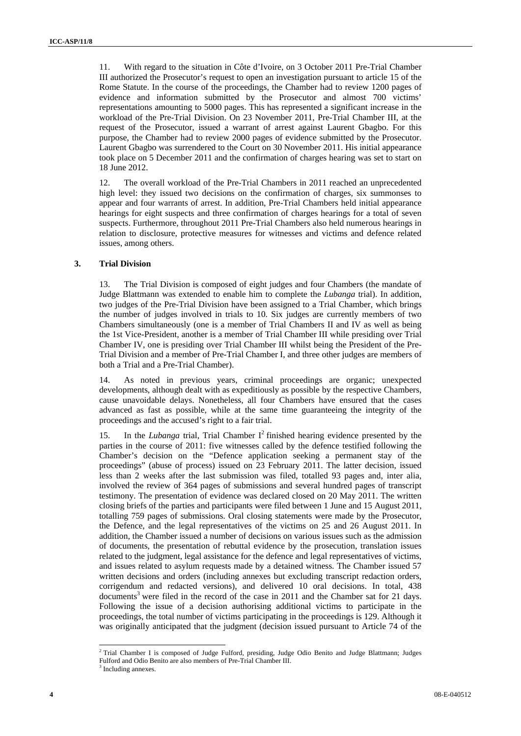11. With regard to the situation in Côte d'Ivoire, on 3 October 2011 Pre-Trial Chamber III authorized the Prosecutor's request to open an investigation pursuant to article 15 of the Rome Statute. In the course of the proceedings, the Chamber had to review 1200 pages of evidence and information submitted by the Prosecutor and almost 700 victims' representations amounting to 5000 pages. This has represented a significant increase in the workload of the Pre-Trial Division. On 23 November 2011, Pre-Trial Chamber III, at the request of the Prosecutor, issued a warrant of arrest against Laurent Gbagbo. For this purpose, the Chamber had to review 2000 pages of evidence submitted by the Prosecutor. Laurent Gbagbo was surrendered to the Court on 30 November 2011. His initial appearance took place on 5 December 2011 and the confirmation of charges hearing was set to start on 18 June 2012.

12. The overall workload of the Pre-Trial Chambers in 2011 reached an unprecedented high level: they issued two decisions on the confirmation of charges, six summonses to appear and four warrants of arrest. In addition, Pre-Trial Chambers held initial appearance hearings for eight suspects and three confirmation of charges hearings for a total of seven suspects. Furthermore, throughout 2011 Pre-Trial Chambers also held numerous hearings in relation to disclosure, protective measures for witnesses and victims and defence related issues, among others.

### 3. Trial Division

13. The Trial Division is composed of eight judges and four Chambers (the mandate of Judge Blattmann was extended to enable him to complete the *Lubanga* trial). In addition, two judges of the Pre-Trial Division have been assigned to a Trial Chamber, which brings the number of judges involved in trials to 10. Six judges are currently members of two Chambers simultaneously (one is a member of Trial Chambers II and IV as well as being the 1st Vice-President, another is a member of Trial Chamber III while presiding over Trial Chamber IV, one is presiding over Trial Chamber III whilst being the President of the Pre-Trial Division and a member of Pre-Trial Chamber I, and three other judges are members of both a Trial and a Pre-Trial Chamber).

14. As noted in previous years, criminal proceedings are organic; unexpected developments, although dealt with as expeditiously as possible by the respective Chambers, cause unavoidable delays. Nonetheless, all four Chambers have ensured that the cases advanced as fast as possible, while at the same time guaranteeing the integrity of the proceedings and the accused's right to a fair trial.

15. In the *Lubanga* trial, Trial Chamber I[2] finished hearing evidence presented by the parties in the course of 2011: five witnesses called by the defence testified following the Chamber's decision on the "Defence application seeking a permanent stay of the proceedings" (abuse of process) issued on 23 February 2011. The latter decision, issued less than 2 weeks after the last submission was filed, totalled 93 pages and, inter alia, involved the review of 364 pages of submissions and several hundred pages of transcript testimony. The presentation of evidence was declared closed on 20 May 2011. The written closing briefs of the parties and participants were filed between 1 June and 15 August 2011, totalling 759 pages of submissions. Oral closing statements were made by the Prosecutor, the Defence, and the legal representatives of the victims on 25 and 26 August 2011. In addition, the Chamber issued a number of decisions on various issues such as the admission of documents, the presentation of rebuttal evidence by the prosecution, translation issues related to the judgment, legal assistance for the defence and legal representatives of victims, and issues related to asylum requests made by a detained witness. The Chamber issued 57 written decisions and orders (including annexes but excluding transcript redaction orders, corrigendum and redacted versions), and delivered 10 oral decisions. In total, 438 documents[3] were filed in the record of the case in 2011 and the Chamber sat for 21 days. Following the issue of a decision authorising additional victims to participate in the proceedings, the total number of victims participating in the proceedings is 129. Although it was originally anticipated that the judgment (decision issued pursuant to Article 74 of the

---

[2] Trial Chamber I is composed of Judge Fulford, presiding, Judge Odio Benito and Judge Blattmann; Judges Fulford and Odio Benito are also members of Pre-Trial Chamber III.

[3] Including annexes.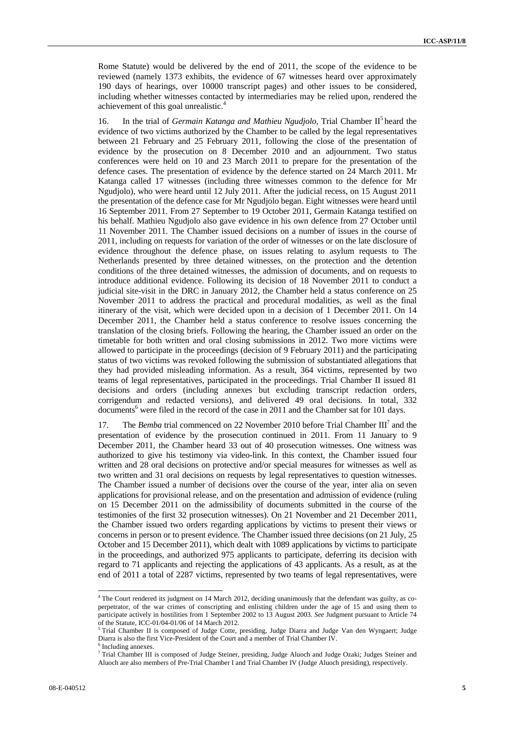Rome Statute) would be delivered by the end of 2011, the scope of the evidence to be reviewed (namely 1373 exhibits, the evidence of 67 witnesses heard over approximately 190 days of hearings, over 10000 transcript pages) and other issues to be considered, including whether witnesses contacted by intermediaries may be relied upon, rendered the achievement of this goal unrealistic.[4]

16. In the trial of *Germain Katanga and Mathieu Ngudjolo*, Trial Chamber II[5] heard the evidence of two victims authorized by the Chamber to be called by the legal representatives between 21 February and 25 February 2011, following the close of the presentation of evidence by the prosecution on 8 December 2010 and an adjournment. Two status conferences were held on 10 and 23 March 2011 to prepare for the presentation of the defence cases. The presentation of evidence by the defence started on 24 March 2011. Mr Katanga called 17 witnesses (including three witnesses common to the defence for Mr Ngudjolo), who were heard until 12 July 2011. After the judicial recess, on 15 August 2011 the presentation of the defence case for Mr Ngudjolo began. Eight witnesses were heard until 16 September 2011. From 27 September to 19 October 2011, Germain Katanga testified on his behalf. Mathieu Ngudjolo also gave evidence in his own defence from 27 October until 11 November 2011. The Chamber issued decisions on a number of issues in the course of 2011, including on requests for variation of the order of witnesses or on the late disclosure of evidence throughout the defence phase, on issues relating to asylum requests to The Netherlands presented by three detained witnesses, on the protection and the detention conditions of the three detained witnesses, the admission of documents, and on requests to introduce additional evidence. Following its decision of 18 November 2011 to conduct a judicial site-visit in the DRC in January 2012, the Chamber held a status conference on 25 November 2011 to address the practical and procedural modalities, as well as the final itinerary of the visit, which were decided upon in a decision of 1 December 2011. On 14 December 2011, the Chamber held a status conference to resolve issues concerning the translation of the closing briefs. Following the hearing, the Chamber issued an order on the timetable for both written and oral closing submissions in 2012. Two more victims were allowed to participate in the proceedings (decision of 9 February 2011) and the participating status of two victims was revoked following the submission of substantiated allegations that they had provided misleading information. As a result, 364 victims, represented by two teams of legal representatives, participated in the proceedings. Trial Chamber II issued 81 decisions and orders (including annexes but excluding transcript redaction orders, corrigendum and redacted versions), and delivered 49 oral decisions. In total, 332 documents[6] were filed in the record of the case in 2011 and the Chamber sat for 101 days.

17. The *Bemba* trial commenced on 22 November 2010 before Trial Chamber III[7] and the presentation of evidence by the prosecution continued in 2011. From 11 January to 9 December 2011, the Chamber heard 33 out of 40 prosecution witnesses. One witness was authorized to give his testimony via video-link. In this context, the Chamber issued four written and 28 oral decisions on protective and/or special measures for witnesses as well as two written and 31 oral decisions on requests by legal representatives to question witnesses. The Chamber issued a number of decisions over the course of the year, inter alia on seven applications for provisional release, and on the presentation and admission of evidence (ruling on 15 December 2011 on the admissibility of documents submitted in the course of the testimonies of the first 32 prosecution witnesses). On 21 November and 21 December 2011, the Chamber issued two orders regarding applications by victims to present their views or concerns in person or to present evidence. The Chamber issued three decisions (on 21 July, 25 October and 15 December 2011), which dealt with 1089 applications by victims to participate in the proceedings, and authorized 975 applicants to participate, deferring its decision with regard to 71 applicants and rejecting the applications of 43 applicants. As a result, as at the end of 2011 a total of 2287 victims, represented by two teams of legal representatives, were

---

[4] The Court rendered its judgment on 14 March 2012, deciding unanimously that the defendant was guilty, as co-perpetrator, of the war crimes of conscripting and enlisting children under the age of 15 and using them to participate actively in hostilities from 1 September 2002 to 13 August 2003. *See* Judgment pursuant to Article 74 of the Statute, ICC-01/04-01/06 of 14 March 2012.

[5] Trial Chamber II is composed of Judge Cotte, presiding, Judge Diarra and Judge Van den Wyngaert; Judge Diarra is also the first Vice-President of the Court and a member of Trial Chamber IV.

[6] Including annexes.

[7] Trial Chamber III is composed of Judge Steiner, presiding, Judge Aluoch and Judge Ozaki; Judges Steiner and Aluoch are also members of Pre-Trial Chamber I and Trial Chamber IV (Judge Aluoch presiding), respectively.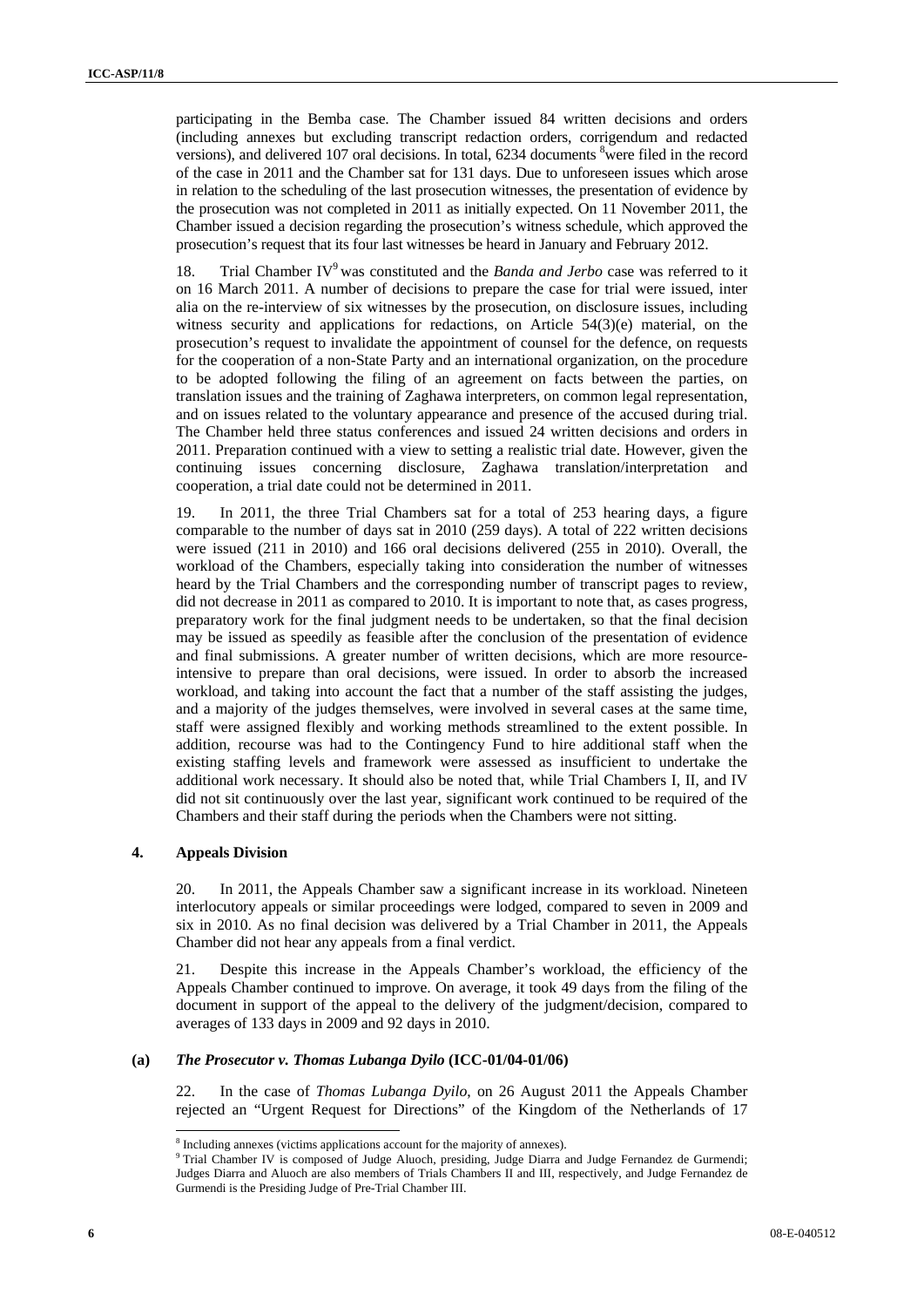participating in the Bemba case. The Chamber issued 84 written decisions and orders (including annexes but excluding transcript redaction orders, corrigendum and redacted versions), and delivered 107 oral decisions. In total, 6234 documents [8] were filed in the record of the case in 2011 and the Chamber sat for 131 days. Due to unforeseen issues which arose in relation to the scheduling of the last prosecution witnesses, the presentation of evidence by the prosecution was not completed in 2011 as initially expected. On 11 November 2011, the Chamber issued a decision regarding the prosecution's witness schedule, which approved the prosecution's request that its four last witnesses be heard in January and February 2012.

18. Trial Chamber IV[9] was constituted and the *Banda and Jerbo* case was referred to it on 16 March 2011. A number of decisions to prepare the case for trial were issued, inter alia on the re-interview of six witnesses by the prosecution, on disclosure issues, including witness security and applications for redactions, on Article 54(3)(e) material, on the prosecution's request to invalidate the appointment of counsel for the defence, on requests for the cooperation of a non-State Party and an international organization, on the procedure to be adopted following the filing of an agreement on facts between the parties, on translation issues and the training of Zaghawa interpreters, on common legal representation, and on issues related to the voluntary appearance and presence of the accused during trial. The Chamber held three status conferences and issued 24 written decisions and orders in 2011. Preparation continued with a view to setting a realistic trial date. However, given the continuing issues concerning disclosure, Zaghawa translation/interpretation and cooperation, a trial date could not be determined in 2011.

19. In 2011, the three Trial Chambers sat for a total of 253 hearing days, a figure comparable to the number of days sat in 2010 (259 days). A total of 222 written decisions were issued (211 in 2010) and 166 oral decisions delivered (255 in 2010). Overall, the workload of the Chambers, especially taking into consideration the number of witnesses heard by the Trial Chambers and the corresponding number of transcript pages to review, did not decrease in 2011 as compared to 2010. It is important to note that, as cases progress, preparatory work for the final judgment needs to be undertaken, so that the final decision may be issued as speedily as feasible after the conclusion of the presentation of evidence and final submissions. A greater number of written decisions, which are more resource-intensive to prepare than oral decisions, were issued. In order to absorb the increased workload, and taking into account the fact that a number of the staff assisting the judges, and a majority of the judges themselves, were involved in several cases at the same time, staff were assigned flexibly and working methods streamlined to the extent possible. In addition, recourse was had to the Contingency Fund to hire additional staff when the existing staffing levels and framework were assessed as insufficient to undertake the additional work necessary. It should also be noted that, while Trial Chambers I, II, and IV did not sit continuously over the last year, significant work continued to be required of the Chambers and their staff during the periods when the Chambers were not sitting.

### 4. Appeals Division

20. In 2011, the Appeals Chamber saw a significant increase in its workload. Nineteen interlocutory appeals or similar proceedings were lodged, compared to seven in 2009 and six in 2010. As no final decision was delivered by a Trial Chamber in 2011, the Appeals Chamber did not hear any appeals from a final verdict.

21. Despite this increase in the Appeals Chamber's workload, the efficiency of the Appeals Chamber continued to improve. On average, it took 49 days from the filing of the document in support of the appeal to the delivery of the judgment/decision, compared to averages of 133 days in 2009 and 92 days in 2010.

#### (a) *The Prosecutor v. Thomas Lubanga Dyilo* (ICC-01/04-01/06)

22. In the case of *Thomas Lubanga Dyilo*, on 26 August 2011 the Appeals Chamber rejected an "Urgent Request for Directions" of the Kingdom of the Netherlands of 17

---

[8] Including annexes (victims applications account for the majority of annexes).

[9] Trial Chamber IV is composed of Judge Aluoch, presiding, Judge Diarra and Judge Fernandez de Gurmendi; Judges Diarra and Aluoch are also members of Trials Chambers II and III, respectively, and Judge Fernandez de Gurmendi is the Presiding Judge of Pre-Trial Chamber III.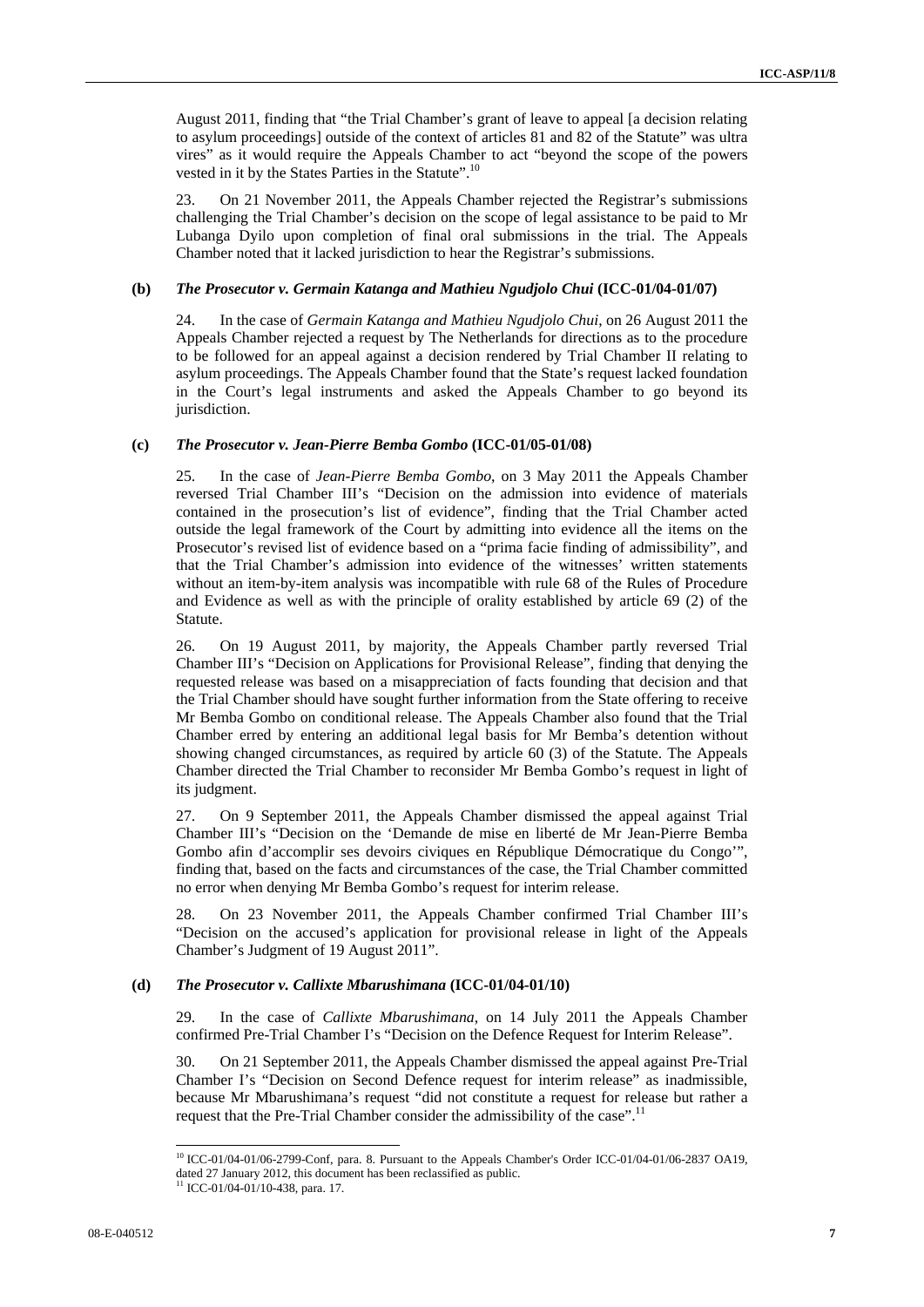August 2011, finding that "the Trial Chamber's grant of leave to appeal [a decision relating to asylum proceedings] outside of the context of articles 81 and 82 of the Statute" was ultra vires" as it would require the Appeals Chamber to act "beyond the scope of the powers vested in it by the States Parties in the Statute".[10]

23. On 21 November 2011, the Appeals Chamber rejected the Registrar's submissions challenging the Trial Chamber's decision on the scope of legal assistance to be paid to Mr Lubanga Dyilo upon completion of final oral submissions in the trial. The Appeals Chamber noted that it lacked jurisdiction to hear the Registrar's submissions.

#### (b) *The Prosecutor v. Germain Katanga and Mathieu Ngudjolo Chui* (ICC-01/04-01/07)

24. In the case of *Germain Katanga and Mathieu Ngudjolo Chui*, on 26 August 2011 the Appeals Chamber rejected a request by The Netherlands for directions as to the procedure to be followed for an appeal against a decision rendered by Trial Chamber II relating to asylum proceedings. The Appeals Chamber found that the State's request lacked foundation in the Court's legal instruments and asked the Appeals Chamber to go beyond its jurisdiction.

#### (c) *The Prosecutor v. Jean-Pierre Bemba Gombo* (ICC-01/05-01/08)

25. In the case of *Jean-Pierre Bemba Gombo*, on 3 May 2011 the Appeals Chamber reversed Trial Chamber III's "Decision on the admission into evidence of materials contained in the prosecution's list of evidence", finding that the Trial Chamber acted outside the legal framework of the Court by admitting into evidence all the items on the Prosecutor's revised list of evidence based on a "prima facie finding of admissibility", and that the Trial Chamber's admission into evidence of the witnesses' written statements without an item-by-item analysis was incompatible with rule 68 of the Rules of Procedure and Evidence as well as with the principle of orality established by article 69 (2) of the Statute.

26. On 19 August 2011, by majority, the Appeals Chamber partly reversed Trial Chamber III's "Decision on Applications for Provisional Release", finding that denying the requested release was based on a misappreciation of facts founding that decision and that the Trial Chamber should have sought further information from the State offering to receive Mr Bemba Gombo on conditional release. The Appeals Chamber also found that the Trial Chamber erred by entering an additional legal basis for Mr Bemba's detention without showing changed circumstances, as required by article 60 (3) of the Statute. The Appeals Chamber directed the Trial Chamber to reconsider Mr Bemba Gombo's request in light of its judgment.

27. On 9 September 2011, the Appeals Chamber dismissed the appeal against Trial Chamber III's "Decision on the 'Demande de mise en liberté de Mr Jean-Pierre Bemba Gombo afin d'accomplir ses devoirs civiques en République Démocratique du Congo'", finding that, based on the facts and circumstances of the case, the Trial Chamber committed no error when denying Mr Bemba Gombo's request for interim release.

28. On 23 November 2011, the Appeals Chamber confirmed Trial Chamber III's "Decision on the accused's application for provisional release in light of the Appeals Chamber's Judgment of 19 August 2011".

#### (d) *The Prosecutor v. Callixte Mbarushimana* (ICC-01/04-01/10)

29. In the case of *Callixte Mbarushimana*, on 14 July 2011 the Appeals Chamber confirmed Pre-Trial Chamber I's "Decision on the Defence Request for Interim Release".

30. On 21 September 2011, the Appeals Chamber dismissed the appeal against Pre-Trial Chamber I's "Decision on Second Defence request for interim release" as inadmissible, because Mr Mbarushimana's request "did not constitute a request for release but rather a request that the Pre-Trial Chamber consider the admissibility of the case".[11]

---

[10] ICC-01/04-01/06-2799-Conf, para. 8. Pursuant to the Appeals Chamber's Order ICC-01/04-01/06-2837 OA19, dated 27 January 2012, this document has been reclassified as public.

[11] ICC-01/04-01/10-438, para. 17.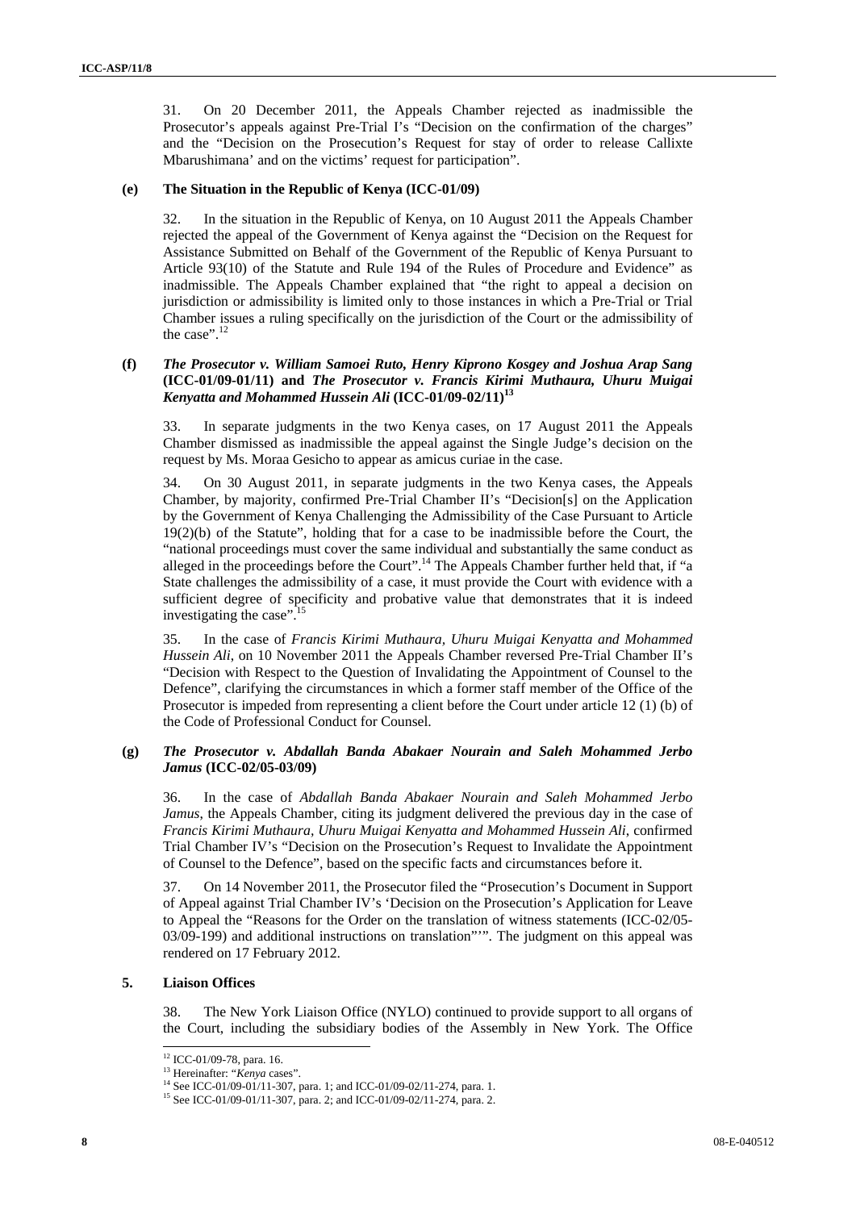31. On 20 December 2011, the Appeals Chamber rejected as inadmissible the Prosecutor's appeals against Pre-Trial I's "Decision on the confirmation of the charges" and the "Decision on the Prosecution's Request for stay of order to release Callixte Mbarushimana' and on the victims' request for participation".

#### (e) The Situation in the Republic of Kenya (ICC-01/09)

32. In the situation in the Republic of Kenya, on 10 August 2011 the Appeals Chamber rejected the appeal of the Government of Kenya against the "Decision on the Request for Assistance Submitted on Behalf of the Government of the Republic of Kenya Pursuant to Article 93(10) of the Statute and Rule 194 of the Rules of Procedure and Evidence" as inadmissible. The Appeals Chamber explained that "the right to appeal a decision on jurisdiction or admissibility is limited only to those instances in which a Pre-Trial or Trial Chamber issues a ruling specifically on the jurisdiction of the Court or the admissibility of the case".[12]

#### (f) *The Prosecutor v. William Samoei Ruto, Henry Kiprono Kosgey and Joshua Arap Sang* (ICC-01/09-01/11) and *The Prosecutor v. Francis Kirimi Muthaura, Uhuru Muigai Kenyatta and Mohammed Hussein Ali* (ICC-01/09-02/11)[13]

33. In separate judgments in the two Kenya cases, on 17 August 2011 the Appeals Chamber dismissed as inadmissible the appeal against the Single Judge's decision on the request by Ms. Moraa Gesicho to appear as amicus curiae in the case.

34. On 30 August 2011, in separate judgments in the two Kenya cases, the Appeals Chamber, by majority, confirmed Pre-Trial Chamber II's "Decision[s] on the Application by the Government of Kenya Challenging the Admissibility of the Case Pursuant to Article 19(2)(b) of the Statute", holding that for a case to be inadmissible before the Court, the "national proceedings must cover the same individual and substantially the same conduct as alleged in the proceedings before the Court".[14] The Appeals Chamber further held that, if "a State challenges the admissibility of a case, it must provide the Court with evidence with a sufficient degree of specificity and probative value that demonstrates that it is indeed investigating the case".[15]

35. In the case of *Francis Kirimi Muthaura, Uhuru Muigai Kenyatta and Mohammed Hussein Ali*, on 10 November 2011 the Appeals Chamber reversed Pre-Trial Chamber II's "Decision with Respect to the Question of Invalidating the Appointment of Counsel to the Defence", clarifying the circumstances in which a former staff member of the Office of the Prosecutor is impeded from representing a client before the Court under article 12 (1) (b) of the Code of Professional Conduct for Counsel.

#### (g) *The Prosecutor v. Abdallah Banda Abakaer Nourain and Saleh Mohammed Jerbo Jamus* (ICC-02/05-03/09)

36. In the case of *Abdallah Banda Abakaer Nourain and Saleh Mohammed Jerbo Jamus*, the Appeals Chamber, citing its judgment delivered the previous day in the case of *Francis Kirimi Muthaura, Uhuru Muigai Kenyatta and Mohammed Hussein Ali*, confirmed Trial Chamber IV's "Decision on the Prosecution's Request to Invalidate the Appointment of Counsel to the Defence", based on the specific facts and circumstances before it.

37. On 14 November 2011, the Prosecutor filed the "Prosecution's Document in Support of Appeal against Trial Chamber IV's 'Decision on the Prosecution's Application for Leave to Appeal the "Reasons for the Order on the translation of witness statements (ICC-02/05-03/09-199) and additional instructions on translation"'". The judgment on this appeal was rendered on 17 February 2012.

### 5. Liaison Offices

38. The New York Liaison Office (NYLO) continued to provide support to all organs of the Court, including the subsidiary bodies of the Assembly in New York. The Office

---

[12] ICC-01/09-78, para. 16.

[13] Hereinafter: "*Kenya* cases".

[14] See ICC-01/09-01/11-307, para. 1; and ICC-01/09-02/11-274, para. 1.

[15] See ICC-01/09-01/11-307, para. 2; and ICC-01/09-02/11-274, para. 2.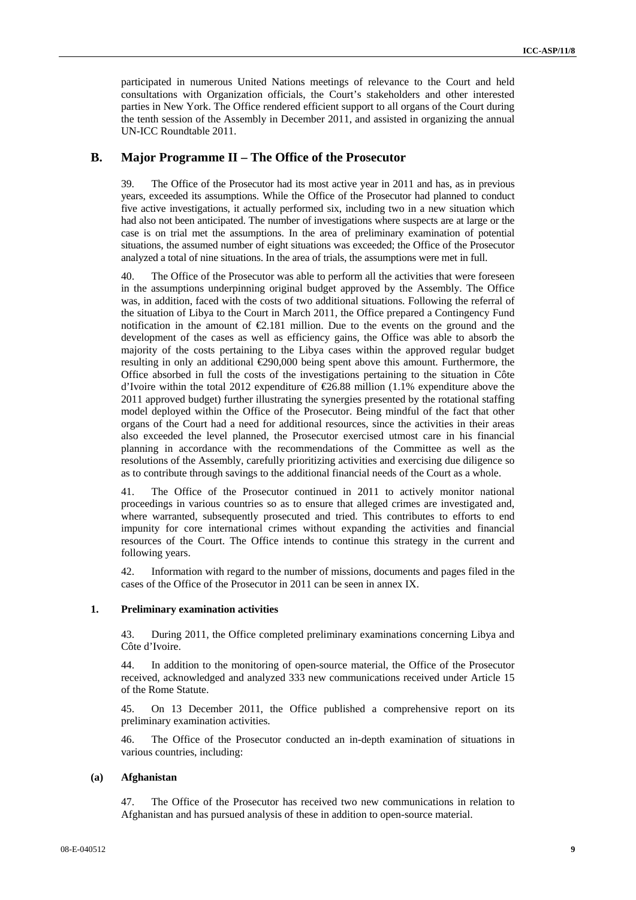participated in numerous United Nations meetings of relevance to the Court and held consultations with Organization officials, the Court's stakeholders and other interested parties in New York. The Office rendered efficient support to all organs of the Court during the tenth session of the Assembly in December 2011, and assisted in organizing the annual UN-ICC Roundtable 2011.

## B. Major Programme II – The Office of the Prosecutor

39. The Office of the Prosecutor had its most active year in 2011 and has, as in previous years, exceeded its assumptions. While the Office of the Prosecutor had planned to conduct five active investigations, it actually performed six, including two in a new situation which had also not been anticipated. The number of investigations where suspects are at large or the case is on trial met the assumptions. In the area of preliminary examination of potential situations, the assumed number of eight situations was exceeded; the Office of the Prosecutor analyzed a total of nine situations. In the area of trials, the assumptions were met in full.

40. The Office of the Prosecutor was able to perform all the activities that were foreseen in the assumptions underpinning original budget approved by the Assembly. The Office was, in addition, faced with the costs of two additional situations. Following the referral of the situation of Libya to the Court in March 2011, the Office prepared a Contingency Fund notification in the amount of €2.181 million. Due to the events on the ground and the development of the cases as well as efficiency gains, the Office was able to absorb the majority of the costs pertaining to the Libya cases within the approved regular budget resulting in only an additional €290,000 being spent above this amount. Furthermore, the Office absorbed in full the costs of the investigations pertaining to the situation in Côte d'Ivoire within the total 2012 expenditure of €26.88 million (1.1% expenditure above the 2011 approved budget) further illustrating the synergies presented by the rotational staffing model deployed within the Office of the Prosecutor. Being mindful of the fact that other organs of the Court had a need for additional resources, since the activities in their areas also exceeded the level planned, the Prosecutor exercised utmost care in his financial planning in accordance with the recommendations of the Committee as well as the resolutions of the Assembly, carefully prioritizing activities and exercising due diligence so as to contribute through savings to the additional financial needs of the Court as a whole.

41. The Office of the Prosecutor continued in 2011 to actively monitor national proceedings in various countries so as to ensure that alleged crimes are investigated and, where warranted, subsequently prosecuted and tried. This contributes to efforts to end impunity for core international crimes without expanding the activities and financial resources of the Court. The Office intends to continue this strategy in the current and following years.

42. Information with regard to the number of missions, documents and pages filed in the cases of the Office of the Prosecutor in 2011 can be seen in annex IX.

### 1. Preliminary examination activities

43. During 2011, the Office completed preliminary examinations concerning Libya and Côte d'Ivoire.

44. In addition to the monitoring of open-source material, the Office of the Prosecutor received, acknowledged and analyzed 333 new communications received under Article 15 of the Rome Statute.

45. On 13 December 2011, the Office published a comprehensive report on its preliminary examination activities.

46. The Office of the Prosecutor conducted an in-depth examination of situations in various countries, including:

#### (a) Afghanistan

47. The Office of the Prosecutor has received two new communications in relation to Afghanistan and has pursued analysis of these in addition to open-source material.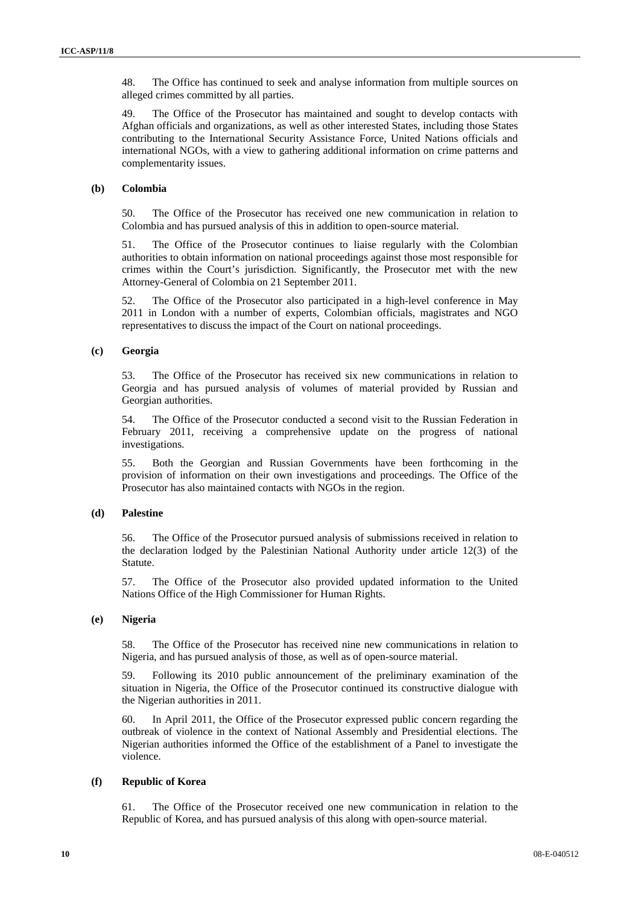48. The Office has continued to seek and analyse information from multiple sources on alleged crimes committed by all parties.

49. The Office of the Prosecutor has maintained and sought to develop contacts with Afghan officials and organizations, as well as other interested States, including those States contributing to the International Security Assistance Force, United Nations officials and international NGOs, with a view to gathering additional information on crime patterns and complementarity issues.

### (b) Colombia

50. The Office of the Prosecutor has received one new communication in relation to Colombia and has pursued analysis of this in addition to open-source material.

51. The Office of the Prosecutor continues to liaise regularly with the Colombian authorities to obtain information on national proceedings against those most responsible for crimes within the Court's jurisdiction. Significantly, the Prosecutor met with the new Attorney-General of Colombia on 21 September 2011.

52. The Office of the Prosecutor also participated in a high-level conference in May 2011 in London with a number of experts, Colombian officials, magistrates and NGO representatives to discuss the impact of the Court on national proceedings.

### (c) Georgia

53. The Office of the Prosecutor has received six new communications in relation to Georgia and has pursued analysis of volumes of material provided by Russian and Georgian authorities.

54. The Office of the Prosecutor conducted a second visit to the Russian Federation in February 2011, receiving a comprehensive update on the progress of national investigations.

55. Both the Georgian and Russian Governments have been forthcoming in the provision of information on their own investigations and proceedings. The Office of the Prosecutor has also maintained contacts with NGOs in the region.

### (d) Palestine

56. The Office of the Prosecutor pursued analysis of submissions received in relation to the declaration lodged by the Palestinian National Authority under article 12(3) of the Statute.

57. The Office of the Prosecutor also provided updated information to the United Nations Office of the High Commissioner for Human Rights.

### (e) Nigeria

58. The Office of the Prosecutor has received nine new communications in relation to Nigeria, and has pursued analysis of those, as well as of open-source material.

59. Following its 2010 public announcement of the preliminary examination of the situation in Nigeria, the Office of the Prosecutor continued its constructive dialogue with the Nigerian authorities in 2011.

60. In April 2011, the Office of the Prosecutor expressed public concern regarding the outbreak of violence in the context of National Assembly and Presidential elections. The Nigerian authorities informed the Office of the establishment of a Panel to investigate the violence.

### (f) Republic of Korea

61. The Office of the Prosecutor received one new communication in relation to the Republic of Korea, and has pursued analysis of this along with open-source material.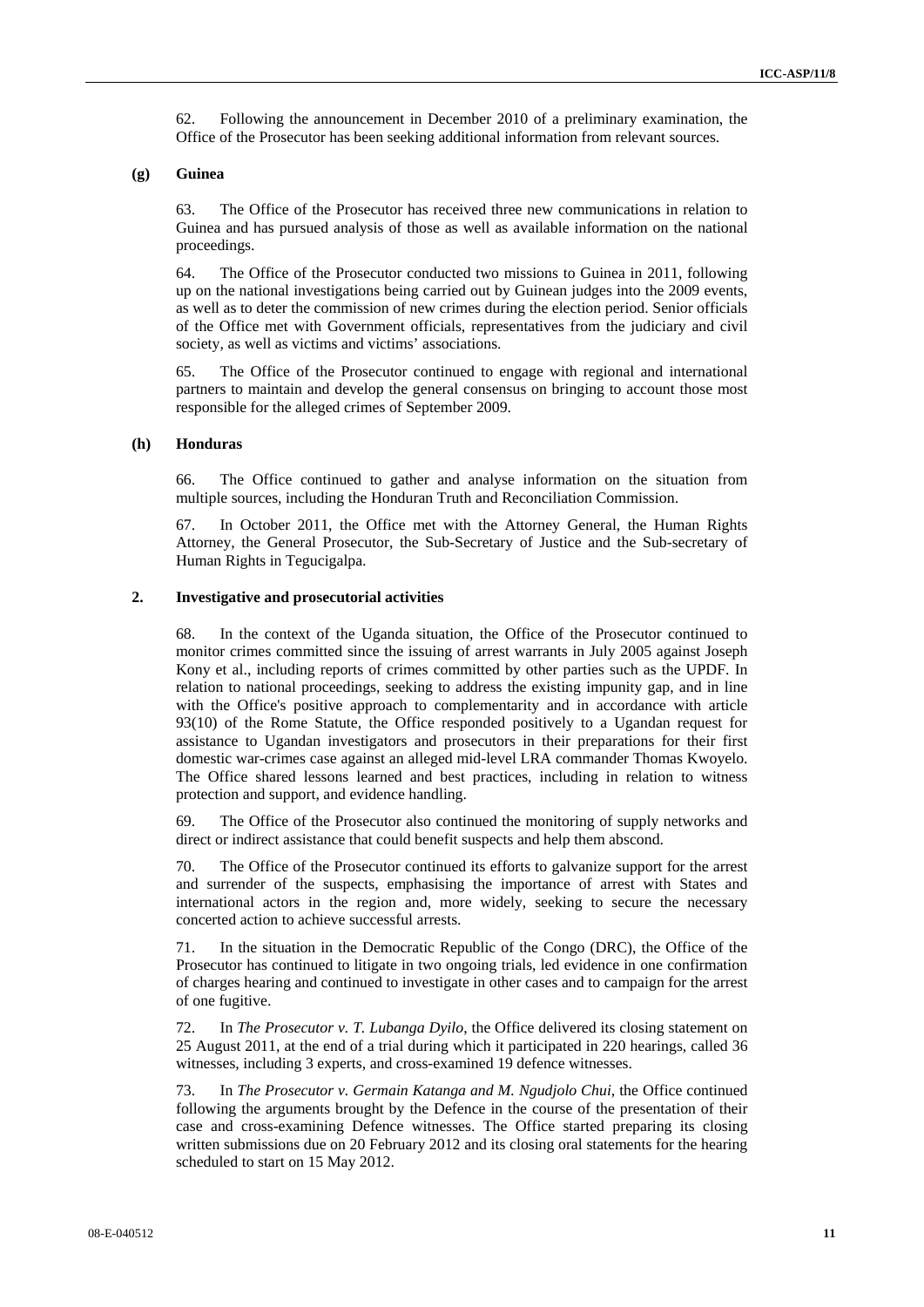62. Following the announcement in December 2010 of a preliminary examination, the Office of the Prosecutor has been seeking additional information from relevant sources.

#### (g) Guinea

63. The Office of the Prosecutor has received three new communications in relation to Guinea and has pursued analysis of those as well as available information on the national proceedings.

64. The Office of the Prosecutor conducted two missions to Guinea in 2011, following up on the national investigations being carried out by Guinean judges into the 2009 events, as well as to deter the commission of new crimes during the election period. Senior officials of the Office met with Government officials, representatives from the judiciary and civil society, as well as victims and victims' associations.

65. The Office of the Prosecutor continued to engage with regional and international partners to maintain and develop the general consensus on bringing to account those most responsible for the alleged crimes of September 2009.

#### (h) Honduras

66. The Office continued to gather and analyse information on the situation from multiple sources, including the Honduran Truth and Reconciliation Commission.

67. In October 2011, the Office met with the Attorney General, the Human Rights Attorney, the General Prosecutor, the Sub-Secretary of Justice and the Sub-secretary of Human Rights in Tegucigalpa.

### 2. Investigative and prosecutorial activities

68. In the context of the Uganda situation, the Office of the Prosecutor continued to monitor crimes committed since the issuing of arrest warrants in July 2005 against Joseph Kony et al., including reports of crimes committed by other parties such as the UPDF. In relation to national proceedings, seeking to address the existing impunity gap, and in line with the Office's positive approach to complementarity and in accordance with article 93(10) of the Rome Statute, the Office responded positively to a Ugandan request for assistance to Ugandan investigators and prosecutors in their preparations for their first domestic war-crimes case against an alleged mid-level LRA commander Thomas Kwoyelo. The Office shared lessons learned and best practices, including in relation to witness protection and support, and evidence handling.

69. The Office of the Prosecutor also continued the monitoring of supply networks and direct or indirect assistance that could benefit suspects and help them abscond.

70. The Office of the Prosecutor continued its efforts to galvanize support for the arrest and surrender of the suspects, emphasising the importance of arrest with States and international actors in the region and, more widely, seeking to secure the necessary concerted action to achieve successful arrests.

71. In the situation in the Democratic Republic of the Congo (DRC), the Office of the Prosecutor has continued to litigate in two ongoing trials, led evidence in one confirmation of charges hearing and continued to investigate in other cases and to campaign for the arrest of one fugitive.

72. In *The Prosecutor v. T. Lubanga Dyilo*, the Office delivered its closing statement on 25 August 2011, at the end of a trial during which it participated in 220 hearings, called 36 witnesses, including 3 experts, and cross-examined 19 defence witnesses.

73. In *The Prosecutor v. Germain Katanga and M. Ngudjolo Chui*, the Office continued following the arguments brought by the Defence in the course of the presentation of their case and cross-examining Defence witnesses. The Office started preparing its closing written submissions due on 20 February 2012 and its closing oral statements for the hearing scheduled to start on 15 May 2012.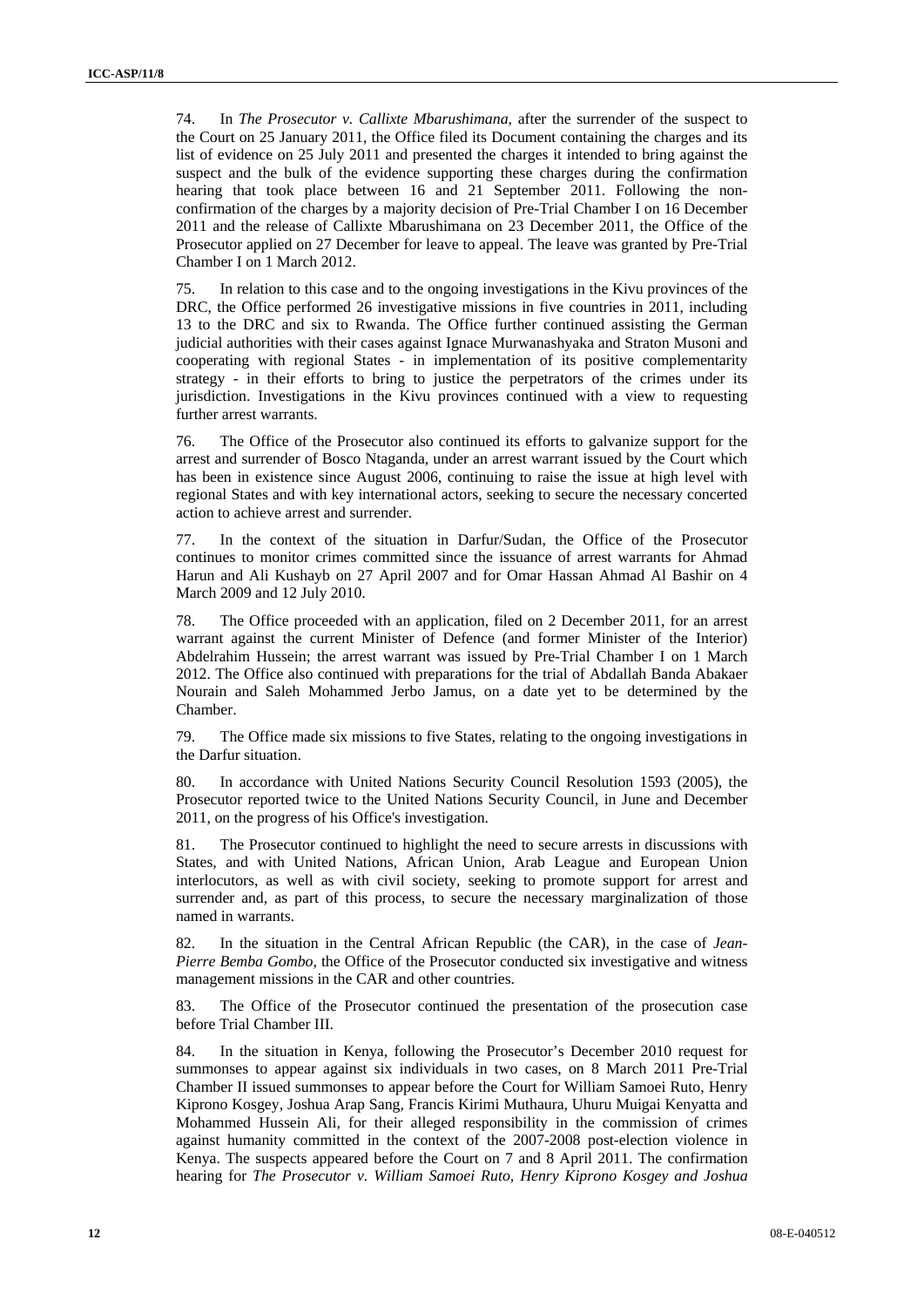74. In *The Prosecutor v. Callixte Mbarushimana*, after the surrender of the suspect to the Court on 25 January 2011, the Office filed its Document containing the charges and its list of evidence on 25 July 2011 and presented the charges it intended to bring against the suspect and the bulk of the evidence supporting these charges during the confirmation hearing that took place between 16 and 21 September 2011. Following the non-confirmation of the charges by a majority decision of Pre-Trial Chamber I on 16 December 2011 and the release of Callixte Mbarushimana on 23 December 2011, the Office of the Prosecutor applied on 27 December for leave to appeal. The leave was granted by Pre-Trial Chamber I on 1 March 2012.

75. In relation to this case and to the ongoing investigations in the Kivu provinces of the DRC, the Office performed 26 investigative missions in five countries in 2011, including 13 to the DRC and six to Rwanda. The Office further continued assisting the German judicial authorities with their cases against Ignace Murwanashyaka and Straton Musoni and cooperating with regional States - in implementation of its positive complementarity strategy - in their efforts to bring to justice the perpetrators of the crimes under its jurisdiction. Investigations in the Kivu provinces continued with a view to requesting further arrest warrants.

76. The Office of the Prosecutor also continued its efforts to galvanize support for the arrest and surrender of Bosco Ntaganda, under an arrest warrant issued by the Court which has been in existence since August 2006, continuing to raise the issue at high level with regional States and with key international actors, seeking to secure the necessary concerted action to achieve arrest and surrender.

77. In the context of the situation in Darfur/Sudan, the Office of the Prosecutor continues to monitor crimes committed since the issuance of arrest warrants for Ahmad Harun and Ali Kushayb on 27 April 2007 and for Omar Hassan Ahmad Al Bashir on 4 March 2009 and 12 July 2010.

78. The Office proceeded with an application, filed on 2 December 2011, for an arrest warrant against the current Minister of Defence (and former Minister of the Interior) Abdelrahim Hussein; the arrest warrant was issued by Pre-Trial Chamber I on 1 March 2012. The Office also continued with preparations for the trial of Abdallah Banda Abakaer Nourain and Saleh Mohammed Jerbo Jamus, on a date yet to be determined by the Chamber.

79. The Office made six missions to five States, relating to the ongoing investigations in the Darfur situation.

80. In accordance with United Nations Security Council Resolution 1593 (2005), the Prosecutor reported twice to the United Nations Security Council, in June and December 2011, on the progress of his Office's investigation.

81. The Prosecutor continued to highlight the need to secure arrests in discussions with States, and with United Nations, African Union, Arab League and European Union interlocutors, as well as with civil society, seeking to promote support for arrest and surrender and, as part of this process, to secure the necessary marginalization of those named in warrants.

82. In the situation in the Central African Republic (the CAR), in the case of *Jean-Pierre Bemba Gombo*, the Office of the Prosecutor conducted six investigative and witness management missions in the CAR and other countries.

83. The Office of the Prosecutor continued the presentation of the prosecution case before Trial Chamber III.

84. In the situation in Kenya, following the Prosecutor's December 2010 request for summonses to appear against six individuals in two cases, on 8 March 2011 Pre-Trial Chamber II issued summonses to appear before the Court for William Samoei Ruto, Henry Kiprono Kosgey, Joshua Arap Sang, Francis Kirimi Muthaura, Uhuru Muigai Kenyatta and Mohammed Hussein Ali, for their alleged responsibility in the commission of crimes against humanity committed in the context of the 2007-2008 post-election violence in Kenya. The suspects appeared before the Court on 7 and 8 April 2011. The confirmation hearing for *The Prosecutor v. William Samoei Ruto, Henry Kiprono Kosgey and Joshua*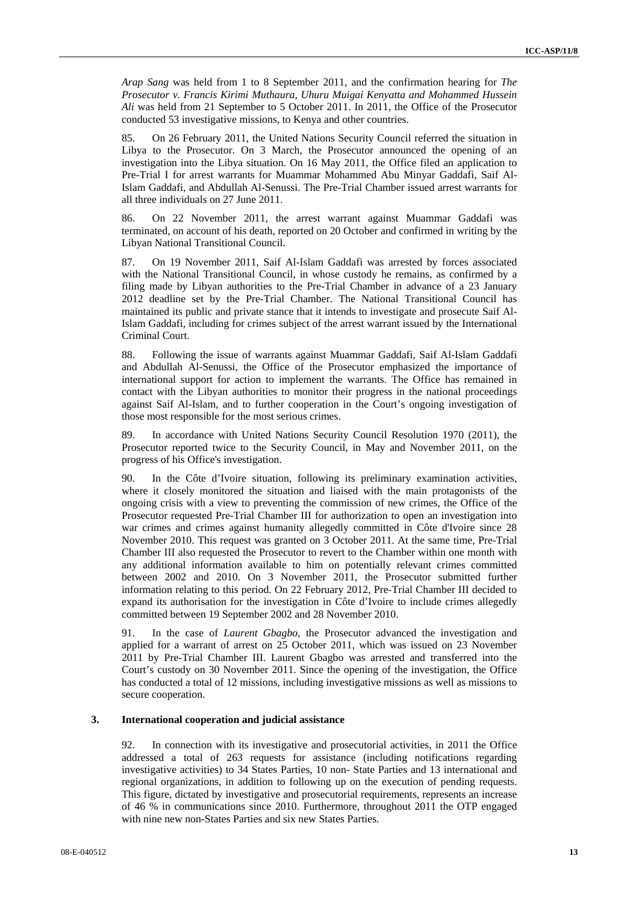*Arap Sang* was held from 1 to 8 September 2011, and the confirmation hearing for *The Prosecutor v. Francis Kirimi Muthaura, Uhuru Muigai Kenyatta and Mohammed Hussein Ali* was held from 21 September to 5 October 2011. In 2011, the Office of the Prosecutor conducted 53 investigative missions, to Kenya and other countries.

85. On 26 February 2011, the United Nations Security Council referred the situation in Libya to the Prosecutor. On 3 March, the Prosecutor announced the opening of an investigation into the Libya situation. On 16 May 2011, the Office filed an application to Pre-Trial I for arrest warrants for Muammar Mohammed Abu Minyar Gaddafi, Saif Al-Islam Gaddafi, and Abdullah Al-Senussi. The Pre-Trial Chamber issued arrest warrants for all three individuals on 27 June 2011.

86. On 22 November 2011, the arrest warrant against Muammar Gaddafi was terminated, on account of his death, reported on 20 October and confirmed in writing by the Libyan National Transitional Council.

87. On 19 November 2011, Saif Al-Islam Gaddafi was arrested by forces associated with the National Transitional Council, in whose custody he remains, as confirmed by a filing made by Libyan authorities to the Pre-Trial Chamber in advance of a 23 January 2012 deadline set by the Pre-Trial Chamber. The National Transitional Council has maintained its public and private stance that it intends to investigate and prosecute Saif Al-Islam Gaddafi, including for crimes subject of the arrest warrant issued by the International Criminal Court.

88. Following the issue of warrants against Muammar Gaddafi, Saif Al-Islam Gaddafi and Abdullah Al-Senussi, the Office of the Prosecutor emphasized the importance of international support for action to implement the warrants. The Office has remained in contact with the Libyan authorities to monitor their progress in the national proceedings against Saif Al-Islam, and to further cooperation in the Court's ongoing investigation of those most responsible for the most serious crimes.

89. In accordance with United Nations Security Council Resolution 1970 (2011), the Prosecutor reported twice to the Security Council, in May and November 2011, on the progress of his Office's investigation.

90. In the Côte d'Ivoire situation, following its preliminary examination activities, where it closely monitored the situation and liaised with the main protagonists of the ongoing crisis with a view to preventing the commission of new crimes, the Office of the Prosecutor requested Pre-Trial Chamber III for authorization to open an investigation into war crimes and crimes against humanity allegedly committed in Côte d'Ivoire since 28 November 2010. This request was granted on 3 October 2011. At the same time, Pre-Trial Chamber III also requested the Prosecutor to revert to the Chamber within one month with any additional information available to him on potentially relevant crimes committed between 2002 and 2010. On 3 November 2011, the Prosecutor submitted further information relating to this period. On 22 February 2012, Pre-Trial Chamber III decided to expand its authorisation for the investigation in Côte d'Ivoire to include crimes allegedly committed between 19 September 2002 and 28 November 2010.

91. In the case of *Laurent Gbagbo*, the Prosecutor advanced the investigation and applied for a warrant of arrest on 25 October 2011, which was issued on 23 November 2011 by Pre-Trial Chamber III. Laurent Gbagbo was arrested and transferred into the Court's custody on 30 November 2011. Since the opening of the investigation, the Office has conducted a total of 12 missions, including investigative missions as well as missions to secure cooperation.

### 3. International cooperation and judicial assistance

92. In connection with its investigative and prosecutorial activities, in 2011 the Office addressed a total of 263 requests for assistance (including notifications regarding investigative activities) to 34 States Parties, 10 non- State Parties and 13 international and regional organizations, in addition to following up on the execution of pending requests. This figure, dictated by investigative and prosecutorial requirements, represents an increase of 46 % in communications since 2010. Furthermore, throughout 2011 the OTP engaged with nine new non-States Parties and six new States Parties.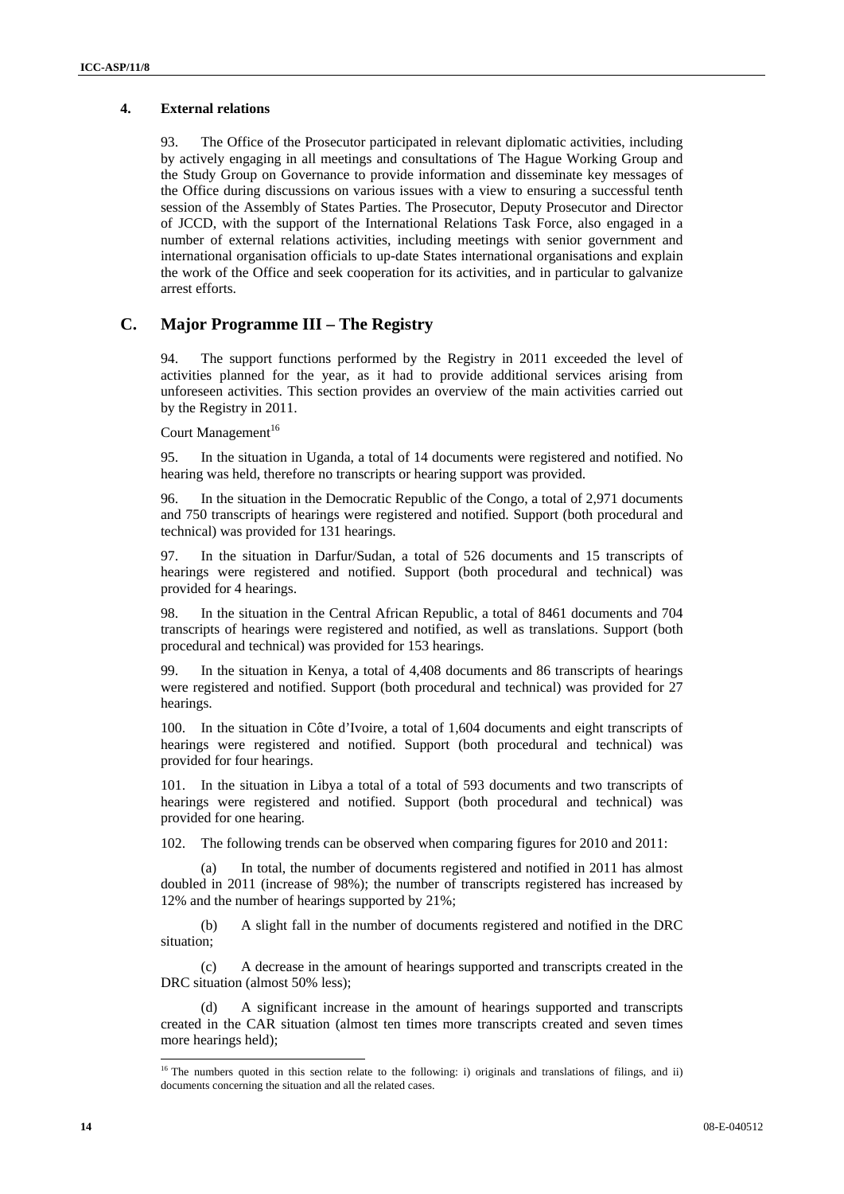### 4. External relations

93. The Office of the Prosecutor participated in relevant diplomatic activities, including by actively engaging in all meetings and consultations of The Hague Working Group and the Study Group on Governance to provide information and disseminate key messages of the Office during discussions on various issues with a view to ensuring a successful tenth session of the Assembly of States Parties. The Prosecutor, Deputy Prosecutor and Director of JCCD, with the support of the International Relations Task Force, also engaged in a number of external relations activities, including meetings with senior government and international organisation officials to up-date States international organisations and explain the work of the Office and seek cooperation for its activities, and in particular to galvanize arrest efforts.

## C. Major Programme III – The Registry

94. The support functions performed by the Registry in 2011 exceeded the level of activities planned for the year, as it had to provide additional services arising from unforeseen activities. This section provides an overview of the main activities carried out by the Registry in 2011.

Court Management[16]

95. In the situation in Uganda, a total of 14 documents were registered and notified. No hearing was held, therefore no transcripts or hearing support was provided.

96. In the situation in the Democratic Republic of the Congo, a total of 2,971 documents and 750 transcripts of hearings were registered and notified. Support (both procedural and technical) was provided for 131 hearings.

97. In the situation in Darfur/Sudan, a total of 526 documents and 15 transcripts of hearings were registered and notified. Support (both procedural and technical) was provided for 4 hearings.

98. In the situation in the Central African Republic, a total of 8461 documents and 704 transcripts of hearings were registered and notified, as well as translations. Support (both procedural and technical) was provided for 153 hearings.

99. In the situation in Kenya, a total of 4,408 documents and 86 transcripts of hearings were registered and notified. Support (both procedural and technical) was provided for 27 hearings.

100. In the situation in Côte d'Ivoire, a total of 1,604 documents and eight transcripts of hearings were registered and notified. Support (both procedural and technical) was provided for four hearings.

101. In the situation in Libya a total of a total of 593 documents and two transcripts of hearings were registered and notified. Support (both procedural and technical) was provided for one hearing.

102. The following trends can be observed when comparing figures for 2010 and 2011:

(a) In total, the number of documents registered and notified in 2011 has almost doubled in 2011 (increase of 98%); the number of transcripts registered has increased by 12% and the number of hearings supported by 21%;

(b) A slight fall in the number of documents registered and notified in the DRC situation;

(c) A decrease in the amount of hearings supported and transcripts created in the DRC situation (almost 50% less);

(d) A significant increase in the amount of hearings supported and transcripts created in the CAR situation (almost ten times more transcripts created and seven times more hearings held);

[16] The numbers quoted in this section relate to the following: i) originals and translations of filings, and ii) documents concerning the situation and all the related cases.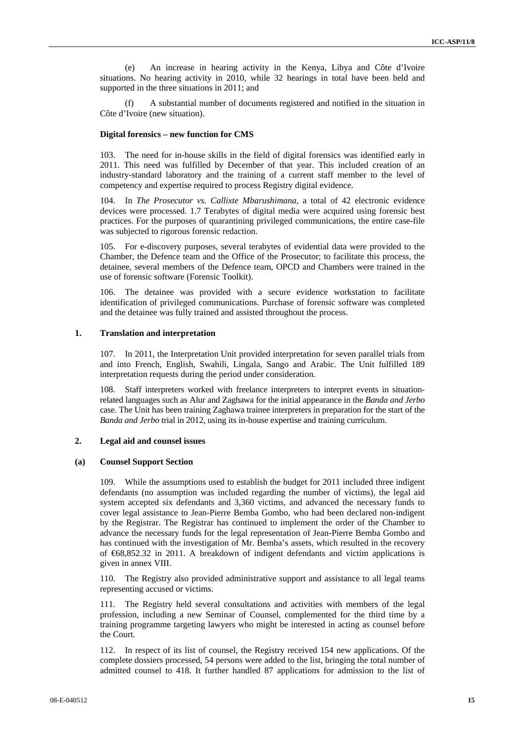(e) An increase in hearing activity in the Kenya, Libya and Côte d'Ivoire situations. No hearing activity in 2010, while 32 hearings in total have been held and supported in the three situations in 2011; and

(f) A substantial number of documents registered and notified in the situation in Côte d'Ivoire (new situation).

**Digital forensics – new function for CMS**

103. The need for in-house skills in the field of digital forensics was identified early in 2011. This need was fulfilled by December of that year. This included creation of an industry-standard laboratory and the training of a current staff member to the level of competency and expertise required to process Registry digital evidence.

104. In *The Prosecutor vs. Callixte Mbarushimana*, a total of 42 electronic evidence devices were processed. 1.7 Terabytes of digital media were acquired using forensic best practices. For the purposes of quarantining privileged communications, the entire case-file was subjected to rigorous forensic redaction.

105. For e-discovery purposes, several terabytes of evidential data were provided to the Chamber, the Defence team and the Office of the Prosecutor; to facilitate this process, the detainee, several members of the Defence team, OPCD and Chambers were trained in the use of forensic software (Forensic Toolkit).

106. The detainee was provided with a secure evidence workstation to facilitate identification of privileged communications. Purchase of forensic software was completed and the detainee was fully trained and assisted throughout the process.

### 1. Translation and interpretation

107. In 2011, the Interpretation Unit provided interpretation for seven parallel trials from and into French, English, Swahili, Lingala, Sango and Arabic. The Unit fulfilled 189 interpretation requests during the period under consideration.

108. Staff interpreters worked with freelance interpreters to interpret events in situation-related languages such as Alur and Zaghawa for the initial appearance in the *Banda and Jerbo* case. The Unit has been training Zaghawa trainee interpreters in preparation for the start of the *Banda and Jerbo* trial in 2012, using its in-house expertise and training curriculum.

### 2. Legal aid and counsel issues

#### (a) Counsel Support Section

109. While the assumptions used to establish the budget for 2011 included three indigent defendants (no assumption was included regarding the number of victims), the legal aid system accepted six defendants and 3,360 victims, and advanced the necessary funds to cover legal assistance to Jean-Pierre Bemba Gombo, who had been declared non-indigent by the Registrar. The Registrar has continued to implement the order of the Chamber to advance the necessary funds for the legal representation of Jean-Pierre Bemba Gombo and has continued with the investigation of Mr. Bemba's assets, which resulted in the recovery of €68,852.32 in 2011. A breakdown of indigent defendants and victim applications is given in annex VIII.

110. The Registry also provided administrative support and assistance to all legal teams representing accused or victims.

111. The Registry held several consultations and activities with members of the legal profession, including a new Seminar of Counsel, complemented for the third time by a training programme targeting lawyers who might be interested in acting as counsel before the Court.

112. In respect of its list of counsel, the Registry received 154 new applications. Of the complete dossiers processed, 54 persons were added to the list, bringing the total number of admitted counsel to 418. It further handled 87 applications for admission to the list of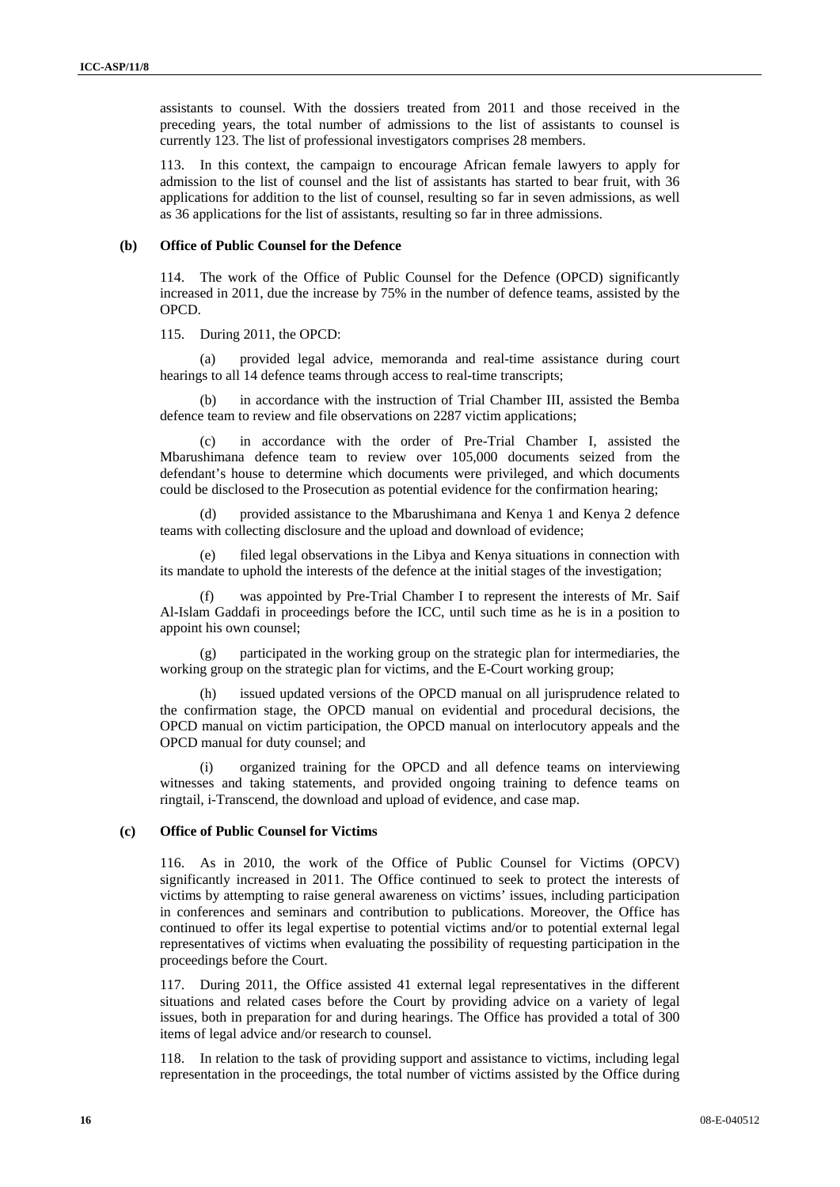assistants to counsel. With the dossiers treated from 2011 and those received in the preceding years, the total number of admissions to the list of assistants to counsel is currently 123. The list of professional investigators comprises 28 members.

113. In this context, the campaign to encourage African female lawyers to apply for admission to the list of counsel and the list of assistants has started to bear fruit, with 36 applications for addition to the list of counsel, resulting so far in seven admissions, as well as 36 applications for the list of assistants, resulting so far in three admissions.

### (b) Office of Public Counsel for the Defence

114. The work of the Office of Public Counsel for the Defence (OPCD) significantly increased in 2011, due the increase by 75% in the number of defence teams, assisted by the OPCD.

115. During 2011, the OPCD:

(a) provided legal advice, memoranda and real-time assistance during court hearings to all 14 defence teams through access to real-time transcripts;

(b) in accordance with the instruction of Trial Chamber III, assisted the Bemba defence team to review and file observations on 2287 victim applications;

(c) in accordance with the order of Pre-Trial Chamber I, assisted the Mbarushimana defence team to review over 105,000 documents seized from the defendant's house to determine which documents were privileged, and which documents could be disclosed to the Prosecution as potential evidence for the confirmation hearing;

(d) provided assistance to the Mbarushimana and Kenya 1 and Kenya 2 defence teams with collecting disclosure and the upload and download of evidence;

(e) filed legal observations in the Libya and Kenya situations in connection with its mandate to uphold the interests of the defence at the initial stages of the investigation;

(f) was appointed by Pre-Trial Chamber I to represent the interests of Mr. Saif Al-Islam Gaddafi in proceedings before the ICC, until such time as he is in a position to appoint his own counsel;

(g) participated in the working group on the strategic plan for intermediaries, the working group on the strategic plan for victims, and the E-Court working group;

(h) issued updated versions of the OPCD manual on all jurisprudence related to the confirmation stage, the OPCD manual on evidential and procedural decisions, the OPCD manual on victim participation, the OPCD manual on interlocutory appeals and the OPCD manual for duty counsel; and

(i) organized training for the OPCD and all defence teams on interviewing witnesses and taking statements, and provided ongoing training to defence teams on ringtail, i-Transcend, the download and upload of evidence, and case map.

### (c) Office of Public Counsel for Victims

116. As in 2010, the work of the Office of Public Counsel for Victims (OPCV) significantly increased in 2011. The Office continued to seek to protect the interests of victims by attempting to raise general awareness on victims' issues, including participation in conferences and seminars and contribution to publications. Moreover, the Office has continued to offer its legal expertise to potential victims and/or to potential external legal representatives of victims when evaluating the possibility of requesting participation in the proceedings before the Court.

117. During 2011, the Office assisted 41 external legal representatives in the different situations and related cases before the Court by providing advice on a variety of legal issues, both in preparation for and during hearings. The Office has provided a total of 300 items of legal advice and/or research to counsel.

118. In relation to the task of providing support and assistance to victims, including legal representation in the proceedings, the total number of victims assisted by the Office during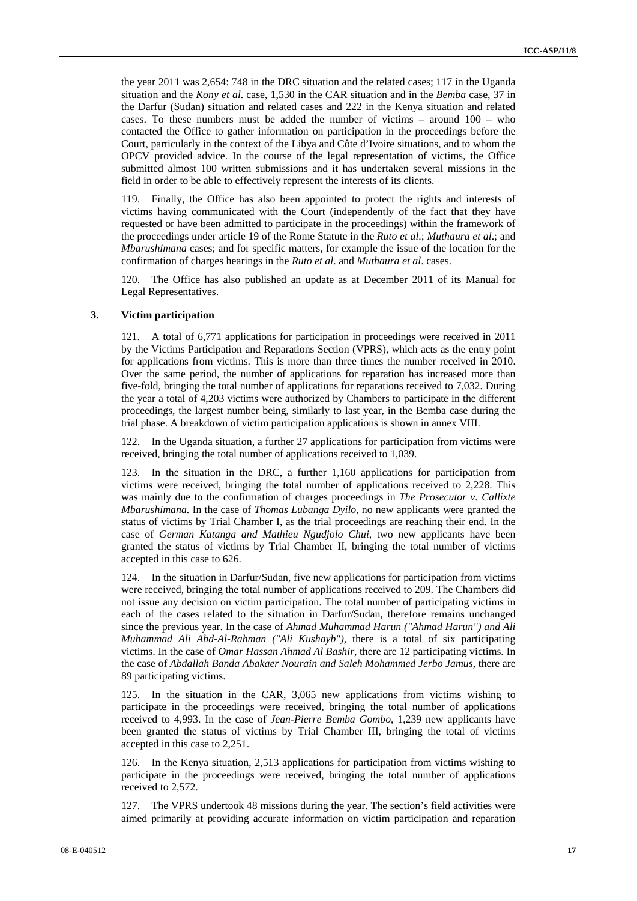the year 2011 was 2,654: 748 in the DRC situation and the related cases; 117 in the Uganda situation and the *Kony et al*. case, 1,530 in the CAR situation and in the *Bemba* case, 37 in the Darfur (Sudan) situation and related cases and 222 in the Kenya situation and related cases. To these numbers must be added the number of victims – around 100 – who contacted the Office to gather information on participation in the proceedings before the Court, particularly in the context of the Libya and Côte d'Ivoire situations, and to whom the OPCV provided advice. In the course of the legal representation of victims, the Office submitted almost 100 written submissions and it has undertaken several missions in the field in order to be able to effectively represent the interests of its clients.

119. Finally, the Office has also been appointed to protect the rights and interests of victims having communicated with the Court (independently of the fact that they have requested or have been admitted to participate in the proceedings) within the framework of the proceedings under article 19 of the Rome Statute in the *Ruto et al*.; *Muthaura et al*.; and *Mbarushimana* cases; and for specific matters, for example the issue of the location for the confirmation of charges hearings in the *Ruto et al*. and *Muthaura et al*. cases.

120. The Office has also published an update as at December 2011 of its Manual for Legal Representatives.

### 3. Victim participation

121. A total of 6,771 applications for participation in proceedings were received in 2011 by the Victims Participation and Reparations Section (VPRS), which acts as the entry point for applications from victims. This is more than three times the number received in 2010. Over the same period, the number of applications for reparation has increased more than five-fold, bringing the total number of applications for reparations received to 7,032. During the year a total of 4,203 victims were authorized by Chambers to participate in the different proceedings, the largest number being, similarly to last year, in the Bemba case during the trial phase. A breakdown of victim participation applications is shown in annex VIII.

122. In the Uganda situation, a further 27 applications for participation from victims were received, bringing the total number of applications received to 1,039.

123. In the situation in the DRC, a further 1,160 applications for participation from victims were received, bringing the total number of applications received to 2,228. This was mainly due to the confirmation of charges proceedings in *The Prosecutor v. Callixte Mbarushimana*. In the case of *Thomas Lubanga Dyilo*, no new applicants were granted the status of victims by Trial Chamber I, as the trial proceedings are reaching their end. In the case of *German Katanga and Mathieu Ngudjolo Chui*, two new applicants have been granted the status of victims by Trial Chamber II, bringing the total number of victims accepted in this case to 626.

124. In the situation in Darfur/Sudan, five new applications for participation from victims were received, bringing the total number of applications received to 209. The Chambers did not issue any decision on victim participation. The total number of participating victims in each of the cases related to the situation in Darfur/Sudan, therefore remains unchanged since the previous year. In the case of *Ahmad Muhammad Harun ("Ahmad Harun") and Ali Muhammad Ali Abd-Al-Rahman ("Ali Kushayb")*, there is a total of six participating victims. In the case of *Omar Hassan Ahmad Al Bashir*, there are 12 participating victims. In the case of *Abdallah Banda Abakaer Nourain and Saleh Mohammed Jerbo Jamus*, there are 89 participating victims.

125. In the situation in the CAR, 3,065 new applications from victims wishing to participate in the proceedings were received, bringing the total number of applications received to 4,993. In the case of *Jean-Pierre Bemba Gombo*, 1,239 new applicants have been granted the status of victims by Trial Chamber III, bringing the total of victims accepted in this case to 2,251.

126. In the Kenya situation, 2,513 applications for participation from victims wishing to participate in the proceedings were received, bringing the total number of applications received to 2,572.

127. The VPRS undertook 48 missions during the year. The section's field activities were aimed primarily at providing accurate information on victim participation and reparation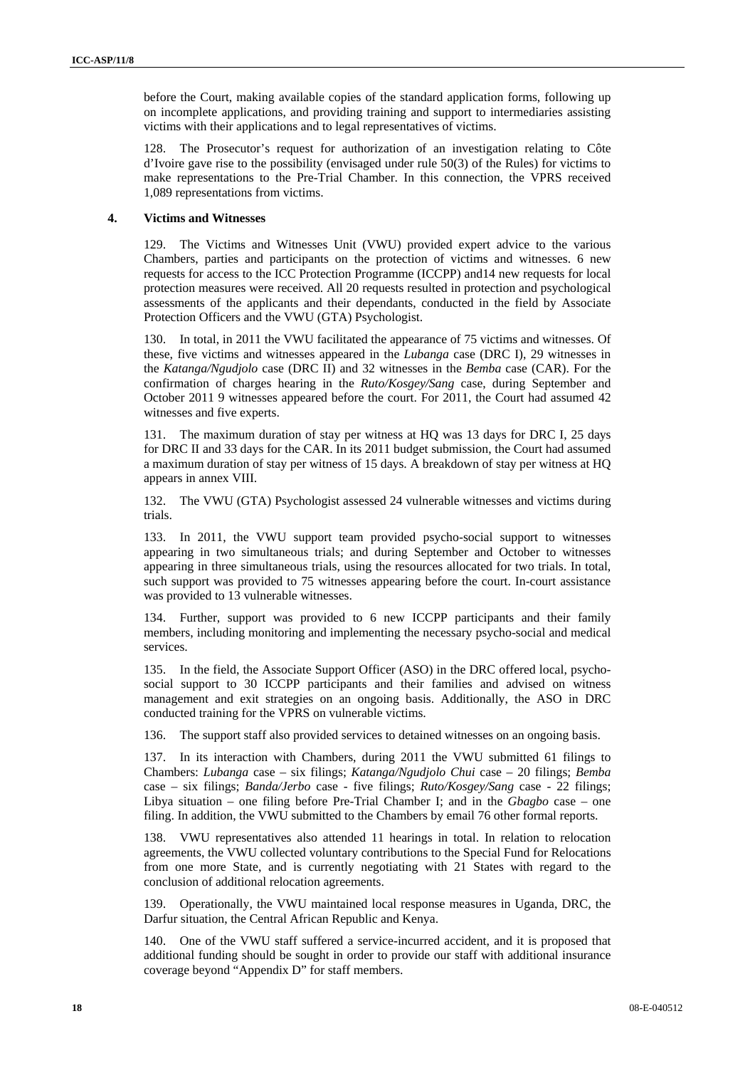before the Court, making available copies of the standard application forms, following up on incomplete applications, and providing training and support to intermediaries assisting victims with their applications and to legal representatives of victims.

128. The Prosecutor's request for authorization of an investigation relating to Côte d'Ivoire gave rise to the possibility (envisaged under rule 50(3) of the Rules) for victims to make representations to the Pre-Trial Chamber. In this connection, the VPRS received 1,089 representations from victims.

### 4. Victims and Witnesses

129. The Victims and Witnesses Unit (VWU) provided expert advice to the various Chambers, parties and participants on the protection of victims and witnesses. 6 new requests for access to the ICC Protection Programme (ICCPP) and14 new requests for local protection measures were received. All 20 requests resulted in protection and psychological assessments of the applicants and their dependants, conducted in the field by Associate Protection Officers and the VWU (GTA) Psychologist.

130. In total, in 2011 the VWU facilitated the appearance of 75 victims and witnesses. Of these, five victims and witnesses appeared in the *Lubanga* case (DRC I), 29 witnesses in the *Katanga/Ngudjolo* case (DRC II) and 32 witnesses in the *Bemba* case (CAR). For the confirmation of charges hearing in the *Ruto/Kosgey/Sang* case, during September and October 2011 9 witnesses appeared before the court. For 2011, the Court had assumed 42 witnesses and five experts.

131. The maximum duration of stay per witness at HQ was 13 days for DRC I, 25 days for DRC II and 33 days for the CAR. In its 2011 budget submission, the Court had assumed a maximum duration of stay per witness of 15 days. A breakdown of stay per witness at HQ appears in annex VIII.

132. The VWU (GTA) Psychologist assessed 24 vulnerable witnesses and victims during trials.

133. In 2011, the VWU support team provided psycho-social support to witnesses appearing in two simultaneous trials; and during September and October to witnesses appearing in three simultaneous trials, using the resources allocated for two trials. In total, such support was provided to 75 witnesses appearing before the court. In-court assistance was provided to 13 vulnerable witnesses.

134. Further, support was provided to 6 new ICCPP participants and their family members, including monitoring and implementing the necessary psycho-social and medical services.

135. In the field, the Associate Support Officer (ASO) in the DRC offered local, psycho-social support to 30 ICCPP participants and their families and advised on witness management and exit strategies on an ongoing basis. Additionally, the ASO in DRC conducted training for the VPRS on vulnerable victims.

136. The support staff also provided services to detained witnesses on an ongoing basis.

137. In its interaction with Chambers, during 2011 the VWU submitted 61 filings to Chambers: *Lubanga* case – six filings; *Katanga/Ngudjolo Chui* case – 20 filings; *Bemba* case – six filings; *Banda/Jerbo* case - five filings; *Ruto/Kosgey/Sang* case - 22 filings; Libya situation – one filing before Pre-Trial Chamber I; and in the *Gbagbo* case – one filing. In addition, the VWU submitted to the Chambers by email 76 other formal reports.

138. VWU representatives also attended 11 hearings in total. In relation to relocation agreements, the VWU collected voluntary contributions to the Special Fund for Relocations from one more State, and is currently negotiating with 21 States with regard to the conclusion of additional relocation agreements.

139. Operationally, the VWU maintained local response measures in Uganda, DRC, the Darfur situation, the Central African Republic and Kenya.

140. One of the VWU staff suffered a service-incurred accident, and it is proposed that additional funding should be sought in order to provide our staff with additional insurance coverage beyond "Appendix D" for staff members.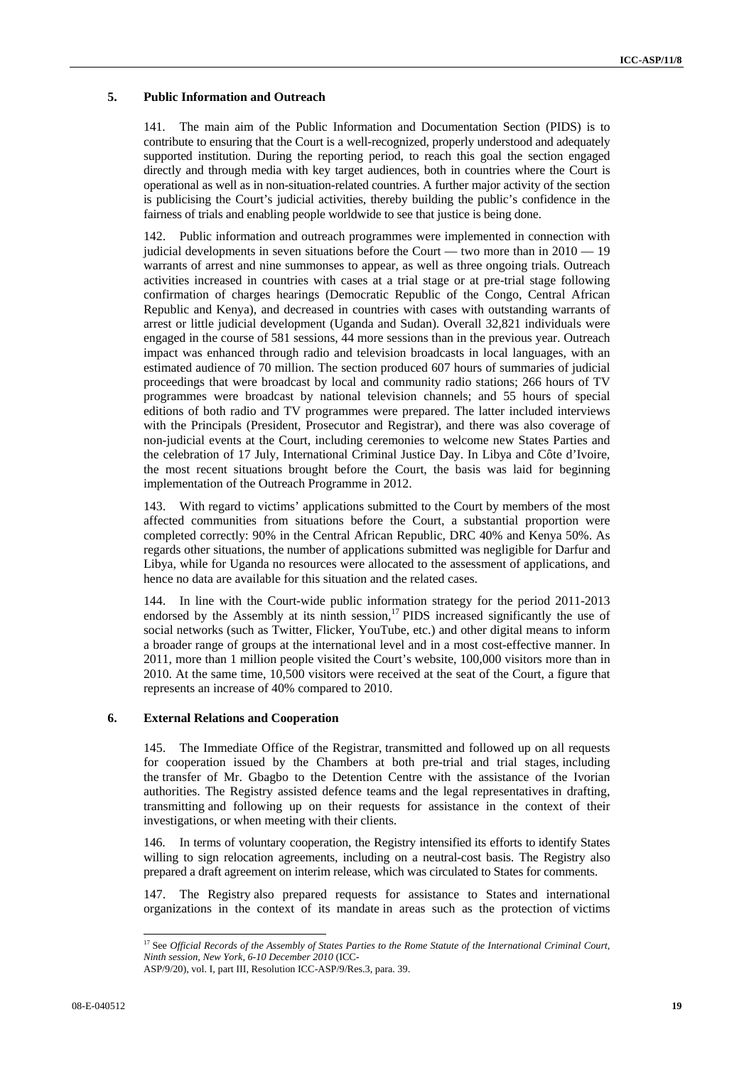### 5. Public Information and Outreach

141. The main aim of the Public Information and Documentation Section (PIDS) is to contribute to ensuring that the Court is a well-recognized, properly understood and adequately supported institution. During the reporting period, to reach this goal the section engaged directly and through media with key target audiences, both in countries where the Court is operational as well as in non-situation-related countries. A further major activity of the section is publicising the Court's judicial activities, thereby building the public's confidence in the fairness of trials and enabling people worldwide to see that justice is being done.

142. Public information and outreach programmes were implemented in connection with judicial developments in seven situations before the Court — two more than in 2010 — 19 warrants of arrest and nine summonses to appear, as well as three ongoing trials. Outreach activities increased in countries with cases at a trial stage or at pre-trial stage following confirmation of charges hearings (Democratic Republic of the Congo, Central African Republic and Kenya), and decreased in countries with cases with outstanding warrants of arrest or little judicial development (Uganda and Sudan). Overall 32,821 individuals were engaged in the course of 581 sessions, 44 more sessions than in the previous year. Outreach impact was enhanced through radio and television broadcasts in local languages, with an estimated audience of 70 million. The section produced 607 hours of summaries of judicial proceedings that were broadcast by local and community radio stations; 266 hours of TV programmes were broadcast by national television channels; and 55 hours of special editions of both radio and TV programmes were prepared. The latter included interviews with the Principals (President, Prosecutor and Registrar), and there was also coverage of non-judicial events at the Court, including ceremonies to welcome new States Parties and the celebration of 17 July, International Criminal Justice Day. In Libya and Côte d'Ivoire, the most recent situations brought before the Court, the basis was laid for beginning implementation of the Outreach Programme in 2012.

143. With regard to victims' applications submitted to the Court by members of the most affected communities from situations before the Court, a substantial proportion were completed correctly: 90% in the Central African Republic, DRC 40% and Kenya 50%. As regards other situations, the number of applications submitted was negligible for Darfur and Libya, while for Uganda no resources were allocated to the assessment of applications, and hence no data are available for this situation and the related cases.

144. In line with the Court-wide public information strategy for the period 2011-2013 endorsed by the Assembly at its ninth session,[17] PIDS increased significantly the use of social networks (such as Twitter, Flicker, YouTube, etc.) and other digital means to inform a broader range of groups at the international level and in a most cost-effective manner. In 2011, more than 1 million people visited the Court's website, 100,000 visitors more than in 2010. At the same time, 10,500 visitors were received at the seat of the Court, a figure that represents an increase of 40% compared to 2010.

### 6. External Relations and Cooperation

145. The Immediate Office of the Registrar, transmitted and followed up on all requests for cooperation issued by the Chambers at both pre-trial and trial stages, including the transfer of Mr. Gbagbo to the Detention Centre with the assistance of the Ivorian authorities. The Registry assisted defence teams and the legal representatives in drafting, transmitting and following up on their requests for assistance in the context of their investigations, or when meeting with their clients.

146. In terms of voluntary cooperation, the Registry intensified its efforts to identify States willing to sign relocation agreements, including on a neutral-cost basis. The Registry also prepared a draft agreement on interim release, which was circulated to States for comments.

147. The Registry also prepared requests for assistance to States and international organizations in the context of its mandate in areas such as the protection of victims

---

[17] See *Official Records of the Assembly of States Parties to the Rome Statute of the International Criminal Court, Ninth session, New York, 6-10 December 2010* (ICC-ASP/9/20), vol. I, part III, Resolution ICC-ASP/9/Res.3, para. 39.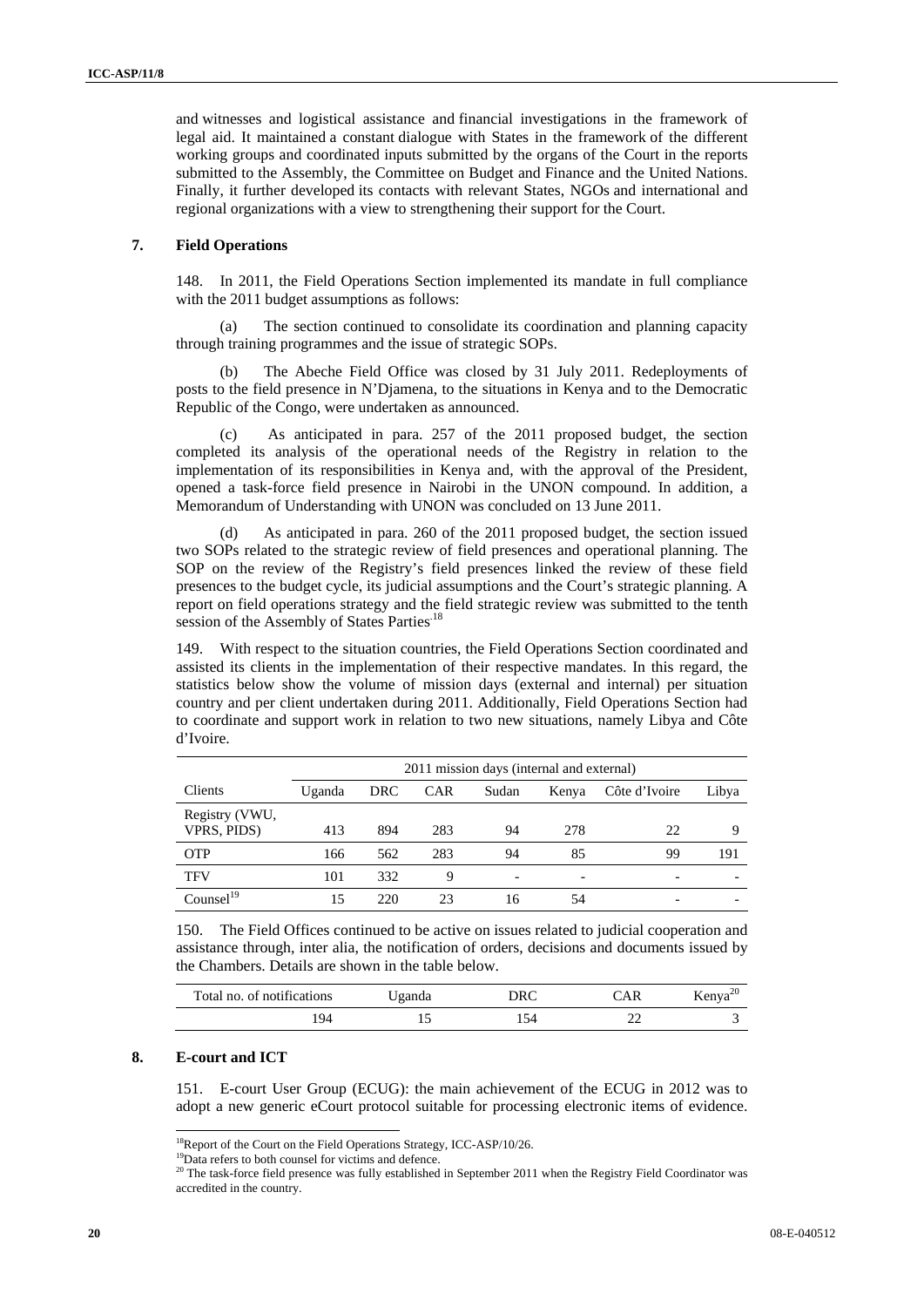and witnesses and logistical assistance and financial investigations in the framework of legal aid. It maintained a constant dialogue with States in the framework of the different working groups and coordinated inputs submitted by the organs of the Court in the reports submitted to the Assembly, the Committee on Budget and Finance and the United Nations. Finally, it further developed its contacts with relevant States, NGOs and international and regional organizations with a view to strengthening their support for the Court.

## 7. Field Operations

148. In 2011, the Field Operations Section implemented its mandate in full compliance with the 2011 budget assumptions as follows:

(a) The section continued to consolidate its coordination and planning capacity through training programmes and the issue of strategic SOPs.

(b) The Abeche Field Office was closed by 31 July 2011. Redeployments of posts to the field presence in N'Djamena, to the situations in Kenya and to the Democratic Republic of the Congo, were undertaken as announced.

(c) As anticipated in para. 257 of the 2011 proposed budget, the section completed its analysis of the operational needs of the Registry in relation to the implementation of its responsibilities in Kenya and, with the approval of the President, opened a task-force field presence in Nairobi in the UNON compound. In addition, a Memorandum of Understanding with UNON was concluded on 13 June 2011.

(d) As anticipated in para. 260 of the 2011 proposed budget, the section issued two SOPs related to the strategic review of field presences and operational planning. The SOP on the review of the Registry's field presences linked the review of these field presences to the budget cycle, its judicial assumptions and the Court's strategic planning. A report on field operations strategy and the field strategic review was submitted to the tenth session of the Assembly of States Parties.[18]

149. With respect to the situation countries, the Field Operations Section coordinated and assisted its clients in the implementation of their respective mandates. In this regard, the statistics below show the volume of mission days (external and internal) per situation country and per client undertaken during 2011. Additionally, Field Operations Section had to coordinate and support work in relation to two new situations, namely Libya and Côte d'Ivoire.

| | 2011 mission days (internal and external) | | | | | | |
|---|---|---|---|---|---|---|---|
| Clients | Uganda | DRC | CAR | Sudan | Kenya | Côte d'Ivoire | Libya |
| Registry (VWU, VPRS, PIDS) | 413 | 894 | 283 | 94 | 278 | 22 | 9 |
| OTP | 166 | 562 | 283 | 94 | 85 | 99 | 191 |
| TFV | 101 | 332 | 9 | - | - | - | - |
| Counsel[19] | 15 | 220 | 23 | 16 | 54 | - | - |

150. The Field Offices continued to be active on issues related to judicial cooperation and assistance through, inter alia, the notification of orders, decisions and documents issued by the Chambers. Details are shown in the table below.

| Total no. of notifications | Uganda | DRC | CAR | Kenya[20] |
|---|---|---|---|---|
| 194 | 15 | 154 | 22 | 3 |

## 8. E-court and ICT

151. E-court User Group (ECUG): the main achievement of the ECUG in 2012 was to adopt a new generic eCourt protocol suitable for processing electronic items of evidence.

[18] Report of the Court on the Field Operations Strategy, ICC-ASP/10/26.

[19] Data refers to both counsel for victims and defence.

[20] The task-force field presence was fully established in September 2011 when the Registry Field Coordinator was accredited in the country.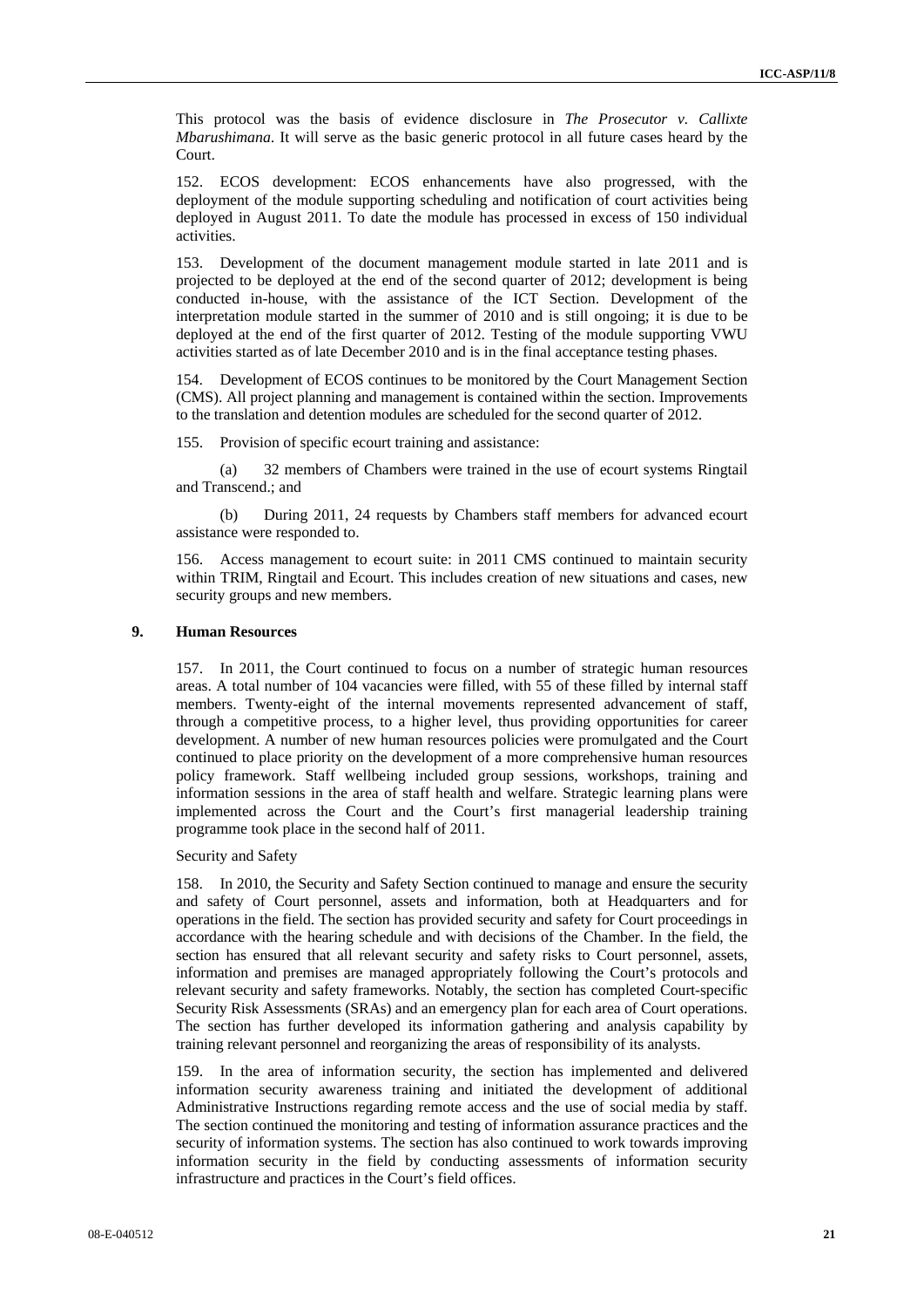This protocol was the basis of evidence disclosure in *The Prosecutor v. Callixte Mbarushimana*. It will serve as the basic generic protocol in all future cases heard by the Court.

152. ECOS development: ECOS enhancements have also progressed, with the deployment of the module supporting scheduling and notification of court activities being deployed in August 2011. To date the module has processed in excess of 150 individual activities.

153. Development of the document management module started in late 2011 and is projected to be deployed at the end of the second quarter of 2012; development is being conducted in-house, with the assistance of the ICT Section. Development of the interpretation module started in the summer of 2010 and is still ongoing; it is due to be deployed at the end of the first quarter of 2012. Testing of the module supporting VWU activities started as of late December 2010 and is in the final acceptance testing phases.

154. Development of ECOS continues to be monitored by the Court Management Section (CMS). All project planning and management is contained within the section. Improvements to the translation and detention modules are scheduled for the second quarter of 2012.

155. Provision of specific ecourt training and assistance:

(a) 32 members of Chambers were trained in the use of ecourt systems Ringtail and Transcend.; and

(b) During 2011, 24 requests by Chambers staff members for advanced ecourt assistance were responded to.

156. Access management to ecourt suite: in 2011 CMS continued to maintain security within TRIM, Ringtail and Ecourt. This includes creation of new situations and cases, new security groups and new members.

### 9. Human Resources

157. In 2011, the Court continued to focus on a number of strategic human resources areas. A total number of 104 vacancies were filled, with 55 of these filled by internal staff members. Twenty-eight of the internal movements represented advancement of staff, through a competitive process, to a higher level, thus providing opportunities for career development. A number of new human resources policies were promulgated and the Court continued to place priority on the development of a more comprehensive human resources policy framework. Staff wellbeing included group sessions, workshops, training and information sessions in the area of staff health and welfare. Strategic learning plans were implemented across the Court and the Court's first managerial leadership training programme took place in the second half of 2011.

Security and Safety

158. In 2010, the Security and Safety Section continued to manage and ensure the security and safety of Court personnel, assets and information, both at Headquarters and for operations in the field. The section has provided security and safety for Court proceedings in accordance with the hearing schedule and with decisions of the Chamber. In the field, the section has ensured that all relevant security and safety risks to Court personnel, assets, information and premises are managed appropriately following the Court's protocols and relevant security and safety frameworks. Notably, the section has completed Court-specific Security Risk Assessments (SRAs) and an emergency plan for each area of Court operations. The section has further developed its information gathering and analysis capability by training relevant personnel and reorganizing the areas of responsibility of its analysts.

159. In the area of information security, the section has implemented and delivered information security awareness training and initiated the development of additional Administrative Instructions regarding remote access and the use of social media by staff. The section continued the monitoring and testing of information assurance practices and the security of information systems. The section has also continued to work towards improving information security in the field by conducting assessments of information security infrastructure and practices in the Court's field offices.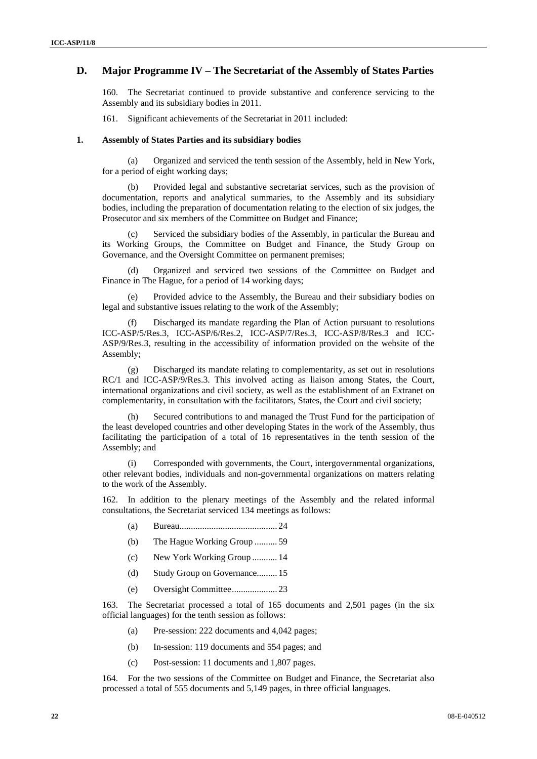## D. Major Programme IV – The Secretariat of the Assembly of States Parties

160. The Secretariat continued to provide substantive and conference servicing to the Assembly and its subsidiary bodies in 2011.

161. Significant achievements of the Secretariat in 2011 included:

### 1. Assembly of States Parties and its subsidiary bodies

(a) Organized and serviced the tenth session of the Assembly, held in New York, for a period of eight working days;

(b) Provided legal and substantive secretariat services, such as the provision of documentation, reports and analytical summaries, to the Assembly and its subsidiary bodies, including the preparation of documentation relating to the election of six judges, the Prosecutor and six members of the Committee on Budget and Finance;

(c) Serviced the subsidiary bodies of the Assembly, in particular the Bureau and its Working Groups, the Committee on Budget and Finance, the Study Group on Governance, and the Oversight Committee on permanent premises;

(d) Organized and serviced two sessions of the Committee on Budget and Finance in The Hague, for a period of 14 working days;

(e) Provided advice to the Assembly, the Bureau and their subsidiary bodies on legal and substantive issues relating to the work of the Assembly;

(f) Discharged its mandate regarding the Plan of Action pursuant to resolutions ICC-ASP/5/Res.3, ICC-ASP/6/Res.2, ICC-ASP/7/Res.3, ICC-ASP/8/Res.3 and ICC-ASP/9/Res.3, resulting in the accessibility of information provided on the website of the Assembly;

(g) Discharged its mandate relating to complementarity, as set out in resolutions RC/1 and ICC-ASP/9/Res.3. This involved acting as liaison among States, the Court, international organizations and civil society, as well as the establishment of an Extranet on complementarity, in consultation with the facilitators, States, the Court and civil society;

(h) Secured contributions to and managed the Trust Fund for the participation of the least developed countries and other developing States in the work of the Assembly, thus facilitating the participation of a total of 16 representatives in the tenth session of the Assembly; and

(i) Corresponded with governments, the Court, intergovernmental organizations, other relevant bodies, individuals and non-governmental organizations on matters relating to the work of the Assembly.

162. In addition to the plenary meetings of the Assembly and the related informal consultations, the Secretariat serviced 134 meetings as follows:

(a) Bureau........................................... 24

(b) The Hague Working Group .......... 59

(c) New York Working Group ........... 14

(d) Study Group on Governance......... 15

(e) Oversight Committee.................... 23

163. The Secretariat processed a total of 165 documents and 2,501 pages (in the six official languages) for the tenth session as follows:

(a) Pre-session: 222 documents and 4,042 pages;

(b) In-session: 119 documents and 554 pages; and

(c) Post-session: 11 documents and 1,807 pages.

164. For the two sessions of the Committee on Budget and Finance, the Secretariat also processed a total of 555 documents and 5,149 pages, in three official languages.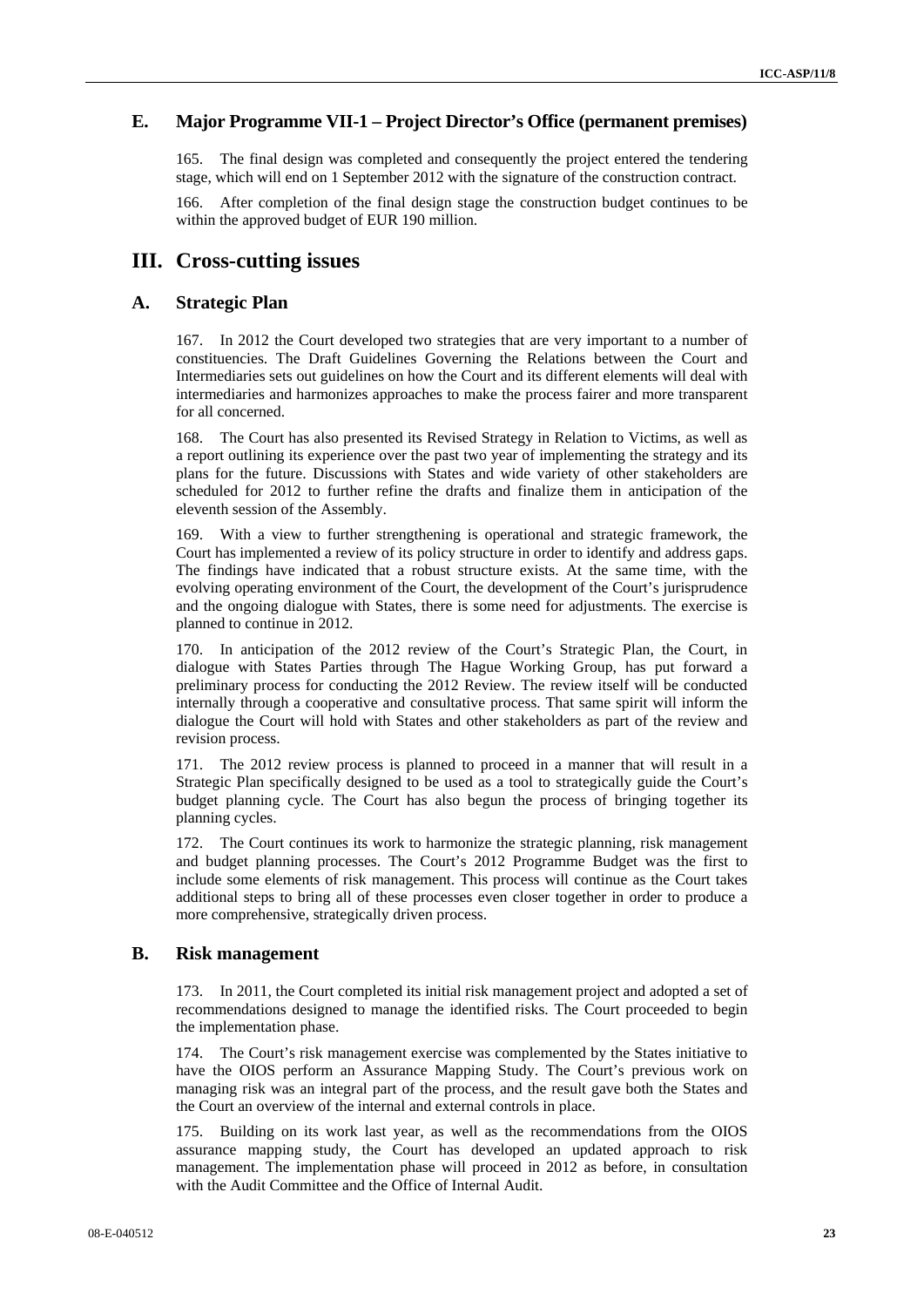## E. Major Programme VII-1 – Project Director's Office (permanent premises)

165. The final design was completed and consequently the project entered the tendering stage, which will end on 1 September 2012 with the signature of the construction contract.

166. After completion of the final design stage the construction budget continues to be within the approved budget of EUR 190 million.

# III. Cross-cutting issues

## A. Strategic Plan

167. In 2012 the Court developed two strategies that are very important to a number of constituencies. The Draft Guidelines Governing the Relations between the Court and Intermediaries sets out guidelines on how the Court and its different elements will deal with intermediaries and harmonizes approaches to make the process fairer and more transparent for all concerned.

168. The Court has also presented its Revised Strategy in Relation to Victims, as well as a report outlining its experience over the past two year of implementing the strategy and its plans for the future. Discussions with States and wide variety of other stakeholders are scheduled for 2012 to further refine the drafts and finalize them in anticipation of the eleventh session of the Assembly.

169. With a view to further strengthening is operational and strategic framework, the Court has implemented a review of its policy structure in order to identify and address gaps. The findings have indicated that a robust structure exists. At the same time, with the evolving operating environment of the Court, the development of the Court's jurisprudence and the ongoing dialogue with States, there is some need for adjustments. The exercise is planned to continue in 2012.

170. In anticipation of the 2012 review of the Court's Strategic Plan, the Court, in dialogue with States Parties through The Hague Working Group, has put forward a preliminary process for conducting the 2012 Review. The review itself will be conducted internally through a cooperative and consultative process. That same spirit will inform the dialogue the Court will hold with States and other stakeholders as part of the review and revision process.

171. The 2012 review process is planned to proceed in a manner that will result in a Strategic Plan specifically designed to be used as a tool to strategically guide the Court's budget planning cycle. The Court has also begun the process of bringing together its planning cycles.

172. The Court continues its work to harmonize the strategic planning, risk management and budget planning processes. The Court's 2012 Programme Budget was the first to include some elements of risk management. This process will continue as the Court takes additional steps to bring all of these processes even closer together in order to produce a more comprehensive, strategically driven process.

## B. Risk management

173. In 2011, the Court completed its initial risk management project and adopted a set of recommendations designed to manage the identified risks. The Court proceeded to begin the implementation phase.

174. The Court's risk management exercise was complemented by the States initiative to have the OIOS perform an Assurance Mapping Study. The Court's previous work on managing risk was an integral part of the process, and the result gave both the States and the Court an overview of the internal and external controls in place.

175. Building on its work last year, as well as the recommendations from the OIOS assurance mapping study, the Court has developed an updated approach to risk management. The implementation phase will proceed in 2012 as before, in consultation with the Audit Committee and the Office of Internal Audit.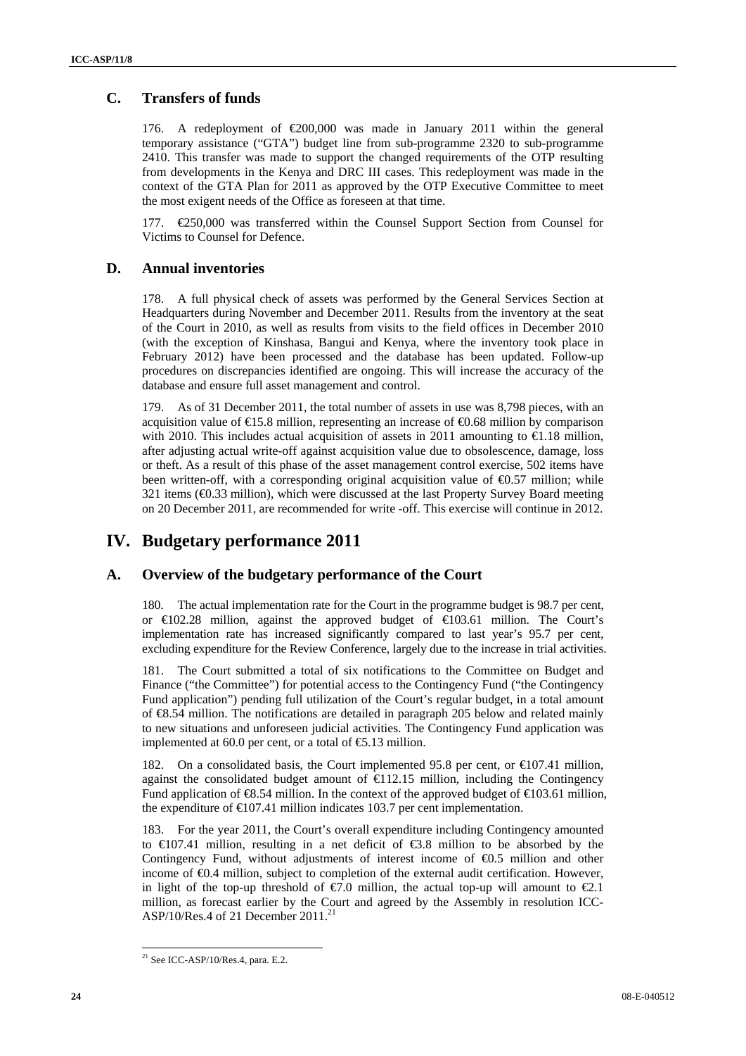## C. Transfers of funds

176. A redeployment of €200,000 was made in January 2011 within the general temporary assistance ("GTA") budget line from sub-programme 2320 to sub-programme 2410. This transfer was made to support the changed requirements of the OTP resulting from developments in the Kenya and DRC III cases. This redeployment was made in the context of the GTA Plan for 2011 as approved by the OTP Executive Committee to meet the most exigent needs of the Office as foreseen at that time.

177. €250,000 was transferred within the Counsel Support Section from Counsel for Victims to Counsel for Defence.

## D. Annual inventories

178. A full physical check of assets was performed by the General Services Section at Headquarters during November and December 2011. Results from the inventory at the seat of the Court in 2010, as well as results from visits to the field offices in December 2010 (with the exception of Kinshasa, Bangui and Kenya, where the inventory took place in February 2012) have been processed and the database has been updated. Follow-up procedures on discrepancies identified are ongoing. This will increase the accuracy of the database and ensure full asset management and control.

179. As of 31 December 2011, the total number of assets in use was 8,798 pieces, with an acquisition value of €15.8 million, representing an increase of €0.68 million by comparison with 2010. This includes actual acquisition of assets in 2011 amounting to €1.18 million, after adjusting actual write-off against acquisition value due to obsolescence, damage, loss or theft. As a result of this phase of the asset management control exercise, 502 items have been written-off, with a corresponding original acquisition value of €0.57 million; while 321 items (€0.33 million), which were discussed at the last Property Survey Board meeting on 20 December 2011, are recommended for write -off. This exercise will continue in 2012.

# IV. Budgetary performance 2011

## A. Overview of the budgetary performance of the Court

180. The actual implementation rate for the Court in the programme budget is 98.7 per cent, or €102.28 million, against the approved budget of €103.61 million. The Court's implementation rate has increased significantly compared to last year's 95.7 per cent, excluding expenditure for the Review Conference, largely due to the increase in trial activities.

181. The Court submitted a total of six notifications to the Committee on Budget and Finance ("the Committee") for potential access to the Contingency Fund ("the Contingency Fund application") pending full utilization of the Court's regular budget, in a total amount of €8.54 million. The notifications are detailed in paragraph 205 below and related mainly to new situations and unforeseen judicial activities. The Contingency Fund application was implemented at 60.0 per cent, or a total of €5.13 million.

182. On a consolidated basis, the Court implemented 95.8 per cent, or €107.41 million, against the consolidated budget amount of €112.15 million, including the Contingency Fund application of €8.54 million. In the context of the approved budget of €103.61 million, the expenditure of €107.41 million indicates 103.7 per cent implementation.

183. For the year 2011, the Court's overall expenditure including Contingency amounted to €107.41 million, resulting in a net deficit of €3.8 million to be absorbed by the Contingency Fund, without adjustments of interest income of €0.5 million and other income of €0.4 million, subject to completion of the external audit certification. However, in light of the top-up threshold of €7.0 million, the actual top-up will amount to €2.1 million, as forecast earlier by the Court and agreed by the Assembly in resolution ICC-ASP/10/Res.4 of 21 December 2011.[21]

[21] See ICC-ASP/10/Res.4, para. E.2.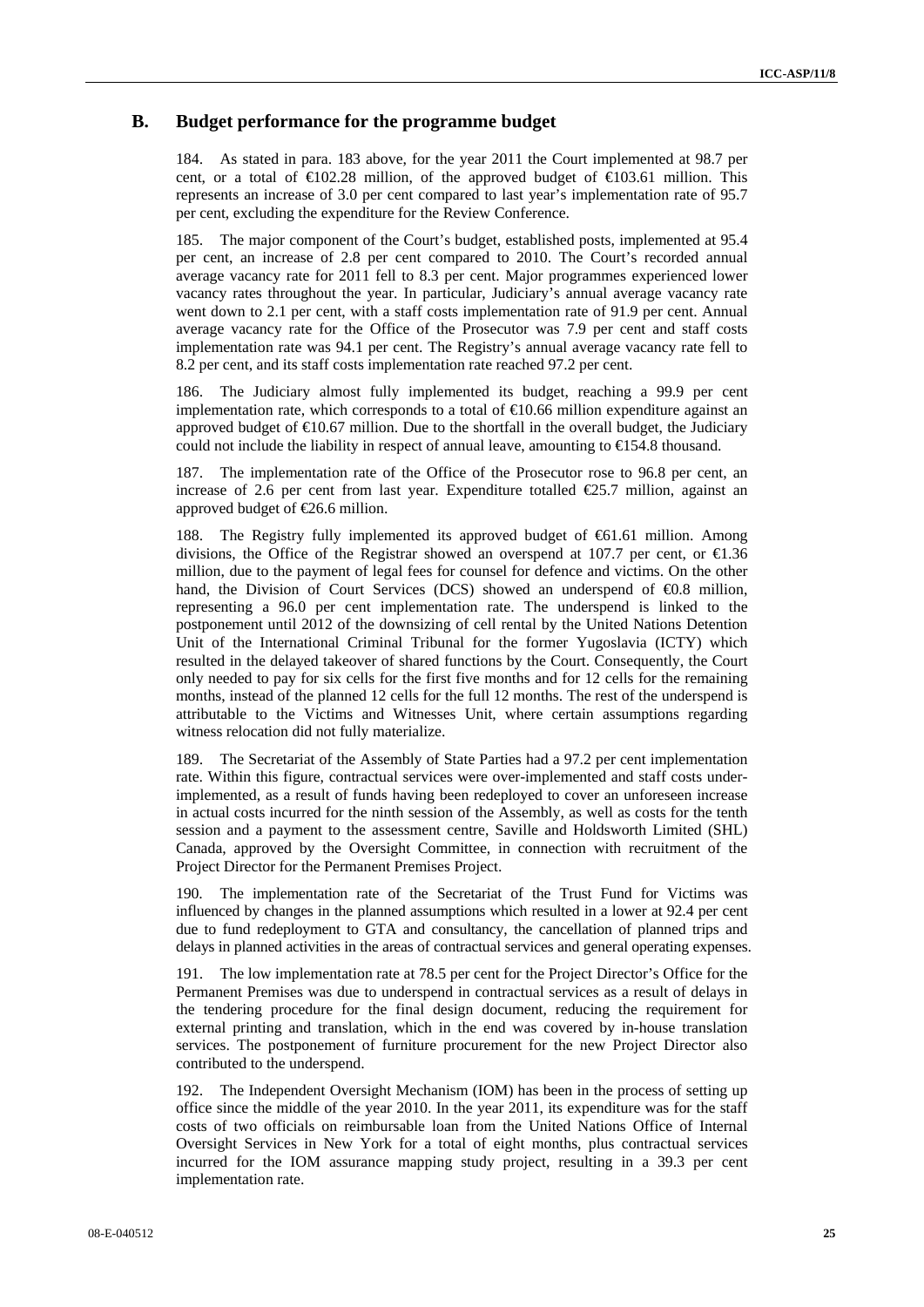## B. Budget performance for the programme budget

184. As stated in para. 183 above, for the year 2011 the Court implemented at 98.7 per cent, or a total of €102.28 million, of the approved budget of €103.61 million. This represents an increase of 3.0 per cent compared to last year's implementation rate of 95.7 per cent, excluding the expenditure for the Review Conference.

185. The major component of the Court's budget, established posts, implemented at 95.4 per cent, an increase of 2.8 per cent compared to 2010. The Court's recorded annual average vacancy rate for 2011 fell to 8.3 per cent. Major programmes experienced lower vacancy rates throughout the year. In particular, Judiciary's annual average vacancy rate went down to 2.1 per cent, with a staff costs implementation rate of 91.9 per cent. Annual average vacancy rate for the Office of the Prosecutor was 7.9 per cent and staff costs implementation rate was 94.1 per cent. The Registry's annual average vacancy rate fell to 8.2 per cent, and its staff costs implementation rate reached 97.2 per cent.

186. The Judiciary almost fully implemented its budget, reaching a 99.9 per cent implementation rate, which corresponds to a total of €10.66 million expenditure against an approved budget of €10.67 million. Due to the shortfall in the overall budget, the Judiciary could not include the liability in respect of annual leave, amounting to €154.8 thousand.

187. The implementation rate of the Office of the Prosecutor rose to 96.8 per cent, an increase of 2.6 per cent from last year. Expenditure totalled €25.7 million, against an approved budget of €26.6 million.

188. The Registry fully implemented its approved budget of €61.61 million. Among divisions, the Office of the Registrar showed an overspend at 107.7 per cent, or €1.36 million, due to the payment of legal fees for counsel for defence and victims. On the other hand, the Division of Court Services (DCS) showed an underspend of €0.8 million, representing a 96.0 per cent implementation rate. The underspend is linked to the postponement until 2012 of the downsizing of cell rental by the United Nations Detention Unit of the International Criminal Tribunal for the former Yugoslavia (ICTY) which resulted in the delayed takeover of shared functions by the Court. Consequently, the Court only needed to pay for six cells for the first five months and for 12 cells for the remaining months, instead of the planned 12 cells for the full 12 months. The rest of the underspend is attributable to the Victims and Witnesses Unit, where certain assumptions regarding witness relocation did not fully materialize.

189. The Secretariat of the Assembly of State Parties had a 97.2 per cent implementation rate. Within this figure, contractual services were over-implemented and staff costs under-implemented, as a result of funds having been redeployed to cover an unforeseen increase in actual costs incurred for the ninth session of the Assembly, as well as costs for the tenth session and a payment to the assessment centre, Saville and Holdsworth Limited (SHL) Canada, approved by the Oversight Committee, in connection with recruitment of the Project Director for the Permanent Premises Project.

190. The implementation rate of the Secretariat of the Trust Fund for Victims was influenced by changes in the planned assumptions which resulted in a lower at 92.4 per cent due to fund redeployment to GTA and consultancy, the cancellation of planned trips and delays in planned activities in the areas of contractual services and general operating expenses.

191. The low implementation rate at 78.5 per cent for the Project Director's Office for the Permanent Premises was due to underspend in contractual services as a result of delays in the tendering procedure for the final design document, reducing the requirement for external printing and translation, which in the end was covered by in-house translation services. The postponement of furniture procurement for the new Project Director also contributed to the underspend.

192. The Independent Oversight Mechanism (IOM) has been in the process of setting up office since the middle of the year 2010. In the year 2011, its expenditure was for the staff costs of two officials on reimbursable loan from the United Nations Office of Internal Oversight Services in New York for a total of eight months, plus contractual services incurred for the IOM assurance mapping study project, resulting in a 39.3 per cent implementation rate.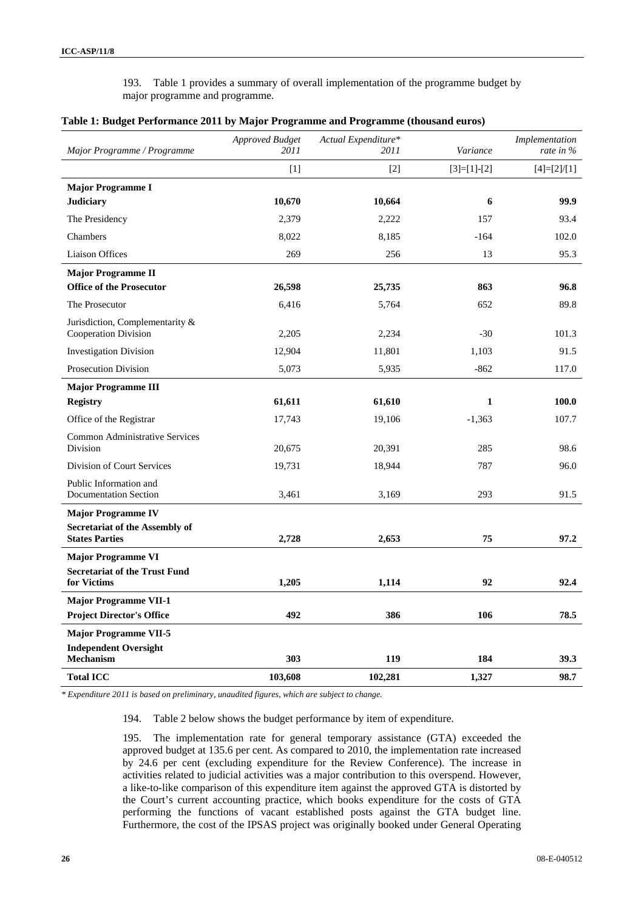193. Table 1 provides a summary of overall implementation of the programme budget by major programme and programme.

**Table 1: Budget Performance 2011 by Major Programme and Programme (thousand euros)**

| *Major Programme / Programme* | *Approved Budget 2011* | *Actual Expenditure* 2011* | *Variance* | *Implementation rate in %* |
|---|---|---|---|---|
| | [1] | [2] | [3]=[1]-[2] | [4]=[2]/[1] |
| **Major Programme I Judiciary** | **10,670** | **10,664** | **6** | **99.9** |
| The Presidency | 2,379 | 2,222 | 157 | 93.4 |
| Chambers | 8,022 | 8,185 | -164 | 102.0 |
| Liaison Offices | 269 | 256 | 13 | 95.3 |
| **Major Programme II Office of the Prosecutor** | **26,598** | **25,735** | **863** | **96.8** |
| The Prosecutor | 6,416 | 5,764 | 652 | 89.8 |
| Jurisdiction, Complementarity & Cooperation Division | 2,205 | 2,234 | -30 | 101.3 |
| Investigation Division | 12,904 | 11,801 | 1,103 | 91.5 |
| Prosecution Division | 5,073 | 5,935 | -862 | 117.0 |
| **Major Programme III Registry** | **61,611** | **61,610** | **1** | **100.0** |
| Office of the Registrar | 17,743 | 19,106 | -1,363 | 107.7 |
| Common Administrative Services Division | 20,675 | 20,391 | 285 | 98.6 |
| Division of Court Services | 19,731 | 18,944 | 787 | 96.0 |
| Public Information and Documentation Section | 3,461 | 3,169 | 293 | 91.5 |
| **Major Programme IV Secretariat of the Assembly of States Parties** | **2,728** | **2,653** | **75** | **97.2** |
| **Major Programme VI Secretariat of the Trust Fund for Victims** | **1,205** | **1,114** | **92** | **92.4** |
| **Major Programme VII-1 Project Director's Office** | **492** | **386** | **106** | **78.5** |
| **Major Programme VII-5 Independent Oversight Mechanism** | **303** | **119** | **184** | **39.3** |
| **Total ICC** | **103,608** | **102,281** | **1,327** | **98.7** |

*\* Expenditure 2011 is based on preliminary, unaudited figures, which are subject to change.*

194. Table 2 below shows the budget performance by item of expenditure.

195. The implementation rate for general temporary assistance (GTA) exceeded the approved budget at 135.6 per cent. As compared to 2010, the implementation rate increased by 24.6 per cent (excluding expenditure for the Review Conference). The increase in activities related to judicial activities was a major contribution to this overspend. However, a like-to-like comparison of this expenditure item against the approved GTA is distorted by the Court's current accounting practice, which books expenditure for the costs of GTA performing the functions of vacant established posts against the GTA budget line. Furthermore, the cost of the IPSAS project was originally booked under General Operating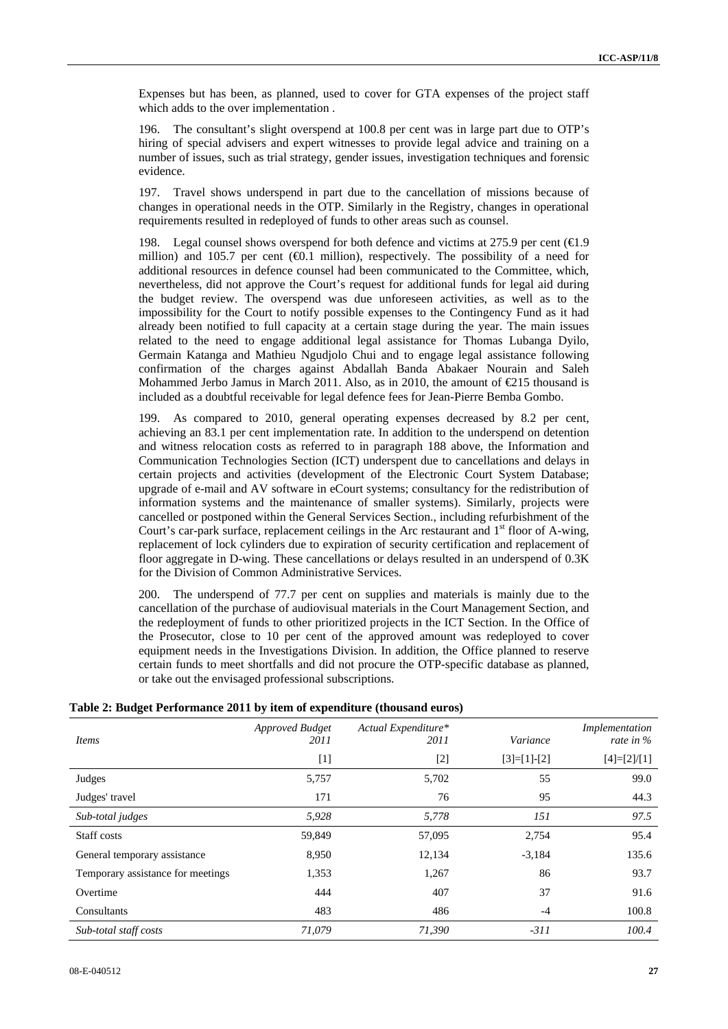Expenses but has been, as planned, used to cover for GTA expenses of the project staff which adds to the over implementation .

196. The consultant's slight overspend at 100.8 per cent was in large part due to OTP's hiring of special advisers and expert witnesses to provide legal advice and training on a number of issues, such as trial strategy, gender issues, investigation techniques and forensic evidence.

197. Travel shows underspend in part due to the cancellation of missions because of changes in operational needs in the OTP. Similarly in the Registry, changes in operational requirements resulted in redeployed of funds to other areas such as counsel.

198. Legal counsel shows overspend for both defence and victims at 275.9 per cent (€1.9 million) and 105.7 per cent (€0.1 million), respectively. The possibility of a need for additional resources in defence counsel had been communicated to the Committee, which, nevertheless, did not approve the Court's request for additional funds for legal aid during the budget review. The overspend was due unforeseen activities, as well as to the impossibility for the Court to notify possible expenses to the Contingency Fund as it had already been notified to full capacity at a certain stage during the year. The main issues related to the need to engage additional legal assistance for Thomas Lubanga Dyilo, Germain Katanga and Mathieu Ngudjolo Chui and to engage legal assistance following confirmation of the charges against Abdallah Banda Abakaer Nourain and Saleh Mohammed Jerbo Jamus in March 2011. Also, as in 2010, the amount of €215 thousand is included as a doubtful receivable for legal defence fees for Jean-Pierre Bemba Gombo.

199. As compared to 2010, general operating expenses decreased by 8.2 per cent, achieving an 83.1 per cent implementation rate. In addition to the underspend on detention and witness relocation costs as referred to in paragraph 188 above, the Information and Communication Technologies Section (ICT) underspent due to cancellations and delays in certain projects and activities (development of the Electronic Court System Database; upgrade of e-mail and AV software in eCourt systems; consultancy for the redistribution of information systems and the maintenance of smaller systems). Similarly, projects were cancelled or postponed within the General Services Section., including refurbishment of the Court's car-park surface, replacement ceilings in the Arc restaurant and 1st floor of A-wing, replacement of lock cylinders due to expiration of security certification and replacement of floor aggregate in D-wing. These cancellations or delays resulted in an underspend of 0.3K for the Division of Common Administrative Services.

200. The underspend of 77.7 per cent on supplies and materials is mainly due to the cancellation of the purchase of audiovisual materials in the Court Management Section, and the redeployment of funds to other prioritized projects in the ICT Section. In the Office of the Prosecutor, close to 10 per cent of the approved amount was redeployed to cover equipment needs in the Investigations Division. In addition, the Office planned to reserve certain funds to meet shortfalls and did not procure the OTP-specific database as planned, or take out the envisaged professional subscriptions.

**Table 2: Budget Performance 2011 by item of expenditure (thousand euros)**

| *Items* | *Approved Budget 2011* | *Actual Expenditure\* 2011* | *Variance* | *Implementation rate in %* |
|---|---|---|---|---|
| | [1] | [2] | [3]=[1]-[2] | [4]=[2]/[1] |
| Judges | 5,757 | 5,702 | 55 | 99.0 |
| Judges' travel | 171 | 76 | 95 | 44.3 |
| *Sub-total judges* | *5,928* | *5,778* | *151* | *97.5* |
| Staff costs | 59,849 | 57,095 | 2,754 | 95.4 |
| General temporary assistance | 8,950 | 12,134 | -3,184 | 135.6 |
| Temporary assistance for meetings | 1,353 | 1,267 | 86 | 93.7 |
| Overtime | 444 | 407 | 37 | 91.6 |
| Consultants | 483 | 486 | -4 | 100.8 |
| *Sub-total staff costs* | *71,079* | *71,390* | *-311* | *100.4* |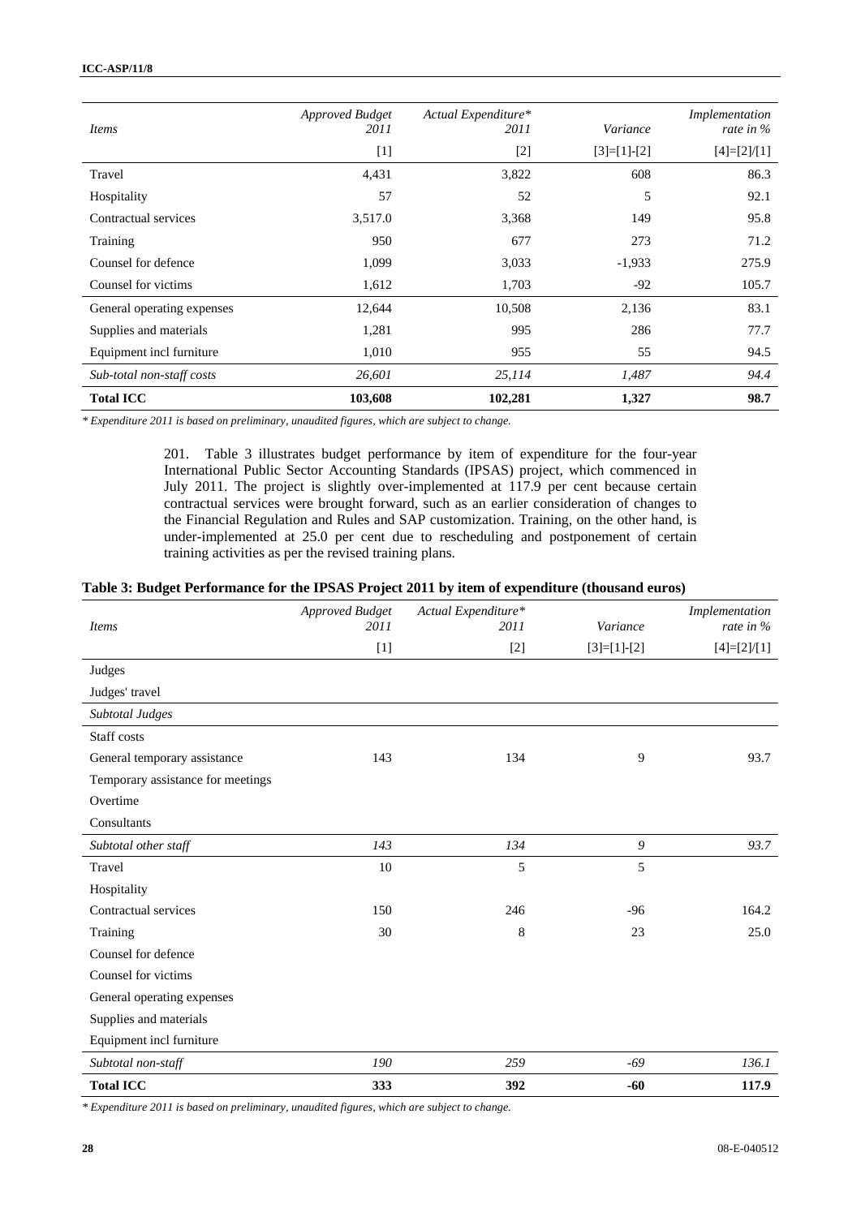| *Items* | *Approved Budget 2011* | *Actual Expenditure* 2011* | *Variance* | *Implementation rate in %* |
|---|---|---|---|---|
| | [1] | [2] | [3]=[1]-[2] | [4]=[2]/[1] |
| Travel | 4,431 | 3,822 | 608 | 86.3 |
| Hospitality | 57 | 52 | 5 | 92.1 |
| Contractual services | 3,517.0 | 3,368 | 149 | 95.8 |
| Training | 950 | 677 | 273 | 71.2 |
| Counsel for defence | 1,099 | 3,033 | -1,933 | 275.9 |
| Counsel for victims | 1,612 | 1,703 | -92 | 105.7 |
| General operating expenses | 12,644 | 10,508 | 2,136 | 83.1 |
| Supplies and materials | 1,281 | 995 | 286 | 77.7 |
| Equipment incl furniture | 1,010 | 955 | 55 | 94.5 |
| *Sub-total non-staff costs* | *26,601* | *25,114* | *1,487* | *94.4* |
| **Total ICC** | **103,608** | **102,281** | **1,327** | **98.7** |

*\* Expenditure 2011 is based on preliminary, unaudited figures, which are subject to change.*

201. Table 3 illustrates budget performance by item of expenditure for the four-year International Public Sector Accounting Standards (IPSAS) project, which commenced in July 2011. The project is slightly over-implemented at 117.9 per cent because certain contractual services were brought forward, such as an earlier consideration of changes to the Financial Regulation and Rules and SAP customization. Training, on the other hand, is under-implemented at 25.0 per cent due to rescheduling and postponement of certain training activities as per the revised training plans.

**Table 3: Budget Performance for the IPSAS Project 2011 by item of expenditure (thousand euros)**

| *Items* | *Approved Budget 2011* | *Actual Expenditure* 2011* | *Variance* | *Implementation rate in %* |
|---|---|---|---|---|
| | [1] | [2] | [3]=[1]-[2] | [4]=[2]/[1] |
| Judges | | | | |
| Judges' travel | | | | |
| *Subtotal Judges* | | | | |
| Staff costs | | | | |
| General temporary assistance | 143 | 134 | 9 | 93.7 |
| Temporary assistance for meetings | | | | |
| Overtime | | | | |
| Consultants | | | | |
| *Subtotal other staff* | *143* | *134* | *9* | *93.7* |
| Travel | 10 | 5 | 5 | |
| Hospitality | | | | |
| Contractual services | 150 | 246 | -96 | 164.2 |
| Training | 30 | 8 | 23 | 25.0 |
| Counsel for defence | | | | |
| Counsel for victims | | | | |
| General operating expenses | | | | |
| Supplies and materials | | | | |
| Equipment incl furniture | | | | |
| *Subtotal non-staff* | *190* | *259* | *-69* | *136.1* |
| **Total ICC** | **333** | **392** | **-60** | **117.9** |

*\* Expenditure 2011 is based on preliminary, unaudited figures, which are subject to change.*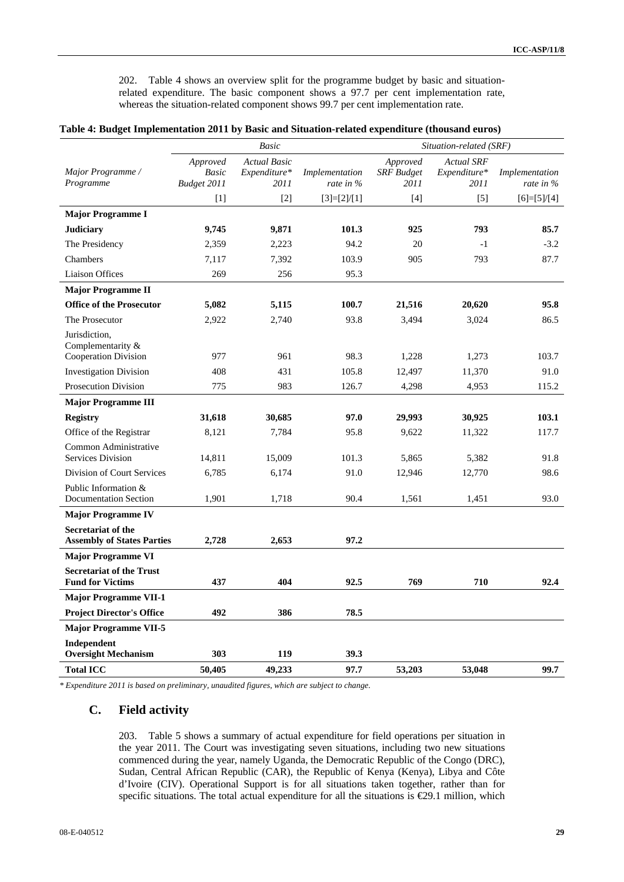202. Table 4 shows an overview split for the programme budget by basic and situation-related expenditure. The basic component shows a 97.7 per cent implementation rate, whereas the situation-related component shows 99.7 per cent implementation rate.

**Table 4: Budget Implementation 2011 by Basic and Situation-related expenditure (thousand euros)**

| | *Basic* | | | *Situation-related (SRF)* | | |
|---|---|---|---|---|---|---|
| *Major Programme / Programme* | *Approved Basic Budget 2011* | *Actual Basic Expenditure\* 2011* | *Implementation rate in %* | *Approved SRF Budget 2011* | *Actual SRF Expenditure\* 2011* | *Implementation rate in %* |
| | [1] | [2] | [3]=[2]/[1] | [4] | [5] | [6]=[5]/[4] |
| **Major Programme I** | | | | | | |
| **Judiciary** | **9,745** | **9,871** | **101.3** | **925** | **793** | **85.7** |
| The Presidency | 2,359 | 2,223 | 94.2 | 20 | -1 | -3.2 |
| Chambers | 7,117 | 7,392 | 103.9 | 905 | 793 | 87.7 |
| Liaison Offices | 269 | 256 | 95.3 | | | |
| **Major Programme II** | | | | | | |
| **Office of the Prosecutor** | **5,082** | **5,115** | **100.7** | **21,516** | **20,620** | **95.8** |
| The Prosecutor | 2,922 | 2,740 | 93.8 | 3,494 | 3,024 | 86.5 |
| Jurisdiction, Complementarity & Cooperation Division | 977 | 961 | 98.3 | 1,228 | 1,273 | 103.7 |
| Investigation Division | 408 | 431 | 105.8 | 12,497 | 11,370 | 91.0 |
| Prosecution Division | 775 | 983 | 126.7 | 4,298 | 4,953 | 115.2 |
| **Major Programme III** | | | | | | |
| **Registry** | **31,618** | **30,685** | **97.0** | **29,993** | **30,925** | **103.1** |
| Office of the Registrar | 8,121 | 7,784 | 95.8 | 9,622 | 11,322 | 117.7 |
| Common Administrative Services Division | 14,811 | 15,009 | 101.3 | 5,865 | 5,382 | 91.8 |
| Division of Court Services | 6,785 | 6,174 | 91.0 | 12,946 | 12,770 | 98.6 |
| Public Information & Documentation Section | 1,901 | 1,718 | 90.4 | 1,561 | 1,451 | 93.0 |
| **Major Programme IV** | | | | | | |
| **Secretariat of the Assembly of States Parties** | **2,728** | **2,653** | **97.2** | | | |
| **Major Programme VI** | | | | | | |
| **Secretariat of the Trust Fund for Victims** | **437** | **404** | **92.5** | **769** | **710** | **92.4** |
| **Major Programme VII-1** | | | | | | |
| **Project Director's Office** | **492** | **386** | **78.5** | | | |
| **Major Programme VII-5** | | | | | | |
| **Independent Oversight Mechanism** | **303** | **119** | **39.3** | | | |
| **Total ICC** | **50,405** | **49,233** | **97.7** | **53,203** | **53,048** | **99.7** |

*\* Expenditure 2011 is based on preliminary, unaudited figures, which are subject to change.*

## C. Field activity

203. Table 5 shows a summary of actual expenditure for field operations per situation in the year 2011. The Court was investigating seven situations, including two new situations commenced during the year, namely Uganda, the Democratic Republic of the Congo (DRC), Sudan, Central African Republic (CAR), the Republic of Kenya (Kenya), Libya and Côte d'Ivoire (CIV). Operational Support is for all situations taken together, rather than for specific situations. The total actual expenditure for all the situations is €29.1 million, which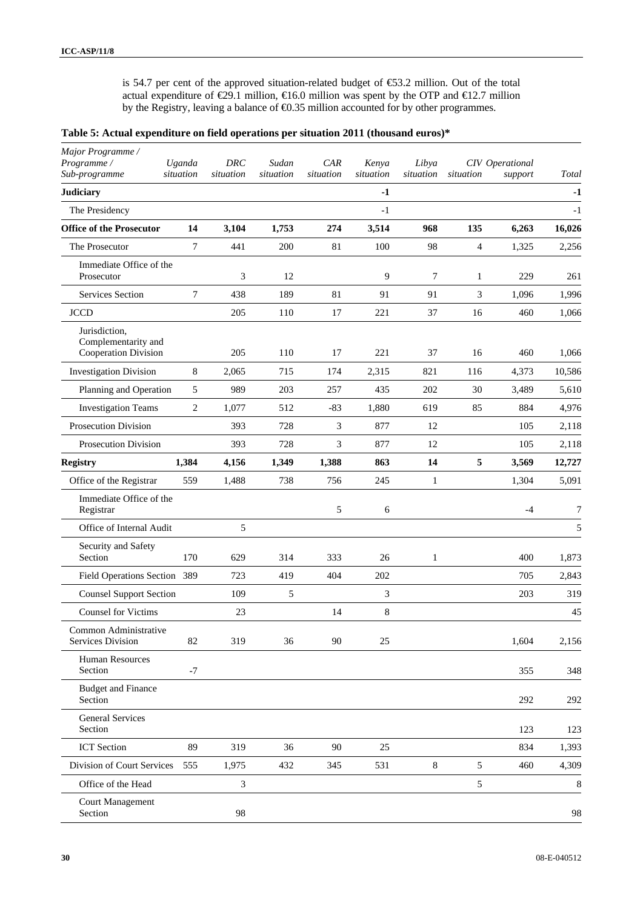is 54.7 per cent of the approved situation-related budget of €53.2 million. Out of the total actual expenditure of €29.1 million, €16.0 million was spent by the OTP and €12.7 million by the Registry, leaving a balance of €0.35 million accounted for by other programmes.

**Table 5: Actual expenditure on field operations per situation 2011 (thousand euros)***

| *Major Programme / Programme / Sub-programme* | *Uganda situation* | *DRC situation* | *Sudan situation* | *CAR situation* | *Kenya situation* | *Libya situation* | *CIV situation* | *Operational support* | *Total* |
|---|---|---|---|---|---|---|---|---|---|
| **Judiciary** | | | | | **-1** | | | | **-1** |
| The Presidency | | | | | -1 | | | | -1 |
| **Office of the Prosecutor** | **14** | **3,104** | **1,753** | **274** | **3,514** | **968** | **135** | **6,263** | **16,026** |
| The Prosecutor | 7 | 441 | 200 | 81 | 100 | 98 | 4 | 1,325 | 2,256 |
| Immediate Office of the Prosecutor | | 3 | 12 | | 9 | 7 | 1 | 229 | 261 |
| Services Section | 7 | 438 | 189 | 81 | 91 | 91 | 3 | 1,096 | 1,996 |
| JCCD | | 205 | 110 | 17 | 221 | 37 | 16 | 460 | 1,066 |
| Jurisdiction, Complementarity and Cooperation Division | | 205 | 110 | 17 | 221 | 37 | 16 | 460 | 1,066 |
| Investigation Division | 8 | 2,065 | 715 | 174 | 2,315 | 821 | 116 | 4,373 | 10,586 |
| Planning and Operation | 5 | 989 | 203 | 257 | 435 | 202 | 30 | 3,489 | 5,610 |
| Investigation Teams | 2 | 1,077 | 512 | -83 | 1,880 | 619 | 85 | 884 | 4,976 |
| Prosecution Division | | 393 | 728 | 3 | 877 | 12 | | 105 | 2,118 |
| Prosecution Division | | 393 | 728 | 3 | 877 | 12 | | 105 | 2,118 |
| **Registry** | **1,384** | **4,156** | **1,349** | **1,388** | **863** | **14** | **5** | **3,569** | **12,727** |
| Office of the Registrar | 559 | 1,488 | 738 | 756 | 245 | 1 | | 1,304 | 5,091 |
| Immediate Office of the Registrar | | | | 5 | 6 | | | -4 | 7 |
| Office of Internal Audit | | 5 | | | | | | | 5 |
| Security and Safety Section | 170 | 629 | 314 | 333 | 26 | 1 | | 400 | 1,873 |
| Field Operations Section | 389 | 723 | 419 | 404 | 202 | | | 705 | 2,843 |
| Counsel Support Section | | 109 | 5 | | 3 | | | 203 | 319 |
| Counsel for Victims | | 23 | | 14 | 8 | | | | 45 |
| Common Administrative Services Division | 82 | 319 | 36 | 90 | 25 | | | 1,604 | 2,156 |
| Human Resources Section | -7 | | | | | | | 355 | 348 |
| Budget and Finance Section | | | | | | | | 292 | 292 |
| General Services Section | | | | | | | | 123 | 123 |
| ICT Section | 89 | 319 | 36 | 90 | 25 | | | 834 | 1,393 |
| Division of Court Services | 555 | 1,975 | 432 | 345 | 531 | 8 | 5 | 460 | 4,309 |
| Office of the Head | | 3 | | | | | 5 | | 8 |
| Court Management Section | | 98 | | | | | | | 98 |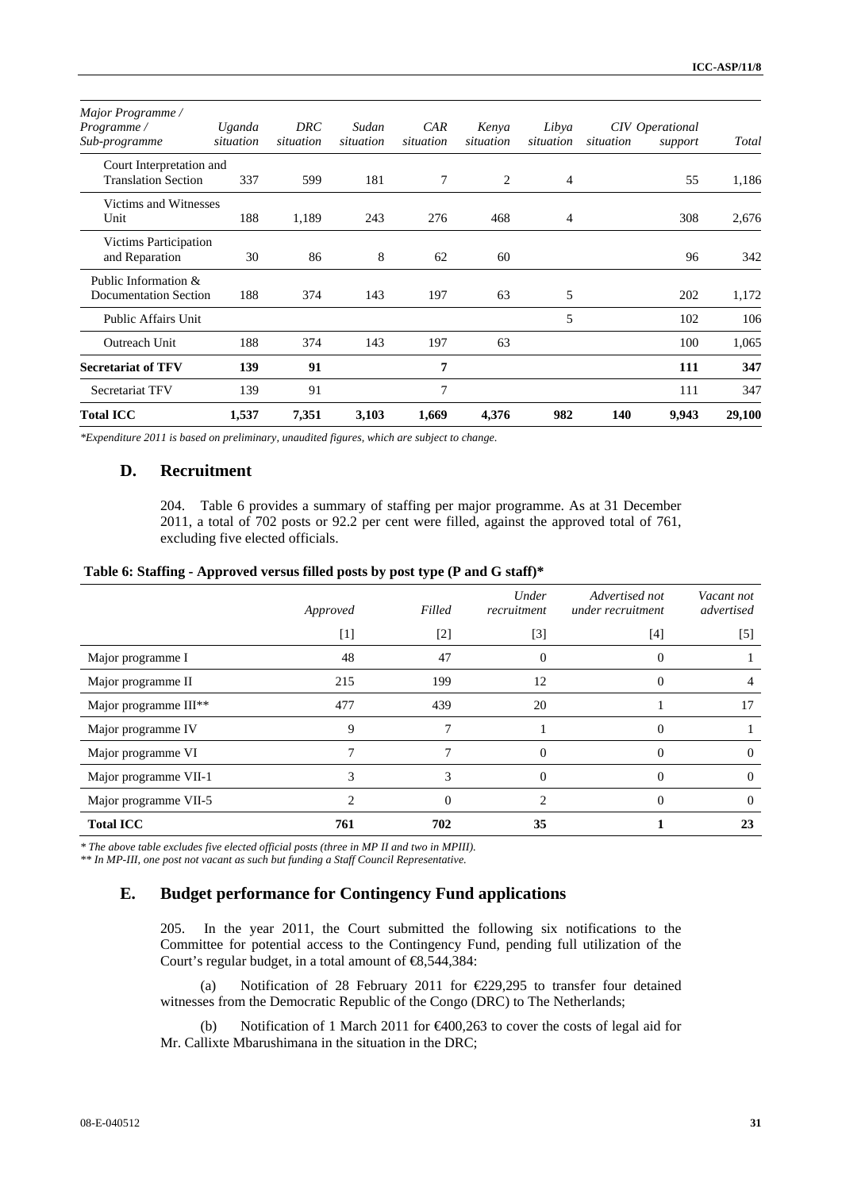| Major Programme / Programme / Sub-programme | Uganda situation | DRC situation | Sudan situation | CAR situation | Kenya situation | Libya situation | CIV situation | Operational support | Total |
|---|---|---|---|---|---|---|---|---|---|
| Court Interpretation and Translation Section | 337 | 599 | 181 | 7 | 2 | 4 | | 55 | 1,186 |
| Victims and Witnesses Unit | 188 | 1,189 | 243 | 276 | 468 | 4 | | 308 | 2,676 |
| Victims Participation and Reparation | 30 | 86 | 8 | 62 | 60 | | | 96 | 342 |
| Public Information & Documentation Section | 188 | 374 | 143 | 197 | 63 | 5 | | 202 | 1,172 |
| Public Affairs Unit | | | | | | 5 | | 102 | 106 |
| Outreach Unit | 188 | 374 | 143 | 197 | 63 | | | 100 | 1,065 |
| **Secretariat of TFV** | **139** | **91** | | **7** | | | | **111** | **347** |
| Secretariat TFV | 139 | 91 | | 7 | | | | 111 | 347 |
| **Total ICC** | **1,537** | **7,351** | **3,103** | **1,669** | **4,376** | **982** | **140** | **9,943** | **29,100** |

*\*Expenditure 2011 is based on preliminary, unaudited figures, which are subject to change.*

## D. Recruitment

204. Table 6 provides a summary of staffing per major programme. As at 31 December 2011, a total of 702 posts or 92.2 per cent were filled, against the approved total of 761, excluding five elected officials.

**Table 6: Staffing - Approved versus filled posts by post type (P and G staff)\***

| | Approved | Filled | Under recruitment | Advertised not under recruitment | Vacant not advertised |
|---|---|---|---|---|---|
| | [1] | [2] | [3] | [4] | [5] |
| Major programme I | 48 | 47 | 0 | 0 | 1 |
| Major programme II | 215 | 199 | 12 | 0 | 4 |
| Major programme III\*\* | 477 | 439 | 20 | 1 | 17 |
| Major programme IV | 9 | 7 | 1 | 0 | 1 |
| Major programme VI | 7 | 7 | 0 | 0 | 0 |
| Major programme VII-1 | 3 | 3 | 0 | 0 | 0 |
| Major programme VII-5 | 2 | 0 | 2 | 0 | 0 |
| **Total ICC** | **761** | **702** | **35** | **1** | **23** |

*\* The above table excludes five elected official posts (three in MP II and two in MPIII).*

*\*\* In MP-III, one post not vacant as such but funding a Staff Council Representative.*

## E. Budget performance for Contingency Fund applications

205. In the year 2011, the Court submitted the following six notifications to the Committee for potential access to the Contingency Fund, pending full utilization of the Court's regular budget, in a total amount of €8,544,384:

(a) Notification of 28 February 2011 for €229,295 to transfer four detained witnesses from the Democratic Republic of the Congo (DRC) to The Netherlands;

(b) Notification of 1 March 2011 for €400,263 to cover the costs of legal aid for Mr. Callixte Mbarushimana in the situation in the DRC;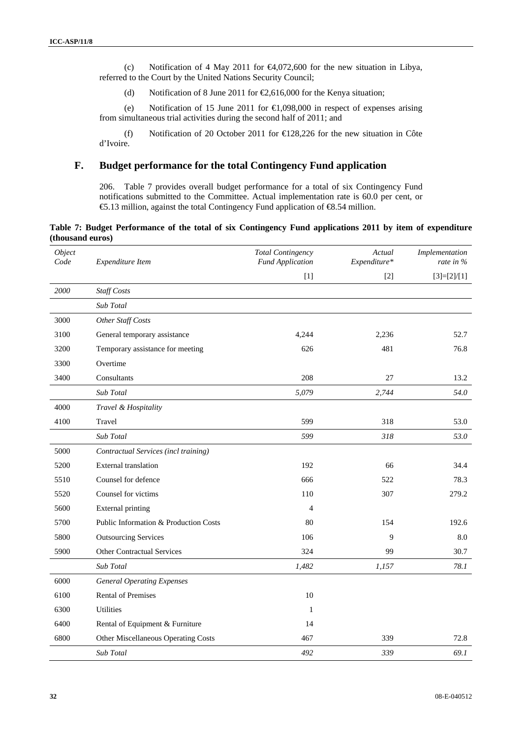(c) Notification of 4 May 2011 for €4,072,600 for the new situation in Libya, referred to the Court by the United Nations Security Council;

(d) Notification of 8 June 2011 for €2,616,000 for the Kenya situation;

(e) Notification of 15 June 2011 for €1,098,000 in respect of expenses arising from simultaneous trial activities during the second half of 2011; and

(f) Notification of 20 October 2011 for €128,226 for the new situation in Côte d'Ivoire.

## F. Budget performance for the total Contingency Fund application

206. Table 7 provides overall budget performance for a total of six Contingency Fund notifications submitted to the Committee. Actual implementation rate is 60.0 per cent, or €5.13 million, against the total Contingency Fund application of €8.54 million.

**Table 7: Budget Performance of the total of six Contingency Fund applications 2011 by item of expenditure (thousand euros)**

| *Object Code* | *Expenditure Item* | *Total Contingency Fund Application* | *Actual Expenditure\** | *Implementation rate in %* |
|---|---|---|---|---|
| | | [1] | [2] | [3]=[2]/[1] |
| *2000* | *Staff Costs* | | | |
| | *Sub Total* | | | |
| 3000 | *Other Staff Costs* | | | |
| 3100 | General temporary assistance | 4,244 | 2,236 | 52.7 |
| 3200 | Temporary assistance for meeting | 626 | 481 | 76.8 |
| 3300 | Overtime | | | |
| 3400 | Consultants | 208 | 27 | 13.2 |
| | *Sub Total* | *5,079* | *2,744* | *54.0* |
| 4000 | *Travel & Hospitality* | | | |
| 4100 | Travel | 599 | 318 | 53.0 |
| | *Sub Total* | *599* | *318* | *53.0* |
| 5000 | *Contractual Services (incl training)* | | | |
| 5200 | External translation | 192 | 66 | 34.4 |
| 5510 | Counsel for defence | 666 | 522 | 78.3 |
| 5520 | Counsel for victims | 110 | 307 | 279.2 |
| 5600 | External printing | 4 | | |
| 5700 | Public Information & Production Costs | 80 | 154 | 192.6 |
| 5800 | Outsourcing Services | 106 | 9 | 8.0 |
| 5900 | Other Contractual Services | 324 | 99 | 30.7 |
| | *Sub Total* | *1,482* | *1,157* | *78.1* |
| 6000 | *General Operating Expenses* | | | |
| 6100 | Rental of Premises | 10 | | |
| 6300 | Utilities | 1 | | |
| 6400 | Rental of Equipment & Furniture | 14 | | |
| 6800 | Other Miscellaneous Operating Costs | 467 | 339 | 72.8 |
| | *Sub Total* | *492* | *339* | *69.1* |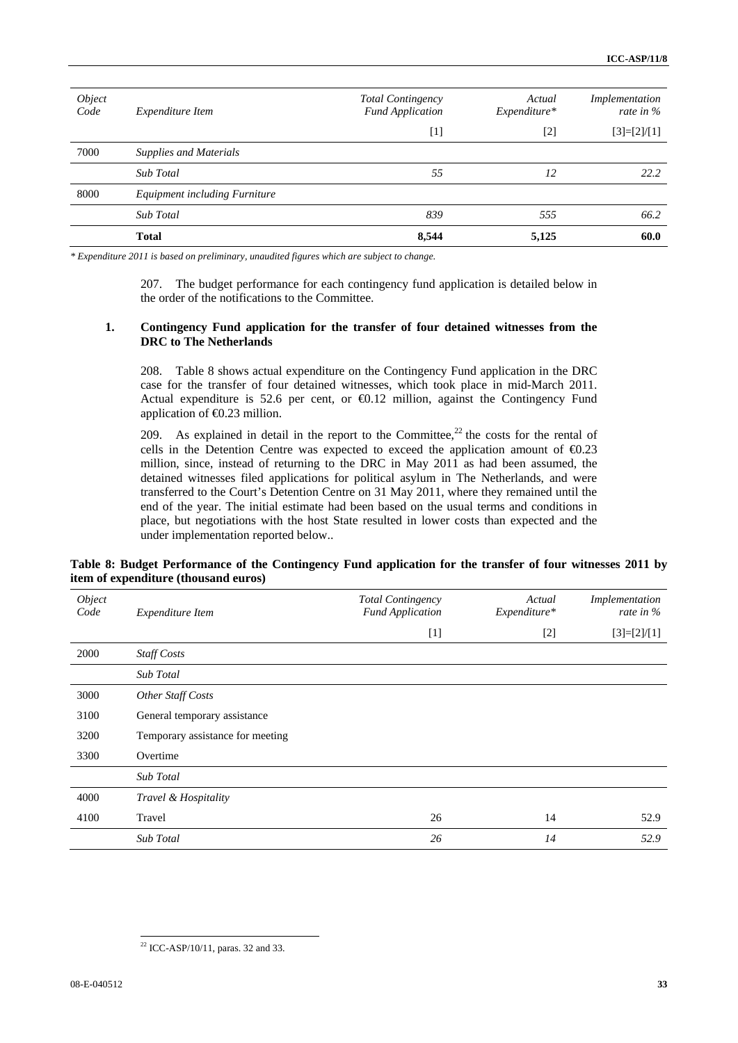| *Object Code* | *Expenditure Item* | *Total Contingency Fund Application* | *Actual Expenditure** | *Implementation rate in %* |
|---|---|---|---|---|
| | | [1] | [2] | [3]=[2]/[1] |
| 7000 | *Supplies and Materials* | | | |
| | *Sub Total* | *55* | *12* | *22.2* |
| 8000 | *Equipment including Furniture* | | | |
| | *Sub Total* | *839* | *555* | *66.2* |
| | **Total** | **8,544** | **5,125** | **60.0** |

*\* Expenditure 2011 is based on preliminary, unaudited figures which are subject to change.*

207. The budget performance for each contingency fund application is detailed below in the order of the notifications to the Committee.

### 1. Contingency Fund application for the transfer of four detained witnesses from the DRC to The Netherlands

208. Table 8 shows actual expenditure on the Contingency Fund application in the DRC case for the transfer of four detained witnesses, which took place in mid-March 2011. Actual expenditure is 52.6 per cent, or €0.12 million, against the Contingency Fund application of €0.23 million.

209. As explained in detail in the report to the Committee,[22] the costs for the rental of cells in the Detention Centre was expected to exceed the application amount of €0.23 million, since, instead of returning to the DRC in May 2011 as had been assumed, the detained witnesses filed applications for political asylum in The Netherlands, and were transferred to the Court's Detention Centre on 31 May 2011, where they remained until the end of the year. The initial estimate had been based on the usual terms and conditions in place, but negotiations with the host State resulted in lower costs than expected and the under implementation reported below..

**Table 8: Budget Performance of the Contingency Fund application for the transfer of four witnesses 2011 by item of expenditure (thousand euros)**

| *Object Code* | *Expenditure Item* | *Total Contingency Fund Application* | *Actual Expenditure** | *Implementation rate in %* |
|---|---|---|---|---|
| | | [1] | [2] | [3]=[2]/[1] |
| 2000 | *Staff Costs* | | | |
| | *Sub Total* | | | |
| 3000 | *Other Staff Costs* | | | |
| 3100 | General temporary assistance | | | |
| 3200 | Temporary assistance for meeting | | | |
| 3300 | Overtime | | | |
| | *Sub Total* | | | |
| 4000 | *Travel & Hospitality* | | | |
| 4100 | Travel | 26 | 14 | 52.9 |
| | *Sub Total* | *26* | *14* | *52.9* |

[22] ICC-ASP/10/11, paras. 32 and 33.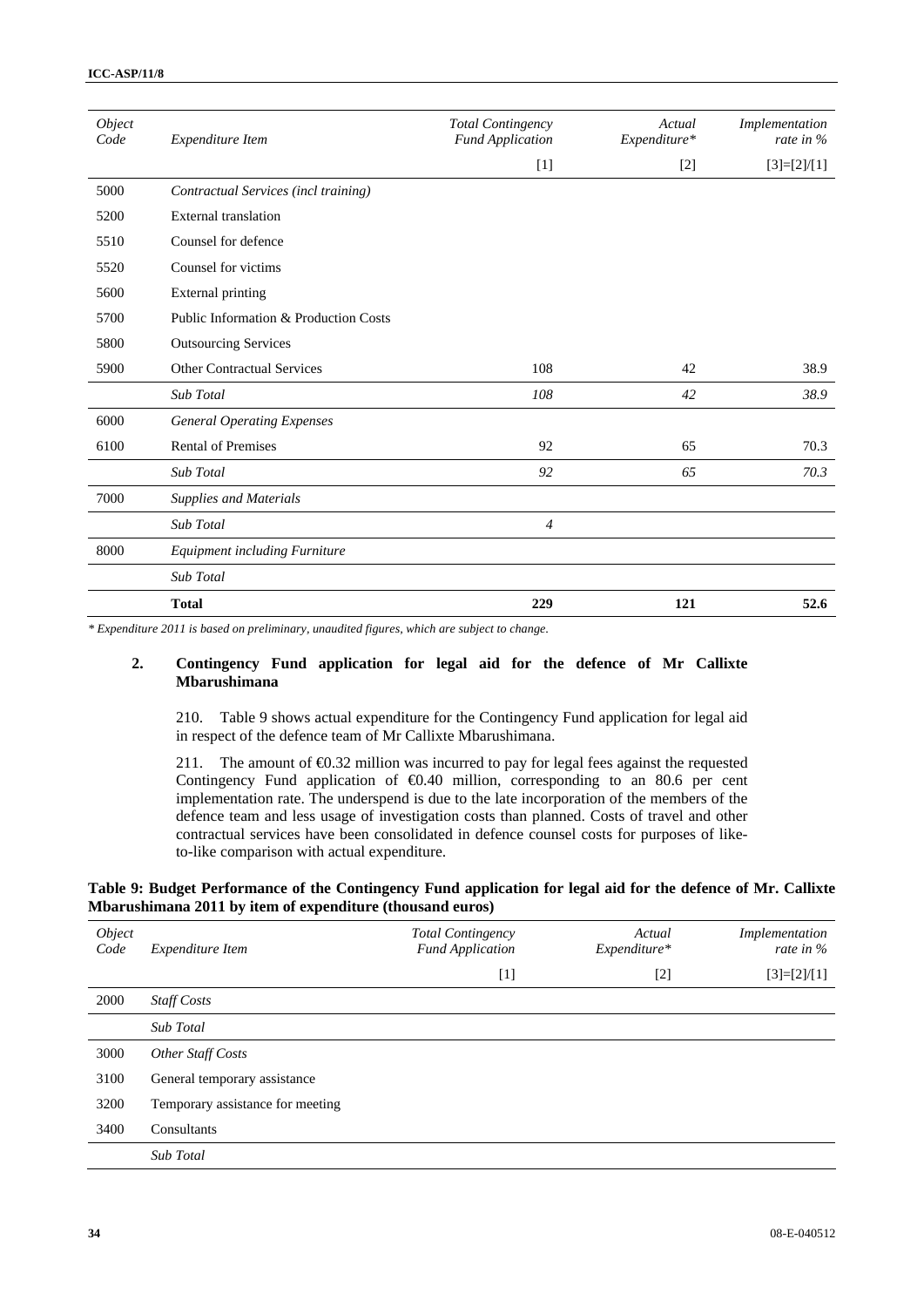| *Object Code* | *Expenditure Item* | *Total Contingency Fund Application* | *Actual Expenditure** | *Implementation rate in %* |
|---|---|---|---|---|
| | | [1] | [2] | [3]=[2]/[1] |
| 5000 | *Contractual Services (incl training)* | | | |
| 5200 | External translation | | | |
| 5510 | Counsel for defence | | | |
| 5520 | Counsel for victims | | | |
| 5600 | External printing | | | |
| 5700 | Public Information & Production Costs | | | |
| 5800 | Outsourcing Services | | | |
| 5900 | Other Contractual Services | 108 | 42 | 38.9 |
| | *Sub Total* | *108* | *42* | *38.9* |
| 6000 | *General Operating Expenses* | | | |
| 6100 | Rental of Premises | 92 | 65 | 70.3 |
| | *Sub Total* | *92* | *65* | *70.3* |
| 7000 | *Supplies and Materials* | | | |
| | *Sub Total* | *4* | | |
| 8000 | *Equipment including Furniture* | | | |
| | *Sub Total* | | | |
| | **Total** | **229** | **121** | **52.6** |

*\* Expenditure 2011 is based on preliminary, unaudited figures, which are subject to change.*

### 2. Contingency Fund application for legal aid for the defence of Mr Callixte Mbarushimana

210. Table 9 shows actual expenditure for the Contingency Fund application for legal aid in respect of the defence team of Mr Callixte Mbarushimana.

211. The amount of €0.32 million was incurred to pay for legal fees against the requested Contingency Fund application of €0.40 million, corresponding to an 80.6 per cent implementation rate. The underspend is due to the late incorporation of the members of the defence team and less usage of investigation costs than planned. Costs of travel and other contractual services have been consolidated in defence counsel costs for purposes of like-to-like comparison with actual expenditure.

**Table 9: Budget Performance of the Contingency Fund application for legal aid for the defence of Mr. Callixte Mbarushimana 2011 by item of expenditure (thousand euros)**

| *Object Code* | *Expenditure Item* | *Total Contingency Fund Application* | *Actual Expenditure** | *Implementation rate in %* |
|---|---|---|---|---|
| | | [1] | [2] | [3]=[2]/[1] |
| 2000 | *Staff Costs* | | | |
| | *Sub Total* | | | |
| 3000 | *Other Staff Costs* | | | |
| 3100 | General temporary assistance | | | |
| 3200 | Temporary assistance for meeting | | | |
| 3400 | Consultants | | | |
| | *Sub Total* | | | |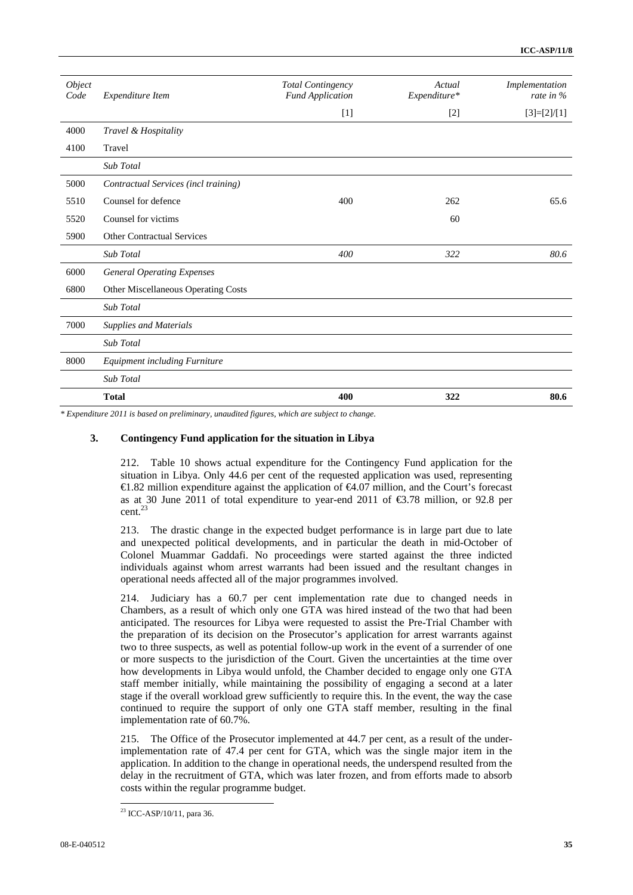| *Object Code* | *Expenditure Item* | *Total Contingency Fund Application* | *Actual Expenditure\** | *Implementation rate in %* |
|---|---|---|---|---|
| | | [1] | [2] | [3]=[2]/[1] |
| 4000 | *Travel & Hospitality* | | | |
| 4100 | Travel | | | |
| | *Sub Total* | | | |
| 5000 | *Contractual Services (incl training)* | | | |
| 5510 | Counsel for defence | 400 | 262 | 65.6 |
| 5520 | Counsel for victims | | 60 | |
| 5900 | Other Contractual Services | | | |
| | *Sub Total* | *400* | *322* | *80.6* |
| 6000 | *General Operating Expenses* | | | |
| 6800 | Other Miscellaneous Operating Costs | | | |
| | *Sub Total* | | | |
| 7000 | *Supplies and Materials* | | | |
| | *Sub Total* | | | |
| 8000 | *Equipment including Furniture* | | | |
| | *Sub Total* | | | |
| | **Total** | **400** | **322** | **80.6** |

*\* Expenditure 2011 is based on preliminary, unaudited figures, which are subject to change.*

### 3. Contingency Fund application for the situation in Libya

212. Table 10 shows actual expenditure for the Contingency Fund application for the situation in Libya. Only 44.6 per cent of the requested application was used, representing €1.82 million expenditure against the application of €4.07 million, and the Court's forecast as at 30 June 2011 of total expenditure to year-end 2011 of €3.78 million, or 92.8 per cent.[23]

213. The drastic change in the expected budget performance is in large part due to late and unexpected political developments, and in particular the death in mid-October of Colonel Muammar Gaddafi. No proceedings were started against the three indicted individuals against whom arrest warrants had been issued and the resultant changes in operational needs affected all of the major programmes involved.

214. Judiciary has a 60.7 per cent implementation rate due to changed needs in Chambers, as a result of which only one GTA was hired instead of the two that had been anticipated. The resources for Libya were requested to assist the Pre-Trial Chamber with the preparation of its decision on the Prosecutor's application for arrest warrants against two to three suspects, as well as potential follow-up work in the event of a surrender of one or more suspects to the jurisdiction of the Court. Given the uncertainties at the time over how developments in Libya would unfold, the Chamber decided to engage only one GTA staff member initially, while maintaining the possibility of engaging a second at a later stage if the overall workload grew sufficiently to require this. In the event, the way the case continued to require the support of only one GTA staff member, resulting in the final implementation rate of 60.7%.

215. The Office of the Prosecutor implemented at 44.7 per cent, as a result of the under-implementation rate of 47.4 per cent for GTA, which was the single major item in the application. In addition to the change in operational needs, the underspend resulted from the delay in the recruitment of GTA, which was later frozen, and from efforts made to absorb costs within the regular programme budget.

[23] ICC-ASP/10/11, para 36.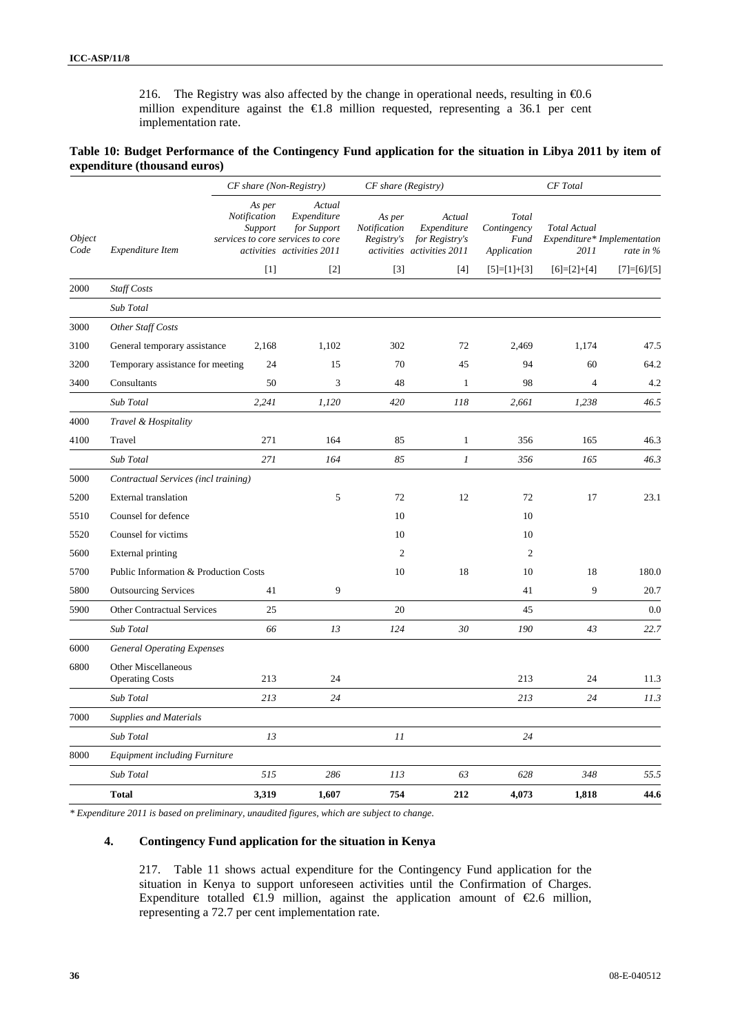216. The Registry was also affected by the change in operational needs, resulting in €0.6 million expenditure against the €1.8 million requested, representing a 36.1 per cent implementation rate.

**Table 10: Budget Performance of the Contingency Fund application for the situation in Libya 2011 by item of expenditure (thousand euros)**

| | | CF share (Non-Registry) | | CF share (Registry) | | CF Total | | |
|---|---|---|---|---|---|---|---|---|
| *Object Code* | *Expenditure Item* | *As per Notification Support services to core activities* | *Actual Expenditure for Support services to core activities 2011* | *As per Notification Registry's activities* | *Actual Expenditure for Registry's activities 2011* | *Total Contingency Fund Application* | *Total Actual Expenditure* 2011* | *Implementation rate in %* |
| | | [1] | [2] | [3] | [4] | [5]=[1]+[3] | [6]=[2]+[4] | [7]=[6]/[5] |
| 2000 | *Staff Costs* | | | | | | | |
| | *Sub Total* | | | | | | | |
| 3000 | *Other Staff Costs* | | | | | | | |
| 3100 | General temporary assistance | 2,168 | 1,102 | 302 | 72 | 2,469 | 1,174 | 47.5 |
| 3200 | Temporary assistance for meeting | 24 | 15 | 70 | 45 | 94 | 60 | 64.2 |
| 3400 | Consultants | 50 | 3 | 48 | 1 | 98 | 4 | 4.2 |
| | *Sub Total* | *2,241* | *1,120* | *420* | *118* | *2,661* | *1,238* | *46.5* |
| 4000 | *Travel & Hospitality* | | | | | | | |
| 4100 | Travel | 271 | 164 | 85 | 1 | 356 | 165 | 46.3 |
| | *Sub Total* | *271* | *164* | *85* | *1* | *356* | *165* | *46.3* |
| 5000 | *Contractual Services (incl training)* | | | | | | | |
| 5200 | External translation | | 5 | 72 | 12 | 72 | 17 | 23.1 |
| 5510 | Counsel for defence | | | 10 | | 10 | | |
| 5520 | Counsel for victims | | | 10 | | 10 | | |
| 5600 | External printing | | | 2 | | 2 | | |
| 5700 | Public Information & Production Costs | | | 10 | 18 | 10 | 18 | 180.0 |
| 5800 | Outsourcing Services | 41 | 9 | | | 41 | 9 | 20.7 |
| 5900 | Other Contractual Services | 25 | | 20 | | 45 | | 0.0 |
| | *Sub Total* | *66* | *13* | *124* | *30* | *190* | *43* | *22.7* |
| 6000 | *General Operating Expenses* | | | | | | | |
| 6800 | Other Miscellaneous Operating Costs | 213 | 24 | | | 213 | 24 | 11.3 |
| | *Sub Total* | *213* | *24* | | | *213* | *24* | *11.3* |
| 7000 | *Supplies and Materials* | | | | | | | |
| | *Sub Total* | *13* | | *11* | | *24* | | |
| 8000 | *Equipment including Furniture* | | | | | | | |
| | *Sub Total* | *515* | *286* | *113* | *63* | *628* | *348* | *55.5* |
| | **Total** | **3,319** | **1,607** | **754** | **212** | **4,073** | **1,818** | **44.6** |

*\* Expenditure 2011 is based on preliminary, unaudited figures, which are subject to change.*

### 4. Contingency Fund application for the situation in Kenya

217. Table 11 shows actual expenditure for the Contingency Fund application for the situation in Kenya to support unforeseen activities until the Confirmation of Charges. Expenditure totalled €1.9 million, against the application amount of €2.6 million, representing a 72.7 per cent implementation rate.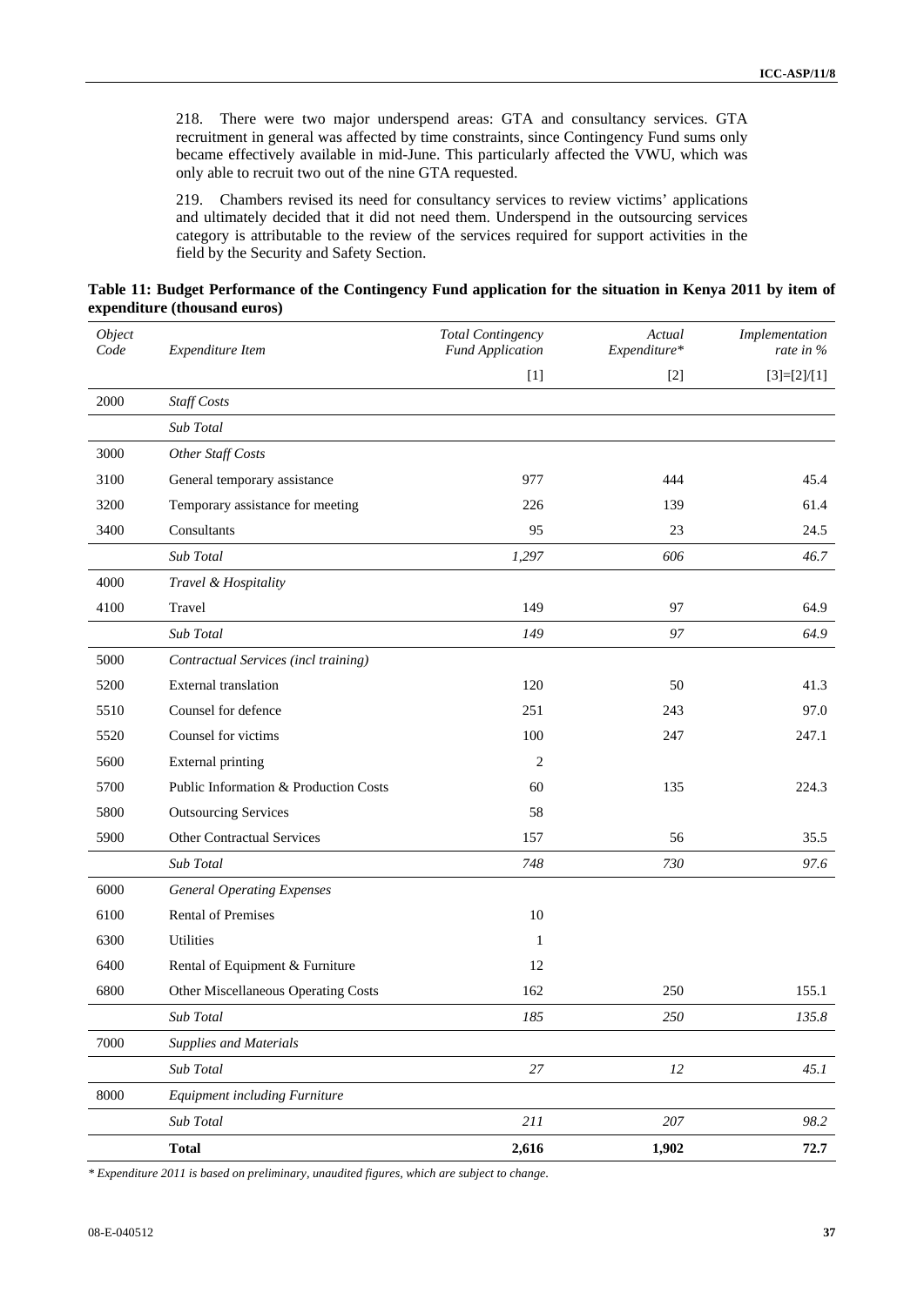218. There were two major underspend areas: GTA and consultancy services. GTA recruitment in general was affected by time constraints, since Contingency Fund sums only became effectively available in mid-June. This particularly affected the VWU, which was only able to recruit two out of the nine GTA requested.

219. Chambers revised its need for consultancy services to review victims' applications and ultimately decided that it did not need them. Underspend in the outsourcing services category is attributable to the review of the services required for support activities in the field by the Security and Safety Section.

**Table 11: Budget Performance of the Contingency Fund application for the situation in Kenya 2011 by item of expenditure (thousand euros)**

| *Object Code* | *Expenditure Item* | *Total Contingency Fund Application* | *Actual Expenditure\** | *Implementation rate in %* |
|---|---|---|---|---|
| | | [1] | [2] | [3]=[2]/[1] |
| 2000 | *Staff Costs* | | | |
| | *Sub Total* | | | |
| 3000 | *Other Staff Costs* | | | |
| 3100 | General temporary assistance | 977 | 444 | 45.4 |
| 3200 | Temporary assistance for meeting | 226 | 139 | 61.4 |
| 3400 | Consultants | 95 | 23 | 24.5 |
| | *Sub Total* | *1,297* | *606* | *46.7* |
| 4000 | *Travel & Hospitality* | | | |
| 4100 | Travel | 149 | 97 | 64.9 |
| | *Sub Total* | *149* | *97* | *64.9* |
| 5000 | *Contractual Services (incl training)* | | | |
| 5200 | External translation | 120 | 50 | 41.3 |
| 5510 | Counsel for defence | 251 | 243 | 97.0 |
| 5520 | Counsel for victims | 100 | 247 | 247.1 |
| 5600 | External printing | 2 | | |
| 5700 | Public Information & Production Costs | 60 | 135 | 224.3 |
| 5800 | Outsourcing Services | 58 | | |
| 5900 | Other Contractual Services | 157 | 56 | 35.5 |
| | *Sub Total* | *748* | *730* | *97.6* |
| 6000 | *General Operating Expenses* | | | |
| 6100 | Rental of Premises | 10 | | |
| 6300 | Utilities | 1 | | |
| 6400 | Rental of Equipment & Furniture | 12 | | |
| 6800 | Other Miscellaneous Operating Costs | 162 | 250 | 155.1 |
| | *Sub Total* | *185* | *250* | *135.8* |
| 7000 | *Supplies and Materials* | | | |
| | *Sub Total* | *27* | *12* | *45.1* |
| 8000 | *Equipment including Furniture* | | | |
| | *Sub Total* | *211* | *207* | *98.2* |
| | **Total** | **2,616** | **1,902** | **72.7** |

*\* Expenditure 2011 is based on preliminary, unaudited figures, which are subject to change.*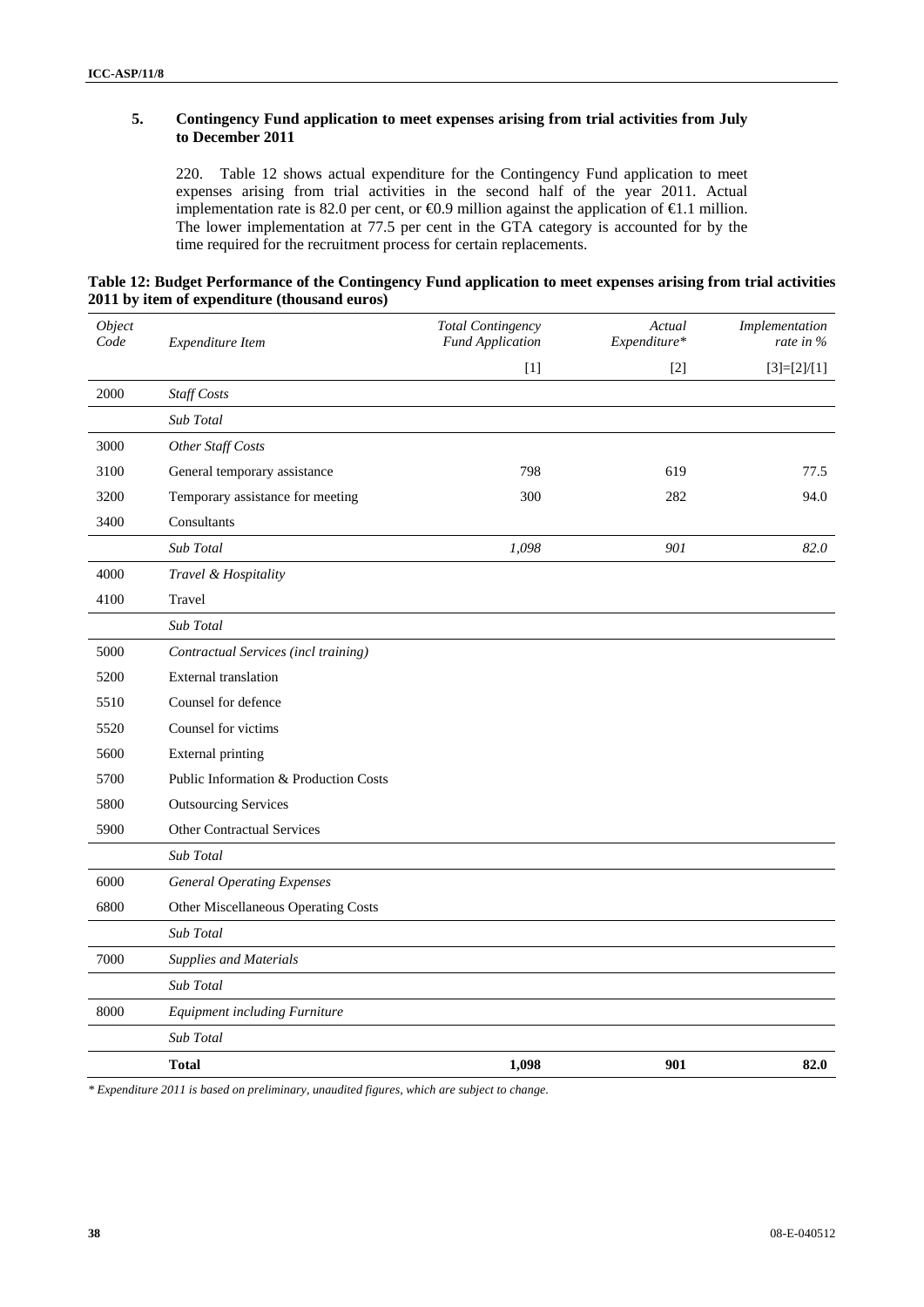### 5. Contingency Fund application to meet expenses arising from trial activities from July to December 2011

220. Table 12 shows actual expenditure for the Contingency Fund application to meet expenses arising from trial activities in the second half of the year 2011. Actual implementation rate is 82.0 per cent, or €0.9 million against the application of €1.1 million. The lower implementation at 77.5 per cent in the GTA category is accounted for by the time required for the recruitment process for certain replacements.

**Table 12: Budget Performance of the Contingency Fund application to meet expenses arising from trial activities 2011 by item of expenditure (thousand euros)**

| *Object Code* | *Expenditure Item* | *Total Contingency Fund Application* | *Actual Expenditure\** | *Implementation rate in %* |
|---|---|---|---|---|
| | | [1] | [2] | [3]=[2]/[1] |
| 2000 | *Staff Costs* | | | |
| | *Sub Total* | | | |
| 3000 | *Other Staff Costs* | | | |
| 3100 | General temporary assistance | 798 | 619 | 77.5 |
| 3200 | Temporary assistance for meeting | 300 | 282 | 94.0 |
| 3400 | Consultants | | | |
| | *Sub Total* | *1,098* | *901* | *82.0* |
| 4000 | *Travel & Hospitality* | | | |
| 4100 | Travel | | | |
| | *Sub Total* | | | |
| 5000 | *Contractual Services (incl training)* | | | |
| 5200 | External translation | | | |
| 5510 | Counsel for defence | | | |
| 5520 | Counsel for victims | | | |
| 5600 | External printing | | | |
| 5700 | Public Information & Production Costs | | | |
| 5800 | Outsourcing Services | | | |
| 5900 | Other Contractual Services | | | |
| | *Sub Total* | | | |
| 6000 | *General Operating Expenses* | | | |
| 6800 | Other Miscellaneous Operating Costs | | | |
| | *Sub Total* | | | |
| 7000 | *Supplies and Materials* | | | |
| | *Sub Total* | | | |
| 8000 | *Equipment including Furniture* | | | |
| | *Sub Total* | | | |
| | **Total** | **1,098** | **901** | **82.0** |

*\* Expenditure 2011 is based on preliminary, unaudited figures, which are subject to change.*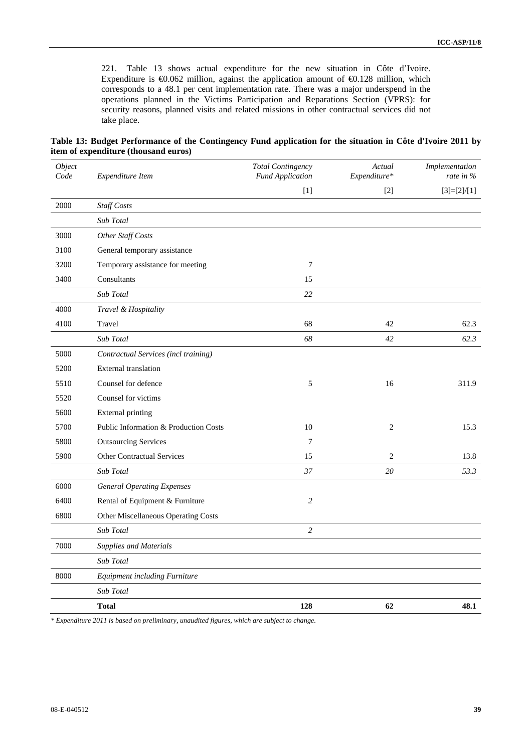221. Table 13 shows actual expenditure for the new situation in Côte d'Ivoire. Expenditure is €0.062 million, against the application amount of €0.128 million, which corresponds to a 48.1 per cent implementation rate. There was a major underspend in the operations planned in the Victims Participation and Reparations Section (VPRS): for security reasons, planned visits and related missions in other contractual services did not take place.

**Table 13: Budget Performance of the Contingency Fund application for the situation in Côte d'Ivoire 2011 by item of expenditure (thousand euros)**

| *Object Code* | *Expenditure Item* | *Total Contingency Fund Application* | *Actual Expenditure** | *Implementation rate in %* |
|---|---|---|---|---|
| | | [1] | [2] | [3]=[2]/[1] |
| 2000 | *Staff Costs* | | | |
| | *Sub Total* | | | |
| 3000 | *Other Staff Costs* | | | |
| 3100 | General temporary assistance | | | |
| 3200 | Temporary assistance for meeting | 7 | | |
| 3400 | Consultants | 15 | | |
| | *Sub Total* | *22* | | |
| 4000 | *Travel & Hospitality* | | | |
| 4100 | Travel | 68 | 42 | 62.3 |
| | *Sub Total* | *68* | *42* | *62.3* |
| 5000 | *Contractual Services (incl training)* | | | |
| 5200 | External translation | | | |
| 5510 | Counsel for defence | 5 | 16 | 311.9 |
| 5520 | Counsel for victims | | | |
| 5600 | External printing | | | |
| 5700 | Public Information & Production Costs | 10 | 2 | 15.3 |
| 5800 | Outsourcing Services | 7 | | |
| 5900 | Other Contractual Services | 15 | 2 | 13.8 |
| | *Sub Total* | *37* | *20* | *53.3* |
| 6000 | *General Operating Expenses* | | | |
| 6400 | Rental of Equipment & Furniture | *2* | | |
| 6800 | Other Miscellaneous Operating Costs | | | |
| | *Sub Total* | *2* | | |
| 7000 | *Supplies and Materials* | | | |
| | *Sub Total* | | | |
| 8000 | *Equipment including Furniture* | | | |
| | *Sub Total* | | | |
| | **Total** | **128** | **62** | **48.1** |

*\* Expenditure 2011 is based on preliminary, unaudited figures, which are subject to change.*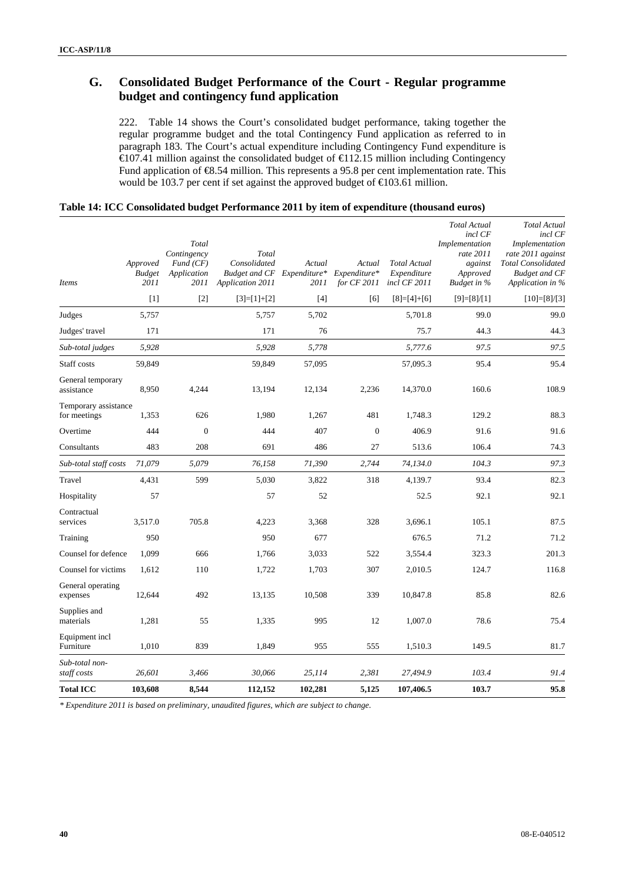## G. Consolidated Budget Performance of the Court - Regular programme budget and contingency fund application

222. Table 14 shows the Court's consolidated budget performance, taking together the regular programme budget and the total Contingency Fund application as referred to in paragraph 183. The Court's actual expenditure including Contingency Fund expenditure is €107.41 million against the consolidated budget of €112.15 million including Contingency Fund application of €8.54 million. This represents a 95.8 per cent implementation rate. This would be 103.7 per cent if set against the approved budget of €103.61 million.

**Table 14: ICC Consolidated budget Performance 2011 by item of expenditure (thousand euros)**

| *Items* | *Approved Budget 2011* | *Total Contingency Fund (CF) Application 2011* | *Total Consolidated Budget and CF Application 2011* | *Actual Expenditure* 2011* | *Actual Expenditure* for CF 2011* | *Total Actual Expenditure incl CF 2011* | *Total Actual incl CF Implementation rate 2011 against Approved Budget in %* | *Total Actual incl CF Implementation rate 2011 against Total Consolidated Budget and CF Application in %* |
|---|---|---|---|---|---|---|---|---|
| | [1] | [2] | [3]=[1]+[2] | [4] | [6] | [8]=[4]+[6] | [9]=[8]/[1] | [10]=[8]/[3] |
| Judges | 5,757 | | 5,757 | 5,702 | | 5,701.8 | 99.0 | 99.0 |
| Judges' travel | 171 | | 171 | 76 | | 75.7 | 44.3 | 44.3 |
| *Sub-total judges* | *5,928* | | *5,928* | *5,778* | | *5,777.6* | *97.5* | *97.5* |
| Staff costs | 59,849 | | 59,849 | 57,095 | | 57,095.3 | 95.4 | 95.4 |
| General temporary assistance | 8,950 | 4,244 | 13,194 | 12,134 | 2,236 | 14,370.0 | 160.6 | 108.9 |
| Temporary assistance for meetings | 1,353 | 626 | 1,980 | 1,267 | 481 | 1,748.3 | 129.2 | 88.3 |
| Overtime | 444 | 0 | 444 | 407 | 0 | 406.9 | 91.6 | 91.6 |
| Consultants | 483 | 208 | 691 | 486 | 27 | 513.6 | 106.4 | 74.3 |
| *Sub-total staff costs* | *71,079* | *5,079* | *76,158* | *71,390* | *2,744* | *74,134.0* | *104.3* | *97.3* |
| Travel | 4,431 | 599 | 5,030 | 3,822 | 318 | 4,139.7 | 93.4 | 82.3 |
| Hospitality | 57 | | 57 | 52 | | 52.5 | 92.1 | 92.1 |
| Contractual services | 3,517.0 | 705.8 | 4,223 | 3,368 | 328 | 3,696.1 | 105.1 | 87.5 |
| Training | 950 | | 950 | 677 | | 676.5 | 71.2 | 71.2 |
| Counsel for defence | 1,099 | 666 | 1,766 | 3,033 | 522 | 3,554.4 | 323.3 | 201.3 |
| Counsel for victims | 1,612 | 110 | 1,722 | 1,703 | 307 | 2,010.5 | 124.7 | 116.8 |
| General operating expenses | 12,644 | 492 | 13,135 | 10,508 | 339 | 10,847.8 | 85.8 | 82.6 |
| Supplies and materials | 1,281 | 55 | 1,335 | 995 | 12 | 1,007.0 | 78.6 | 75.4 |
| Equipment incl Furniture | 1,010 | 839 | 1,849 | 955 | 555 | 1,510.3 | 149.5 | 81.7 |
| *Sub-total non-staff costs* | *26,601* | *3,466* | *30,066* | *25,114* | *2,381* | *27,494.9* | *103.4* | *91.4* |
| **Total ICC** | **103,608** | **8,544** | **112,152** | **102,281** | **5,125** | **107,406.5** | **103.7** | **95.8** |

*\* Expenditure 2011 is based on preliminary, unaudited figures, which are subject to change.*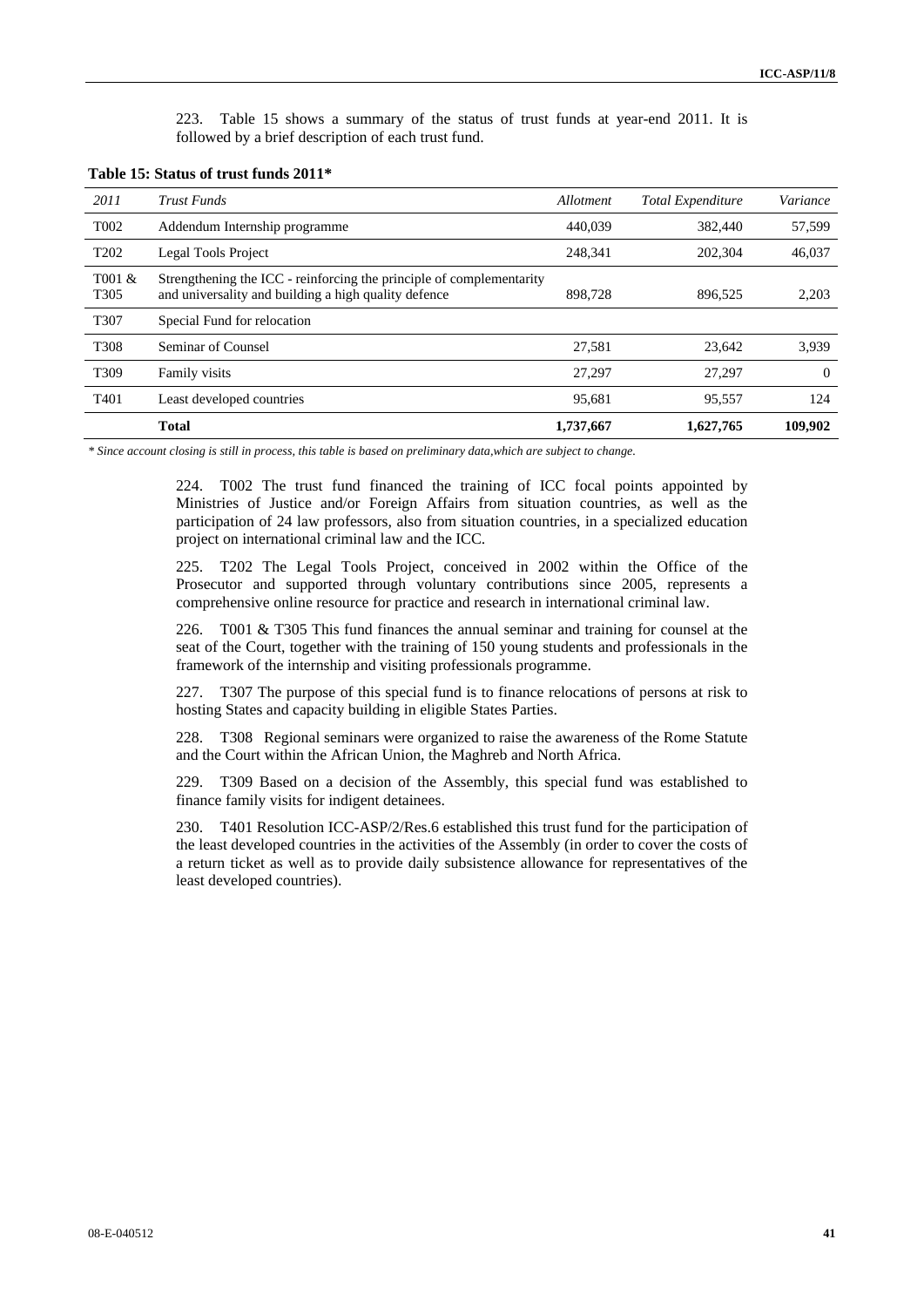223. Table 15 shows a summary of the status of trust funds at year-end 2011. It is followed by a brief description of each trust fund.

**Table 15: Status of trust funds 2011***

| *2011* | *Trust Funds* | *Allotment* | *Total Expenditure* | *Variance* |
|---|---|---|---|---|
| T002 | Addendum Internship programme | 440,039 | 382,440 | 57,599 |
| T202 | Legal Tools Project | 248,341 | 202,304 | 46,037 |
| T001 & T305 | Strengthening the ICC - reinforcing the principle of complementarity and universality and building a high quality defence | 898,728 | 896,525 | 2,203 |
| T307 | Special Fund for relocation | | | |
| T308 | Seminar of Counsel | 27,581 | 23,642 | 3,939 |
| T309 | Family visits | 27,297 | 27,297 | 0 |
| T401 | Least developed countries | 95,681 | 95,557 | 124 |
| | **Total** | **1,737,667** | **1,627,765** | **109,902** |

*\* Since account closing is still in process, this table is based on preliminary data,which are subject to change.*

224. T002 The trust fund financed the training of ICC focal points appointed by Ministries of Justice and/or Foreign Affairs from situation countries, as well as the participation of 24 law professors, also from situation countries, in a specialized education project on international criminal law and the ICC.

225. T202 The Legal Tools Project, conceived in 2002 within the Office of the Prosecutor and supported through voluntary contributions since 2005, represents a comprehensive online resource for practice and research in international criminal law.

226. T001 & T305 This fund finances the annual seminar and training for counsel at the seat of the Court, together with the training of 150 young students and professionals in the framework of the internship and visiting professionals programme.

227. T307 The purpose of this special fund is to finance relocations of persons at risk to hosting States and capacity building in eligible States Parties.

228. T308 Regional seminars were organized to raise the awareness of the Rome Statute and the Court within the African Union, the Maghreb and North Africa.

229. T309 Based on a decision of the Assembly, this special fund was established to finance family visits for indigent detainees.

230. T401 Resolution ICC-ASP/2/Res.6 established this trust fund for the participation of the least developed countries in the activities of the Assembly (in order to cover the costs of a return ticket as well as to provide daily subsistence allowance for representatives of the least developed countries).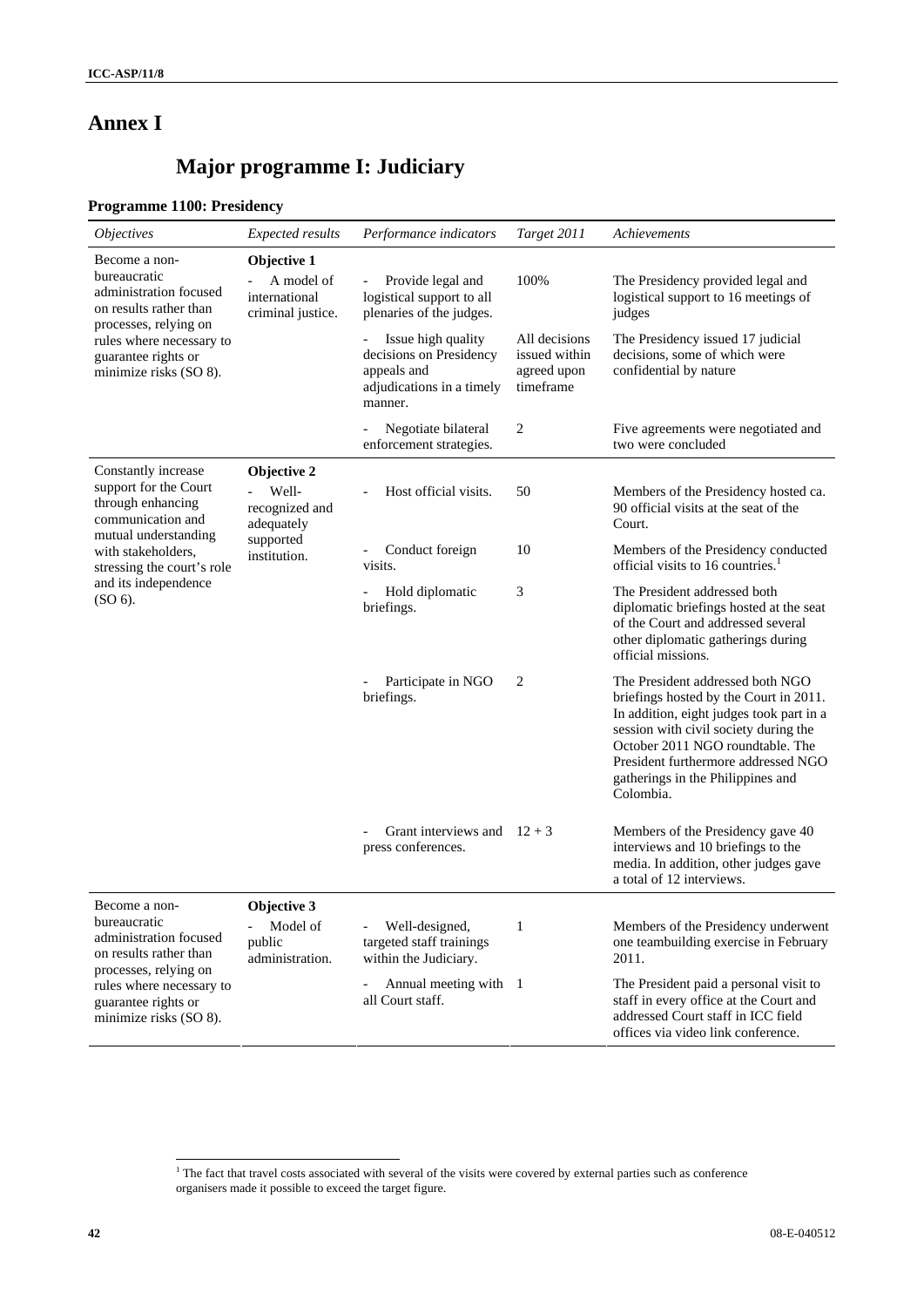# Annex I

## Major programme I: Judiciary

### Programme 1100: Presidency

| *Objectives* | *Expected results* | *Performance indicators* | *Target 2011* | *Achievements* |
|---|---|---|---|---|
| Become a non-bureaucratic administration focused on results rather than processes, relying on rules where necessary to guarantee rights or minimize risks (SO 8). | **Objective 1**<br>- A model of international criminal justice. | - Provide legal and logistical support to all plenaries of the judges. | 100% | The Presidency provided legal and logistical support to 16 meetings of judges |
| | | - Issue high quality decisions on Presidency appeals and adjudications in a timely manner. | All decisions issued within agreed upon timeframe | The Presidency issued 17 judicial decisions, some of which were confidential by nature |
| | | - Negotiate bilateral enforcement strategies. | 2 | Five agreements were negotiated and two were concluded |
| Constantly increase support for the Court through enhancing communication and mutual understanding with stakeholders, stressing the court's role and its independence (SO 6). | **Objective 2**<br>- Well-recognized and adequately supported institution. | - Host official visits. | 50 | Members of the Presidency hosted ca. 90 official visits at the seat of the Court. |
| | | - Conduct foreign visits. | 10 | Members of the Presidency conducted official visits to 16 countries.[1] |
| | | - Hold diplomatic briefings. | 3 | The President addressed both diplomatic briefings hosted at the seat of the Court and addressed several other diplomatic gatherings during official missions. |
| | | - Participate in NGO briefings. | 2 | The President addressed both NGO briefings hosted by the Court in 2011. In addition, eight judges took part in a session with civil society during the October 2011 NGO roundtable. The President furthermore addressed NGO gatherings in the Philippines and Colombia. |
| | | - Grant interviews and press conferences. | 12 + 3 | Members of the Presidency gave 40 interviews and 10 briefings to the media. In addition, other judges gave a total of 12 interviews. |
| Become a non-bureaucratic administration focused on results rather than processes, relying on rules where necessary to guarantee rights or minimize risks (SO 8). | **Objective 3**<br>- Model of public administration. | - Well-designed, targeted staff trainings within the Judiciary. | 1 | Members of the Presidency underwent one teambuilding exercise in February 2011. |
| | | - Annual meeting with all Court staff. | 1 | The President paid a personal visit to staff in every office at the Court and addressed Court staff in ICC field offices via video link conference. |

[1] The fact that travel costs associated with several of the visits were covered by external parties such as conference organisers made it possible to exceed the target figure.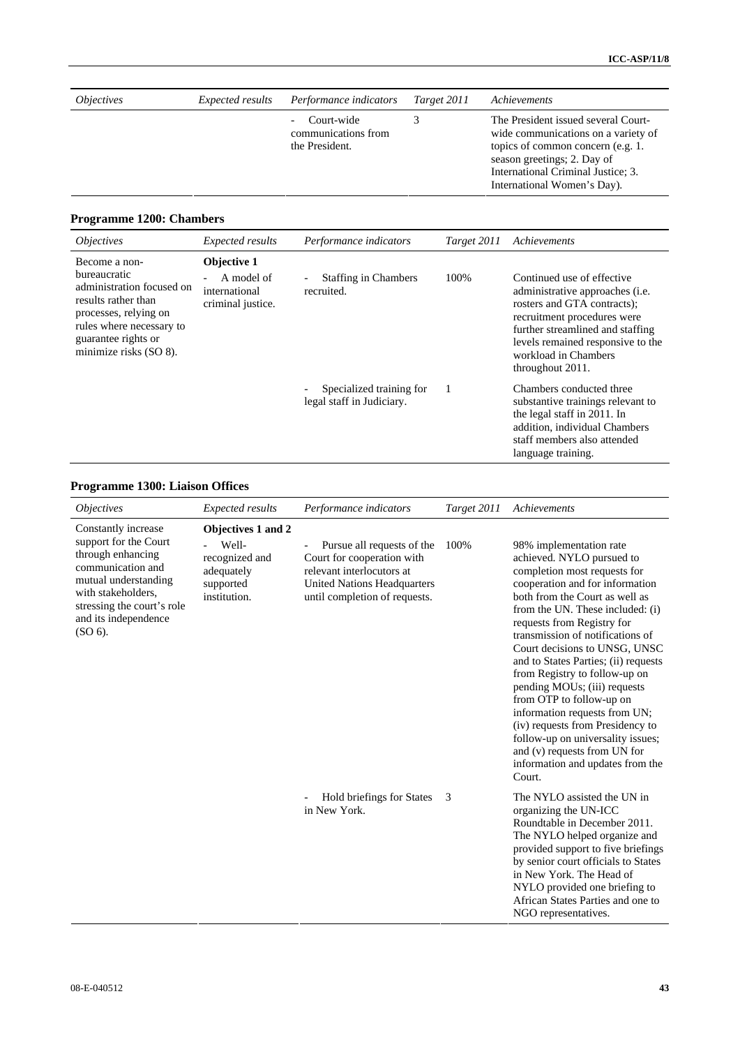| *Objectives* | *Expected results* | *Performance indicators* | *Target 2011* | *Achievements* |
|---|---|---|---|---|
| | | - Court-wide communications from the President. | 3 | The President issued several Court-wide communications on a variety of topics of common concern (e.g. 1. season greetings; 2. Day of International Criminal Justice; 3. International Women's Day). |

## Programme 1200: Chambers

| *Objectives* | *Expected results* | *Performance indicators* | *Target 2011* | *Achievements* |
|---|---|---|---|---|
| Become a non-bureaucratic administration focused on results rather than processes, relying on rules where necessary to guarantee rights or minimize risks (SO 8). | **Objective 1** - A model of international criminal justice. | - Staffing in Chambers recruited. | 100% | Continued use of effective administrative approaches (i.e. rosters and GTA contracts); recruitment procedures were further streamlined and staffing levels remained responsive to the workload in Chambers throughout 2011. |
| | | - Specialized training for legal staff in Judiciary. | 1 | Chambers conducted three substantive trainings relevant to the legal staff in 2011. In addition, individual Chambers staff members also attended language training. |

## Programme 1300: Liaison Offices

| *Objectives* | *Expected results* | *Performance indicators* | *Target 2011* | *Achievements* |
|---|---|---|---|---|
| Constantly increase support for the Court through enhancing communication and mutual understanding with stakeholders, stressing the court's role and its independence (SO 6). | **Objectives 1 and 2** - Well-recognized and adequately supported institution. | - Pursue all requests of the Court for cooperation with relevant interlocutors at United Nations Headquarters until completion of requests. | 100% | 98% implementation rate achieved. NYLO pursued to completion most requests for cooperation and for information both from the Court as well as from the UN. These included: (i) requests from Registry for transmission of notifications of Court decisions to UNSG, UNSC and to States Parties; (ii) requests from Registry to follow-up on pending MOUs; (iii) requests from OTP to follow-up on information requests from UN; (iv) requests from Presidency to follow-up on universality issues; and (v) requests from UN for information and updates from the Court. |
| | | - Hold briefings for States in New York. | 3 | The NYLO assisted the UN in organizing the UN-ICC Roundtable in December 2011. The NYLO helped organize and provided support to five briefings by senior court officials to States in New York. The Head of NYLO provided one briefing to African States Parties and one to NGO representatives. |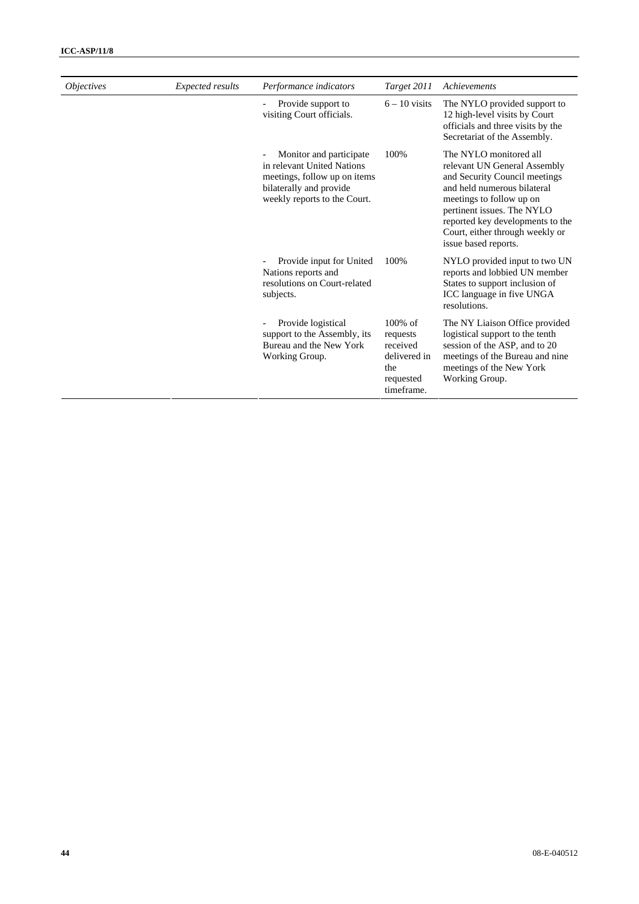| *Objectives* | *Expected results* | *Performance indicators* | *Target 2011* | *Achievements* |
|---|---|---|---|---|
| | | - Provide support to visiting Court officials. | 6 – 10 visits | The NYLO provided support to 12 high-level visits by Court officials and three visits by the Secretariat of the Assembly. |
| | | - Monitor and participate in relevant United Nations meetings, follow up on items bilaterally and provide weekly reports to the Court. | 100% | The NYLO monitored all relevant UN General Assembly and Security Council meetings and held numerous bilateral meetings to follow up on pertinent issues. The NYLO reported key developments to the Court, either through weekly or issue based reports. |
| | | - Provide input for United Nations reports and resolutions on Court-related subjects. | 100% | NYLO provided input to two UN reports and lobbied UN member States to support inclusion of ICC language in five UNGA resolutions. |
| | | - Provide logistical support to the Assembly, its Bureau and the New York Working Group. | 100% of requests received delivered in the requested timeframe. | The NY Liaison Office provided logistical support to the tenth session of the ASP, and to 20 meetings of the Bureau and nine meetings of the New York Working Group. |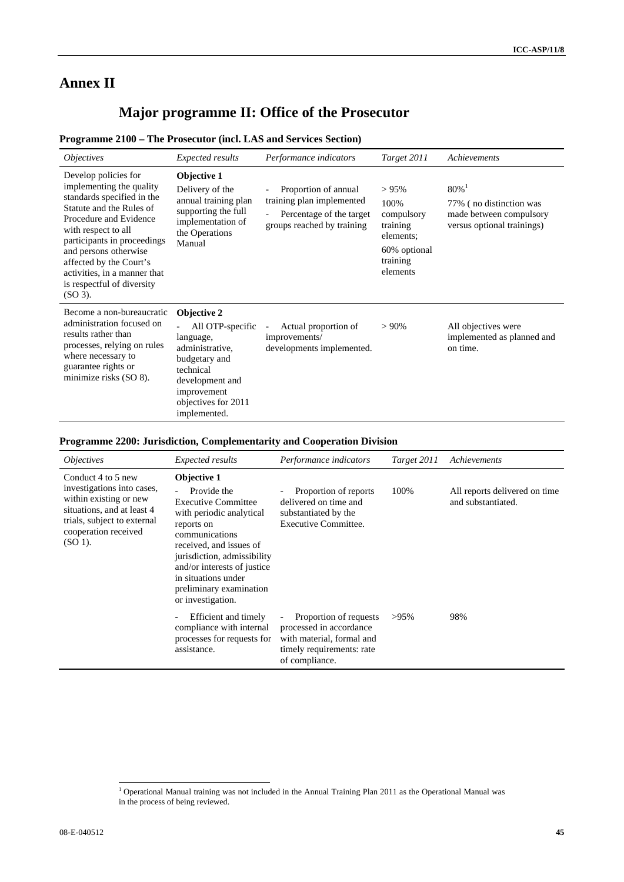# Annex II

## Major programme II: Office of the Prosecutor

### Programme 2100 – The Prosecutor (incl. LAS and Services Section)

| *Objectives* | *Expected results* | *Performance indicators* | *Target 2011* | *Achievements* |
|---|---|---|---|---|
| Develop policies for implementing the quality standards specified in the Statute and the Rules of Procedure and Evidence with respect to all participants in proceedings and persons otherwise affected by the Court's activities, in a manner that is respectful of diversity (SO 3). | **Objective 1** Delivery of the annual training plan supporting the full implementation of the Operations Manual | - Proportion of annual training plan implemented<br>- Percentage of the target groups reached by training | > 95%<br>100% compulsory training elements;<br>60% optional training elements | 80%[1]<br>77% ( no distinction was made between compulsory versus optional trainings) |
| Become a non-bureaucratic administration focused on results rather than processes, relying on rules where necessary to guarantee rights or minimize risks (SO 8). | **Objective 2**<br>- All OTP-specific language, administrative, budgetary and technical development and improvement objectives for 2011 implemented. | - Actual proportion of improvements/ developments implemented. | > 90% | All objectives were implemented as planned and on time. |

### Programme 2200: Jurisdiction, Complementarity and Cooperation Division

| *Objectives* | *Expected results* | *Performance indicators* | *Target 2011* | *Achievements* |
|---|---|---|---|---|
| Conduct 4 to 5 new investigations into cases, within existing or new situations, and at least 4 trials, subject to external cooperation received (SO 1). | **Objective 1**<br>- Provide the Executive Committee with periodic analytical reports on communications received, and issues of jurisdiction, admissibility and/or interests of justice in situations under preliminary examination or investigation. | - Proportion of reports delivered on time and substantiated by the Executive Committee. | 100% | All reports delivered on time and substantiated. |
| | - Efficient and timely compliance with internal processes for requests for assistance. | - Proportion of requests processed in accordance with material, formal and timely requirements: rate of compliance. | >95% | 98% |

[1] Operational Manual training was not included in the Annual Training Plan 2011 as the Operational Manual was in the process of being reviewed.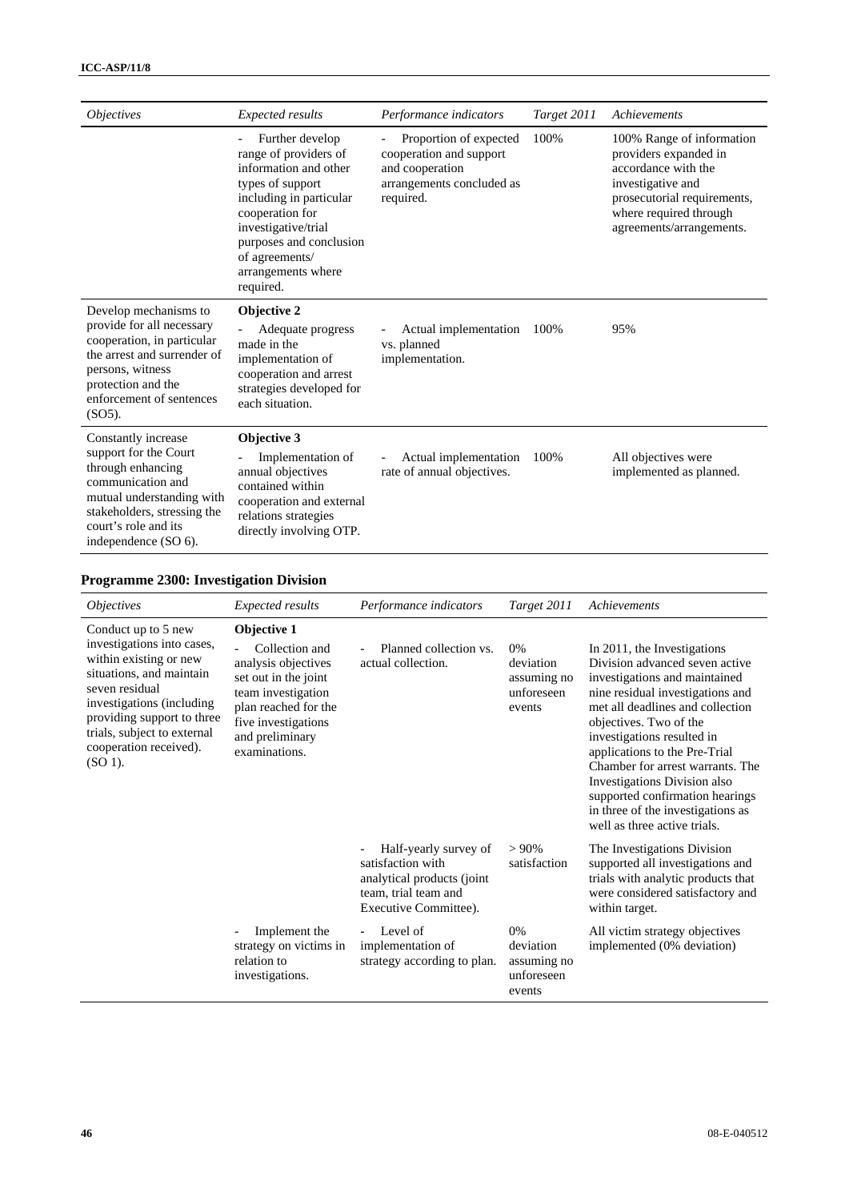| *Objectives* | *Expected results* | *Performance indicators* | *Target 2011* | *Achievements* |
|---|---|---|---|---|
| | - Further develop range of providers of information and other types of support including in particular cooperation for investigative/trial purposes and conclusion of agreements/ arrangements where required. | - Proportion of expected cooperation and support and cooperation arrangements concluded as required. | 100% | 100% Range of information providers expanded in accordance with the investigative and prosecutorial requirements, where required through agreements/arrangements. |
| Develop mechanisms to provide for all necessary cooperation, in particular the arrest and surrender of persons, witness protection and the enforcement of sentences (SO5). | **Objective 2**<br>- Adequate progress made in the implementation of cooperation and arrest strategies developed for each situation. | - Actual implementation vs. planned implementation. | 100% | 95% |
| Constantly increase support for the Court through enhancing communication and mutual understanding with stakeholders, stressing the court's role and its independence (SO 6). | **Objective 3**<br>- Implementation of annual objectives contained within cooperation and external relations strategies directly involving OTP. | - Actual implementation rate of annual objectives. | 100% | All objectives were implemented as planned. |

## Programme 2300: Investigation Division

| *Objectives* | *Expected results* | *Performance indicators* | *Target 2011* | *Achievements* |
|---|---|---|---|---|
| Conduct up to 5 new investigations into cases, within existing or new situations, and maintain seven residual investigations (including providing support to three trials, subject to external cooperation received). (SO 1). | **Objective 1**<br>- Collection and analysis objectives set out in the joint team investigation plan reached for the five investigations and preliminary examinations. | - Planned collection vs. actual collection. | 0% deviation assuming no unforeseen events | In 2011, the Investigations Division advanced seven active investigations and maintained nine residual investigations and met all deadlines and collection objectives. Two of the investigations resulted in applications to the Pre-Trial Chamber for arrest warrants. The Investigations Division also supported confirmation hearings in three of the investigations as well as three active trials. |
| | | - Half-yearly survey of satisfaction with analytical products (joint team, trial team and Executive Committee). | > 90% satisfaction | The Investigations Division supported all investigations and trials with analytic products that were considered satisfactory and within target. |
| | - Implement the strategy on victims in relation to investigations. | - Level of implementation of strategy according to plan. | 0% deviation assuming no unforeseen events | All victim strategy objectives implemented (0% deviation) |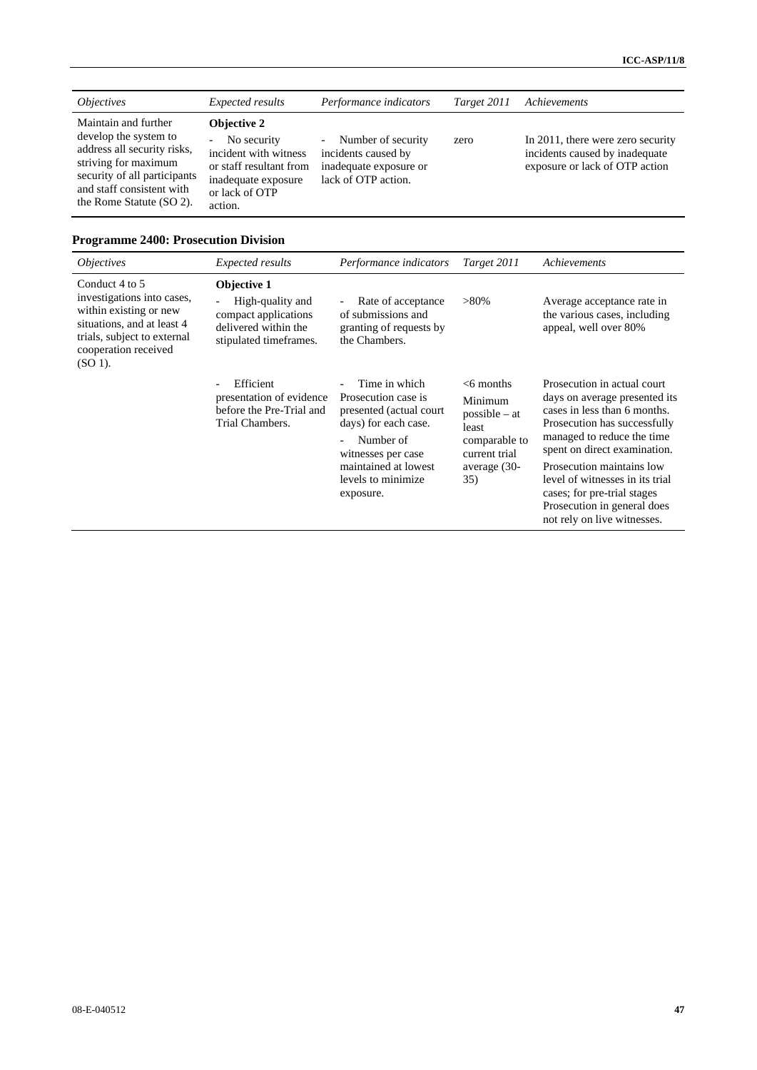| *Objectives* | *Expected results* | *Performance indicators* | *Target 2011* | *Achievements* |
|---|---|---|---|---|
| Maintain and further develop the system to address all security risks, striving for maximum security of all participants and staff consistent with the Rome Statute (SO 2). | **Objective 2**<br>- No security incident with witness or staff resultant from inadequate exposure or lack of OTP action. | - Number of security incidents caused by inadequate exposure or lack of OTP action. | zero | In 2011, there were zero security incidents caused by inadequate exposure or lack of OTP action |

## Programme 2400: Prosecution Division

| *Objectives* | *Expected results* | *Performance indicators* | *Target 2011* | *Achievements* |
|---|---|---|---|---|
| Conduct 4 to 5 investigations into cases, within existing or new situations, and at least 4 trials, subject to external cooperation received (SO 1). | **Objective 1**<br>- High-quality and compact applications delivered within the stipulated timeframes. | - Rate of acceptance of submissions and granting of requests by the Chambers. | >80% | Average acceptance rate in the various cases, including appeal, well over 80% |
| | - Efficient presentation of evidence before the Pre-Trial and Trial Chambers. | - Time in which Prosecution case is presented (actual court days) for each case.<br>- Number of witnesses per case maintained at lowest levels to minimize exposure. | <6 months<br>Minimum possible – at least comparable to current trial average (30-35) | Prosecution in actual court days on average presented its cases in less than 6 months. Prosecution has successfully managed to reduce the time spent on direct examination.<br>Prosecution maintains low level of witnesses in its trial cases; for pre-trial stages Prosecution in general does not rely on live witnesses. |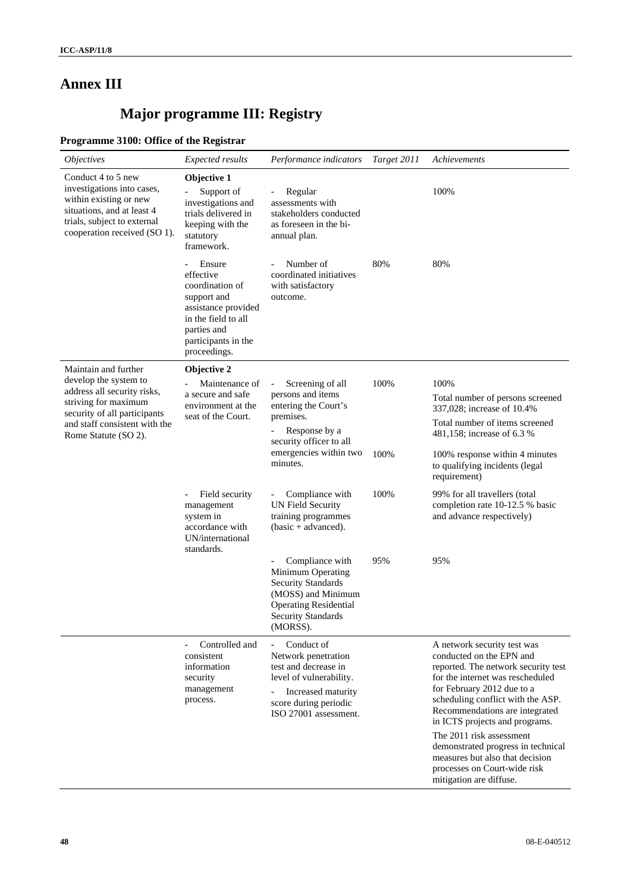# Annex III

## Major programme III: Registry

### Programme 3100: Office of the Registrar

| *Objectives* | *Expected results* | *Performance indicators* | *Target 2011* | *Achievements* |
|---|---|---|---|---|
| Conduct 4 to 5 new investigations into cases, within existing or new situations, and at least 4 trials, subject to external cooperation received (SO 1). | **Objective 1**<br>- Support of investigations and trials delivered in keeping with the statutory framework. | - Regular assessments with stakeholders conducted as foreseen in the bi-annual plan. | | 100% |
| | - Ensure effective coordination of support and assistance provided in the field to all parties and participants in the proceedings. | - Number of coordinated initiatives with satisfactory outcome. | 80% | 80% |
| Maintain and further develop the system to address all security risks, striving for maximum security of all participants and staff consistent with the Rome Statute (SO 2). | **Objective 2**<br>- Maintenance of a secure and safe environment at the seat of the Court. | - Screening of all persons and items entering the Court's premises.<br>- Response by a security officer to all emergencies within two minutes. | 100%<br><br>100% | 100%<br>Total number of persons screened 337,028; increase of 10.4%<br>Total number of items screened 481,158; increase of 6.3 %<br>100% response within 4 minutes to qualifying incidents (legal requirement) |
| | - Field security management system in accordance with UN/international standards. | - Compliance with UN Field Security training programmes (basic + advanced). | 100% | 99% for all travellers (total completion rate 10-12.5 % basic and advance respectively) |
| | | - Compliance with Minimum Operating Security Standards (MOSS) and Minimum Operating Residential Security Standards (MORSS). | 95% | 95% |
| | - Controlled and consistent information security management process. | - Conduct of Network penetration test and decrease in level of vulnerability.<br>- Increased maturity score during periodic ISO 27001 assessment. | | A network security test was conducted on the EPN and reported. The network security test for the internet was rescheduled for February 2012 due to a scheduling conflict with the ASP. Recommendations are integrated in ICTS projects and programs.<br>The 2011 risk assessment demonstrated progress in technical measures but also that decision processes on Court-wide risk mitigation are diffuse. |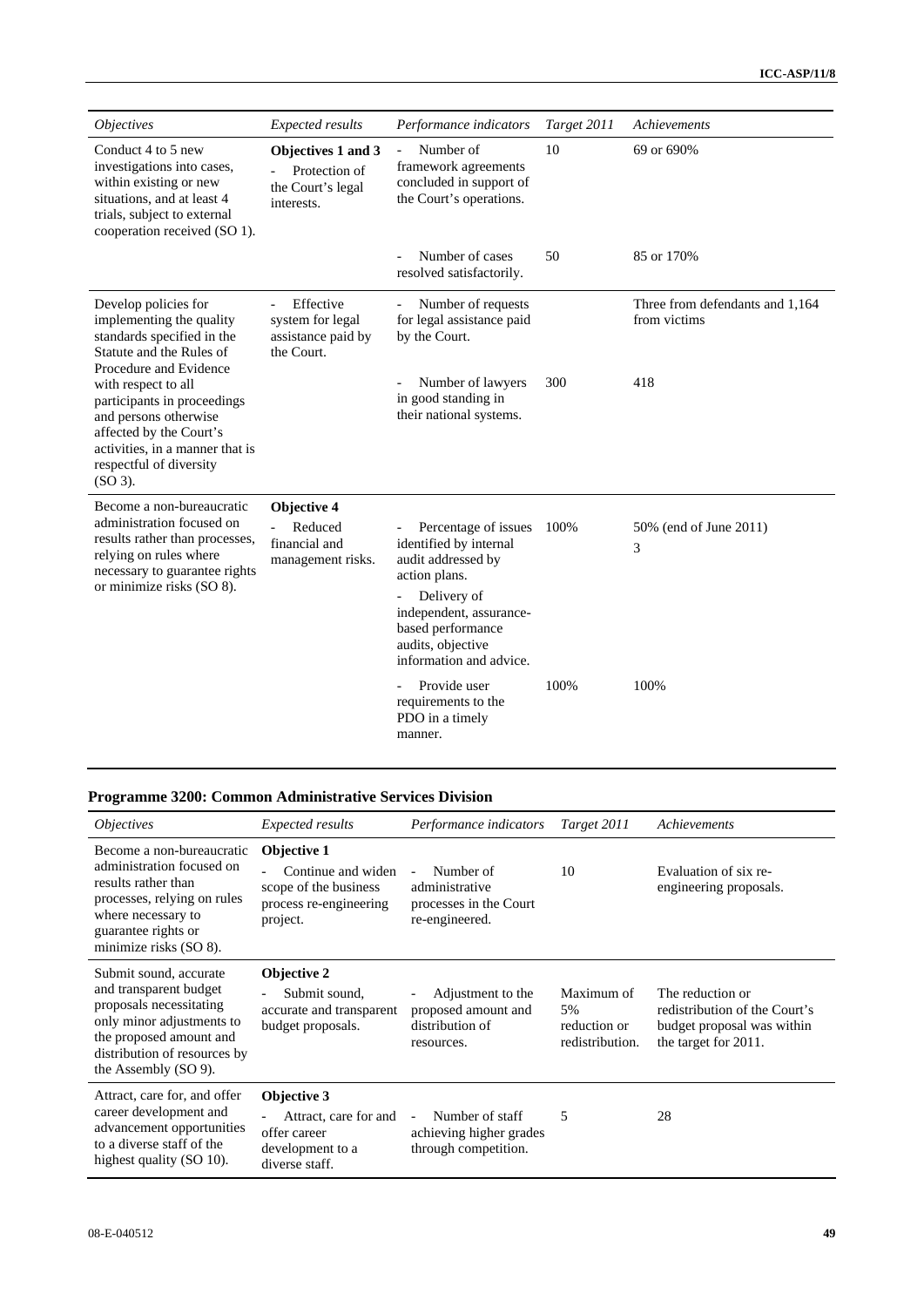| *Objectives* | *Expected results* | *Performance indicators* | *Target 2011* | *Achievements* |
|---|---|---|---|---|
| Conduct 4 to 5 new investigations into cases, within existing or new situations, and at least 4 trials, subject to external cooperation received (SO 1). | **Objectives 1 and 3**<br>- Protection of the Court's legal interests. | - Number of framework agreements concluded in support of the Court's operations. | 10 | 69 or 690% |
| | | - Number of cases resolved satisfactorily. | 50 | 85 or 170% |
| Develop policies for implementing the quality standards specified in the Statute and the Rules of Procedure and Evidence with respect to all participants in proceedings and persons otherwise affected by the Court's activities, in a manner that is respectful of diversity (SO 3). | - Effective system for legal assistance paid by the Court. | - Number of requests for legal assistance paid by the Court. | | Three from defendants and 1,164 from victims |
| | | - Number of lawyers in good standing in their national systems. | 300 | 418 |
| Become a non-bureaucratic administration focused on results rather than processes, relying on rules where necessary to guarantee rights or minimize risks (SO 8). | **Objective 4**<br>- Reduced financial and management risks. | - Percentage of issues identified by internal audit addressed by action plans. | 100% | 50% (end of June 2011) |
| | | - Delivery of independent, assurance-based performance audits, objective information and advice. | | 3 |
| | | - Provide user requirements to the PDO in a timely manner. | 100% | 100% |

## Programme 3200: Common Administrative Services Division

| *Objectives* | *Expected results* | *Performance indicators* | *Target 2011* | *Achievements* |
|---|---|---|---|---|
| Become a non-bureaucratic administration focused on results rather than processes, relying on rules where necessary to guarantee rights or minimize risks (SO 8). | **Objective 1**<br>- Continue and widen scope of the business process re-engineering project. | - Number of administrative processes in the Court re-engineered. | 10 | Evaluation of six re-engineering proposals. |
| Submit sound, accurate and transparent budget proposals necessitating only minor adjustments to the proposed amount and distribution of resources by the Assembly (SO 9). | **Objective 2**<br>- Submit sound, accurate and transparent budget proposals. | - Adjustment to the proposed amount and distribution of resources. | Maximum of 5% reduction or redistribution. | The reduction or redistribution of the Court's budget proposal was within the target for 2011. |
| Attract, care for, and offer career development and advancement opportunities to a diverse staff of the highest quality (SO 10). | **Objective 3**<br>- Attract, care for and offer career development to a diverse staff. | - Number of staff achieving higher grades through competition. | 5 | 28 |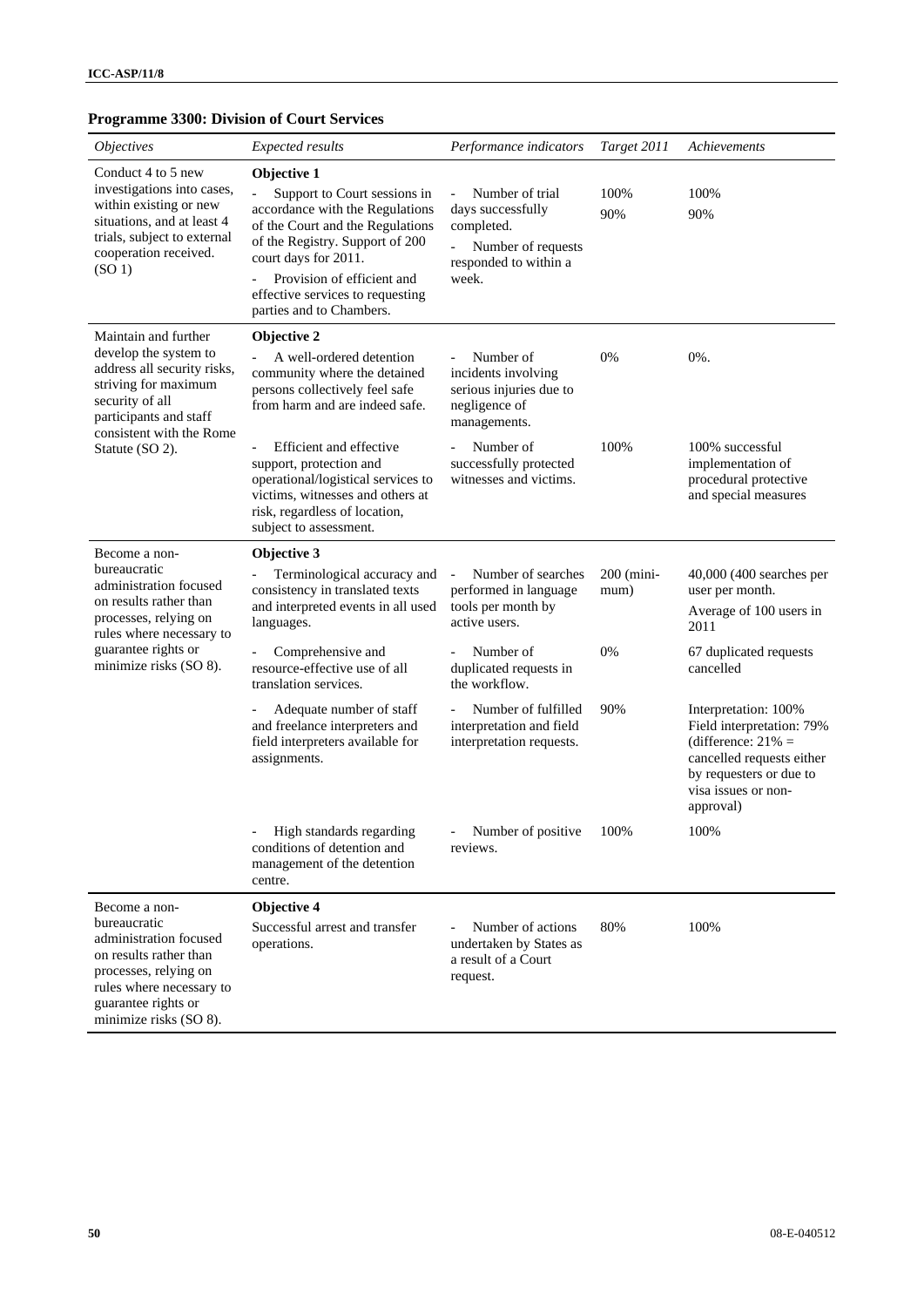## Programme 3300: Division of Court Services

| *Objectives* | *Expected results* | *Performance indicators* | *Target 2011* | *Achievements* |
|---|---|---|---|---|
| Conduct 4 to 5 new investigations into cases, within existing or new situations, and at least 4 trials, subject to external cooperation received. (SO 1) | **Objective 1**<br>- Support to Court sessions in accordance with the Regulations of the Court and the Regulations of the Registry. Support of 200 court days for 2011.<br>- Provision of efficient and effective services to requesting parties and to Chambers. | - Number of trial days successfully completed.<br>- Number of requests responded to within a week. | 100%<br>90% | 100%<br>90% |
| Maintain and further develop the system to address all security risks, striving for maximum security of all participants and staff consistent with the Rome Statute (SO 2). | **Objective 2**<br>- A well-ordered detention community where the detained persons collectively feel safe from harm and are indeed safe. | - Number of incidents involving serious injuries due to negligence of managements. | 0% | 0%. |
| | - Efficient and effective support, protection and operational/logistical services to victims, witnesses and others at risk, regardless of location, subject to assessment. | - Number of successfully protected witnesses and victims. | 100% | 100% successful implementation of procedural protective and special measures |
| Become a non-bureaucratic administration focused on results rather than processes, relying on rules where necessary to guarantee rights or minimize risks (SO 8). | **Objective 3**<br>- Terminological accuracy and consistency in translated texts and interpreted events in all used languages. | - Number of searches performed in language tools per month by active users. | 200 (minimum) | 40,000 (400 searches per user per month.<br>Average of 100 users in 2011 |
| | - Comprehensive and resource-effective use of all translation services. | - Number of duplicated requests in the workflow. | 0% | 67 duplicated requests cancelled |
| | - Adequate number of staff and freelance interpreters and field interpreters available for assignments. | - Number of fulfilled interpretation and field interpretation requests. | 90% | Interpretation: 100%<br>Field interpretation: 79% (difference: 21% = cancelled requests either by requesters or due to visa issues or non-approval) |
| | - High standards regarding conditions of detention and management of the detention centre. | - Number of positive reviews. | 100% | 100% |
| Become a non-bureaucratic administration focused on results rather than processes, relying on rules where necessary to guarantee rights or minimize risks (SO 8). | **Objective 4**<br>Successful arrest and transfer operations. | - Number of actions undertaken by States as a result of a Court request. | 80% | 100% |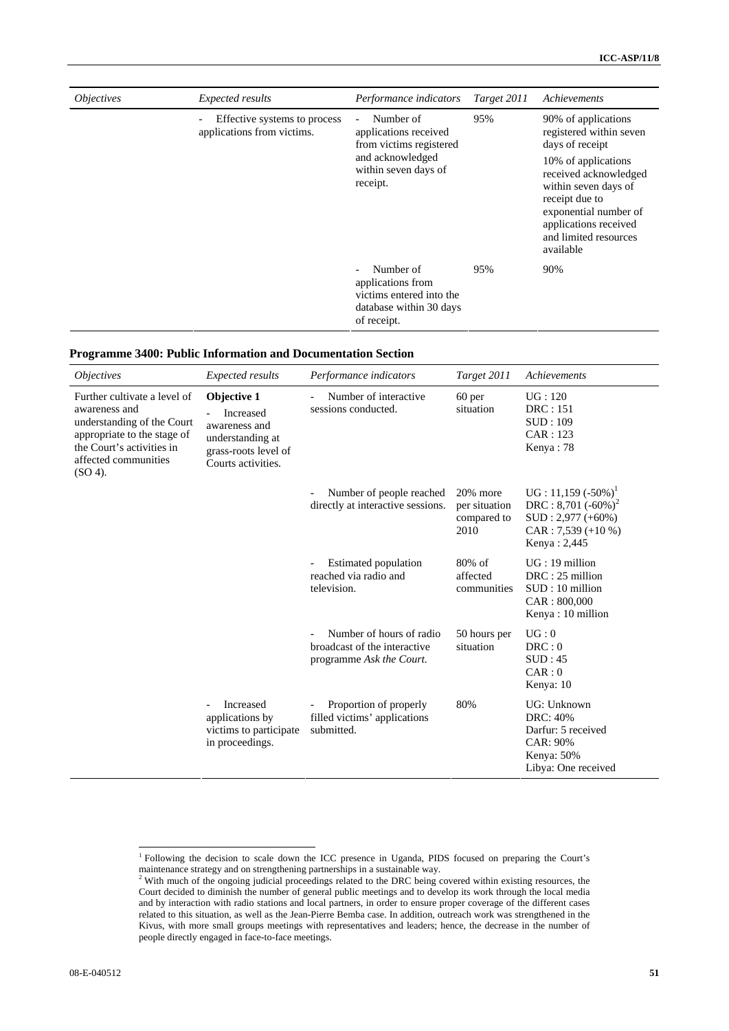| *Objectives* | *Expected results* | *Performance indicators* | *Target 2011* | *Achievements* |
|---|---|---|---|---|
| | - Effective systems to process applications from victims. | - Number of applications received from victims registered and acknowledged within seven days of receipt. | 95% | 90% of applications registered within seven days of receipt<br>10% of applications received acknowledged within seven days of receipt due to exponential number of applications received and limited resources available |
| | | - Number of applications from victims entered into the database within 30 days of receipt. | 95% | 90% |

**Programme 3400: Public Information and Documentation Section**

| *Objectives* | *Expected results* | *Performance indicators* | *Target 2011* | *Achievements* |
|---|---|---|---|---|
| Further cultivate a level of awareness and understanding of the Court appropriate to the stage of the Court's activities in affected communities (SO 4). | **Objective 1**<br>- Increased awareness and understanding at grass-roots level of Courts activities. | - Number of interactive sessions conducted. | 60 per situation | UG : 120<br>DRC : 151<br>SUD : 109<br>CAR : 123<br>Kenya : 78 |
| | | - Number of people reached directly at interactive sessions. | 20% more per situation compared to 2010 | UG : 11,159 (-50%)[1]<br>DRC : 8,701 (-60%)[2]<br>SUD : 2,977 (+60%)<br>CAR : 7,539 (+10 %)<br>Kenya : 2,445 |
| | | - Estimated population reached via radio and television. | 80% of affected communities | UG : 19 million<br>DRC : 25 million<br>SUD : 10 million<br>CAR : 800,000<br>Kenya : 10 million |
| | | - Number of hours of radio broadcast of the interactive programme *Ask the Court.* | 50 hours per situation | UG : 0<br>DRC : 0<br>SUD : 45<br>CAR : 0<br>Kenya: 10 |
| | - Increased applications by victims to participate in proceedings. | - Proportion of properly filled victims' applications submitted. | 80% | UG: Unknown<br>DRC: 40%<br>Darfur: 5 received<br>CAR: 90%<br>Kenya: 50%<br>Libya: One received |

[1] Following the decision to scale down the ICC presence in Uganda, PIDS focused on preparing the Court's maintenance strategy and on strengthening partnerships in a sustainable way.

[2] With much of the ongoing judicial proceedings related to the DRC being covered within existing resources, the Court decided to diminish the number of general public meetings and to develop its work through the local media and by interaction with radio stations and local partners, in order to ensure proper coverage of the different cases related to this situation, as well as the Jean-Pierre Bemba case. In addition, outreach work was strengthened in the Kivus, with more small groups meetings with representatives and leaders; hence, the decrease in the number of people directly engaged in face-to-face meetings.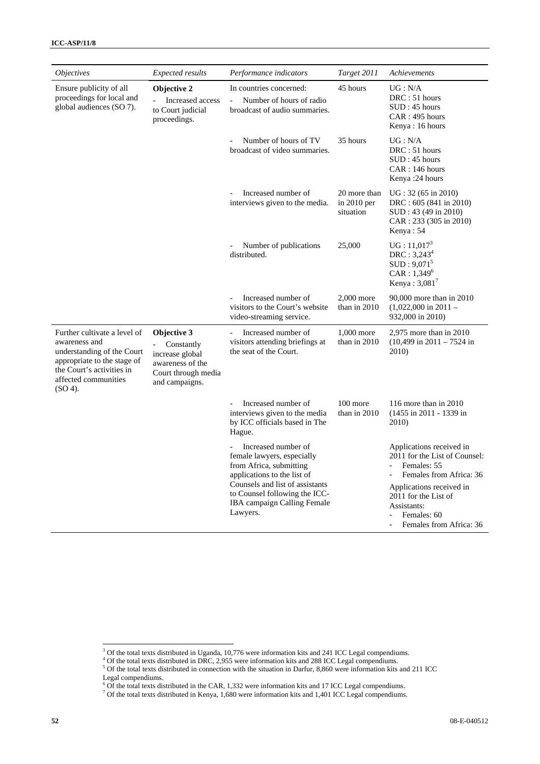| *Objectives* | *Expected results* | *Performance indicators* | *Target 2011* | *Achievements* |
|---|---|---|---|---|
| Ensure publicity of all proceedings for local and global audiences (SO 7). | **Objective 2**<br>- Increased access to Court judicial proceedings. | In countries concerned:<br>- Number of hours of radio broadcast of audio summaries. | 45 hours | UG : N/A<br>DRC : 51 hours<br>SUD : 45 hours<br>CAR : 495 hours<br>Kenya : 16 hours |
| | | - Number of hours of TV broadcast of video summaries. | 35 hours | UG : N/A<br>DRC : 51 hours<br>SUD : 45 hours<br>CAR : 146 hours<br>Kenya :24 hours |
| | | - Increased number of interviews given to the media. | 20 more than in 2010 per situation | UG : 32 (65 in 2010)<br>DRC : 605 (841 in 2010)<br>SUD : 43 (49 in 2010)<br>CAR : 233 (305 in 2010)<br>Kenya : 54 |
| | | - Number of publications distributed. | 25,000 | UG : 11,017[3]<br>DRC : 3,243[4]<br>SUD : 9,071[5]<br>CAR : 1,349[6]<br>Kenya : 3,081[7] |
| | | - Increased number of visitors to the Court's website video-streaming service. | 2,000 more than in 2010 | 90,000 more than in 2010 (1,022,000 in 2011 – 932,000 in 2010) |
| Further cultivate a level of awareness and understanding of the Court appropriate to the stage of the Court's activities in affected communities (SO 4). | **Objective 3**<br>- Constantly increase global awareness of the Court through media and campaigns. | - Increased number of visitors attending briefings at the seat of the Court. | 1,000 more than in 2010 | 2,975 more than in 2010 (10,499 in 2011 – 7524 in 2010) |
| | | - Increased number of interviews given to the media by ICC officials based in The Hague. | 100 more than in 2010 | 116 more than in 2010 (1455 in 2011 - 1339 in 2010) |
| | | - Increased number of female lawyers, especially from Africa, submitting applications to the list of Counsels and list of assistants to Counsel following the ICC-IBA campaign Calling Female Lawyers. | | Applications received in 2011 for the List of Counsel:<br>- Females: 55<br>- Females from Africa: 36<br>Applications received in 2011 for the List of Assistants:<br>- Females: 60<br>- Females from Africa: 36 |

[3] Of the total texts distributed in Uganda, 10,776 were information kits and 241 ICC Legal compendiums.

[4] Of the total texts distributed in DRC, 2,955 were information kits and 288 ICC Legal compendiums.

[5] Of the total texts distributed in connection with the situation in Darfur, 8,860 were information kits and 211 ICC Legal compendiums.

[6] Of the total texts distributed in the CAR, 1,332 were information kits and 17 ICC Legal compendiums.

[7] Of the total texts distributed in Kenya, 1,680 were information kits and 1,401 ICC Legal compendiums.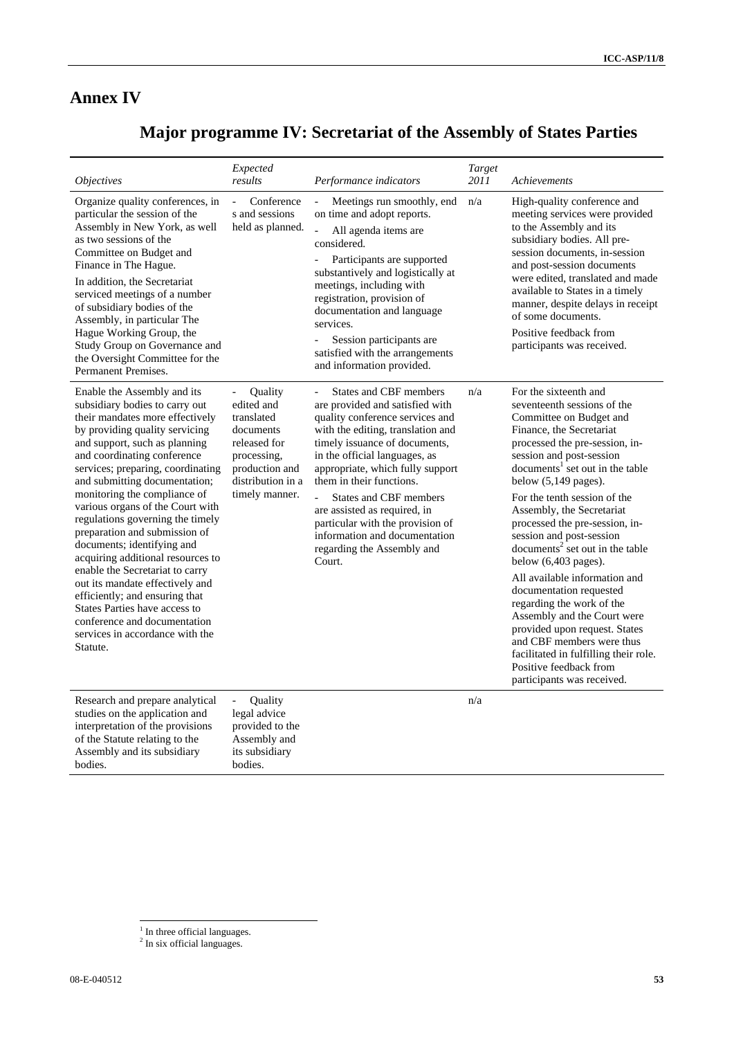# Annex IV

## Major programme IV: Secretariat of the Assembly of States Parties

| *Objectives* | *Expected results* | *Performance indicators* | *Target 2011* | *Achievements* |
|---|---|---|---|---|
| Organize quality conferences, in particular the session of the Assembly in New York, as well as two sessions of the Committee on Budget and Finance in The Hague.<br><br>In addition, the Secretariat serviced meetings of a number of subsidiary bodies of the Assembly, in particular The Hague Working Group, the Study Group on Governance and the Oversight Committee for the Permanent Premises. | - Conferences and sessions held as planned. | - Meetings run smoothly, end on time and adopt reports.<br>- All agenda items are considered.<br>- Participants are supported substantively and logistically at meetings, including with registration, provision of documentation and language services.<br>- Session participants are satisfied with the arrangements and information provided. | n/a | High-quality conference and meeting services were provided to the Assembly and its subsidiary bodies. All pre-session documents, in-session and post-session documents were edited, translated and made available to States in a timely manner, despite delays in receipt of some documents.<br><br>Positive feedback from participants was received. |
| Enable the Assembly and its subsidiary bodies to carry out their mandates more effectively by providing quality servicing and support, such as planning and coordinating conference services; preparing, coordinating and submitting documentation; monitoring the compliance of various organs of the Court with regulations governing the timely preparation and submission of documents; identifying and acquiring additional resources to enable the Secretariat to carry out its mandate effectively and efficiently; and ensuring that States Parties have access to conference and documentation services in accordance with the Statute. | - Quality edited and translated documents released for processing, production and distribution in a timely manner. | - States and CBF members are provided and satisfied with quality conference services and with the editing, translation and timely issuance of documents, in the official languages, as appropriate, which fully support them in their functions.<br>- States and CBF members are assisted as required, in particular with the provision of information and documentation regarding the Assembly and Court. | n/a | For the sixteenth and seventeenth sessions of the Committee on Budget and Finance, the Secretariat processed the pre-session, in-session and post-session documents[1] set out in the table below (5,149 pages).<br><br>For the tenth session of the Assembly, the Secretariat processed the pre-session, in-session and post-session documents[2] set out in the table below (6,403 pages).<br><br>All available information and documentation requested regarding the work of the Assembly and the Court were provided upon request. States and CBF members were thus facilitated in fulfilling their role. Positive feedback from participants was received. |
| Research and prepare analytical studies on the application and interpretation of the provisions of the Statute relating to the Assembly and its subsidiary bodies. | - Quality legal advice provided to the Assembly and its subsidiary bodies. | | n/a | |

[1] In three official languages.
[2] In six official languages.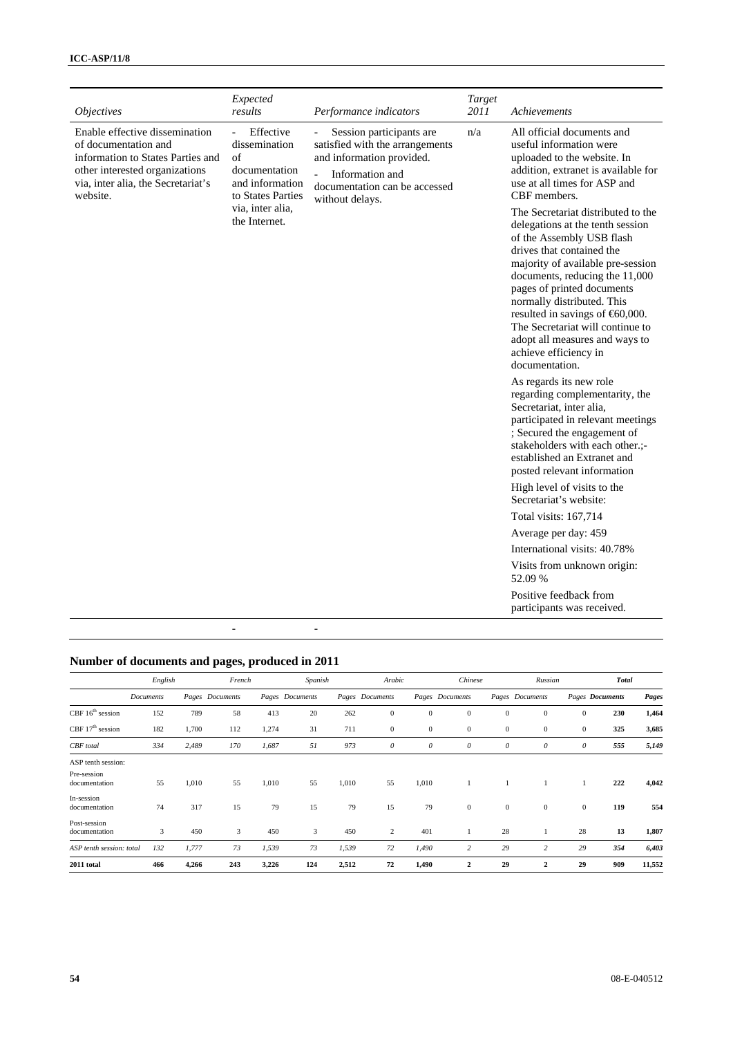| *Objectives* | *Expected results* | *Performance indicators* | *Target 2011* | *Achievements* |
|---|---|---|---|---|
| Enable effective dissemination of documentation and information to States Parties and other interested organizations via, inter alia, the Secretariat's website. | - Effective dissemination of documentation and information to States Parties via, inter alia, the Internet. | - Session participants are satisfied with the arrangements and information provided.<br>- Information and documentation can be accessed without delays. | n/a | All official documents and useful information were uploaded to the website. In addition, extranet is available for use at all times for ASP and CBF members.<br><br>The Secretariat distributed to the delegations at the tenth session of the Assembly USB flash drives that contained the majority of available pre-session documents, reducing the 11,000 pages of printed documents normally distributed. This resulted in savings of €60,000. The Secretariat will continue to adopt all measures and ways to achieve efficiency in documentation.<br><br>As regards its new role regarding complementarity, the Secretariat, inter alia, participated in relevant meetings ; Secured the engagement of stakeholders with each other.;- established an Extranet and posted relevant information<br><br>High level of visits to the Secretariat's website:<br><br>Total visits: 167,714<br><br>Average per day: 459<br><br>International visits: 40.78%<br><br>Visits from unknown origin: 52.09 %<br><br>Positive feedback from participants was received. |
| | - | - | | |

## Number of documents and pages, produced in 2011

| | *English* | | *French* | | *Spanish* | | *Arabic* | | *Chinese* | | *Russian* | | *Total* | |
|---|---|---|---|---|---|---|---|---|---|---|---|---|---|---|
| | *Documents* | *Pages* | *Documents* | *Pages* | *Documents* | *Pages* | *Documents* | *Pages* | *Documents* | *Pages* | *Documents* | *Pages* | ***Documents*** | ***Pages*** |
| CBF 16th session | 152 | 789 | 58 | 413 | 20 | 262 | 0 | 0 | 0 | 0 | 0 | 0 | **230** | **1,464** |
| CBF 17th session | 182 | 1,700 | 112 | 1,274 | 31 | 711 | 0 | 0 | 0 | 0 | 0 | 0 | **325** | **3,685** |
| *CBF total* | *334* | *2,489* | *170* | *1,687* | *51* | *973* | *0* | *0* | *0* | *0* | *0* | *0* | ***555*** | ***5,149*** |
| ASP tenth session: | | | | | | | | | | | | | | |
| Pre-session documentation | 55 | 1,010 | 55 | 1,010 | 55 | 1,010 | 55 | 1,010 | 1 | 1 | 1 | 1 | **222** | **4,042** |
| In-session documentation | 74 | 317 | 15 | 79 | 15 | 79 | 15 | 79 | 0 | 0 | 0 | 0 | **119** | **554** |
| Post-session documentation | 3 | 450 | 3 | 450 | 3 | 450 | 2 | 401 | 1 | 28 | 1 | 28 | **13** | **1,807** |
| *ASP tenth session: total* | *132* | *1,777* | *73* | *1,539* | *73* | *1,539* | *72* | *1,490* | *2* | *29* | *2* | *29* | ***354*** | ***6,403*** |
| **2011 total** | **466** | **4,266** | **243** | **3,226** | **124** | **2,512** | **72** | **1,490** | **2** | **29** | **2** | **29** | **909** | **11,552** |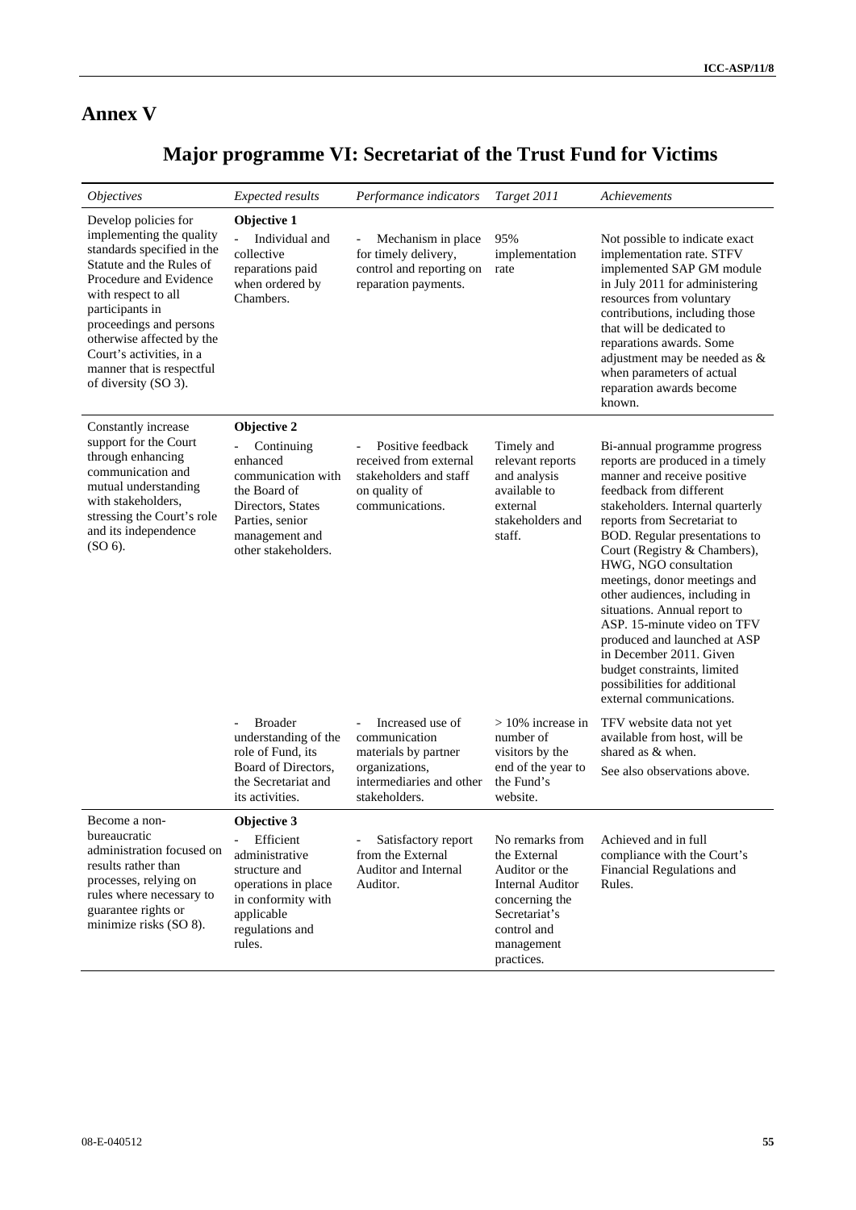# Annex V

## Major programme VI: Secretariat of the Trust Fund for Victims

| *Objectives* | *Expected results* | *Performance indicators* | *Target 2011* | *Achievements* |
|---|---|---|---|---|
| Develop policies for implementing the quality standards specified in the Statute and the Rules of Procedure and Evidence with respect to all participants in proceedings and persons otherwise affected by the Court's activities, in a manner that is respectful of diversity (SO 3). | **Objective 1**<br>- Individual and collective reparations paid when ordered by Chambers. | - Mechanism in place for timely delivery, control and reporting on reparation payments. | 95% implementation rate | Not possible to indicate exact implementation rate. STFV implemented SAP GM module in July 2011 for administering resources from voluntary contributions, including those that will be dedicated to reparations awards. Some adjustment may be needed as & when parameters of actual reparation awards become known. |
| Constantly increase support for the Court through enhancing communication and mutual understanding with stakeholders, stressing the Court's role and its independence (SO 6). | **Objective 2**<br>- Continuing enhanced communication with the Board of Directors, States Parties, senior management and other stakeholders. | - Positive feedback received from external stakeholders and staff on quality of communications. | Timely and relevant reports and analysis available to external stakeholders and staff. | Bi-annual programme progress reports are produced in a timely manner and receive positive feedback from different stakeholders. Internal quarterly reports from Secretariat to BOD. Regular presentations to Court (Registry & Chambers), HWG, NGO consultation meetings, donor meetings and other audiences, including in situations. Annual report to ASP. 15-minute video on TFV produced and launched at ASP in December 2011. Given budget constraints, limited possibilities for additional external communications. |
| | - Broader understanding of the role of Fund, its Board of Directors, the Secretariat and its activities. | - Increased use of communication materials by partner organizations, intermediaries and other stakeholders. | > 10% increase in number of visitors by the end of the year to the Fund's website. | TFV website data not yet available from host, will be shared as & when.<br>See also observations above. |
| Become a non-bureaucratic administration focused on results rather than processes, relying on rules where necessary to guarantee rights or minimize risks (SO 8). | **Objective 3**<br>- Efficient administrative structure and operations in place in conformity with applicable regulations and rules. | - Satisfactory report from the External Auditor and Internal Auditor. | No remarks from the External Auditor or the Internal Auditor concerning the Secretariat's control and management practices. | Achieved and in full compliance with the Court's Financial Regulations and Rules. |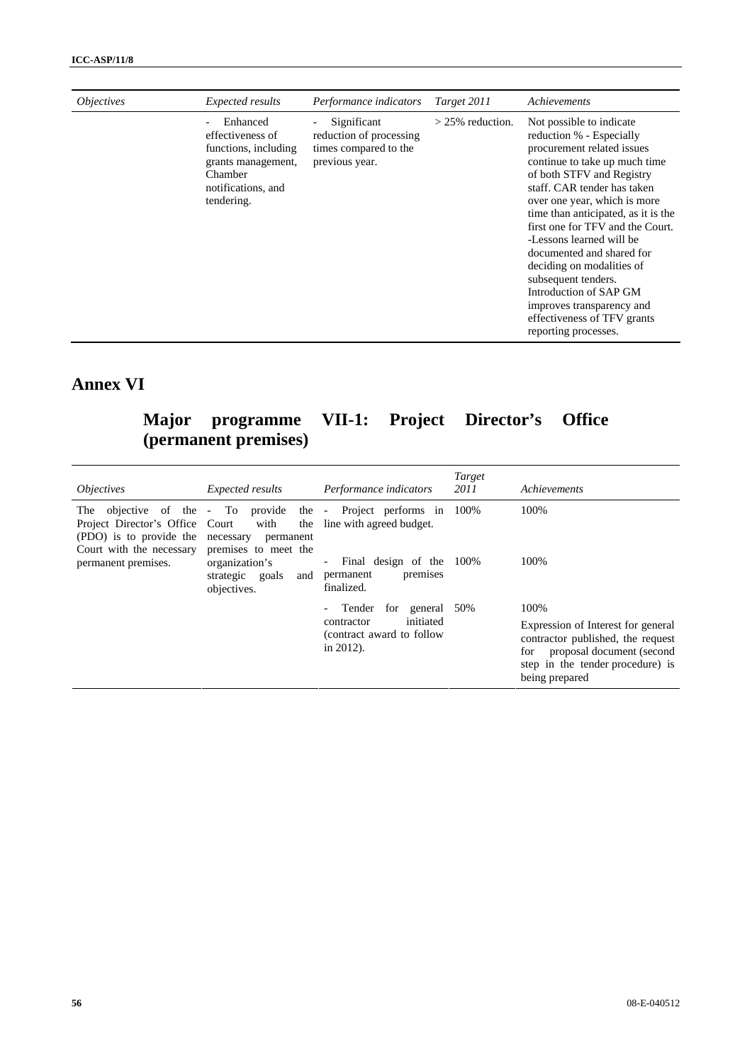| *Objectives* | *Expected results* | *Performance indicators* | *Target 2011* | *Achievements* |
|---|---|---|---|---|
| | - Enhanced effectiveness of functions, including grants management, Chamber notifications, and tendering. | - Significant reduction of processing times compared to the previous year. | > 25% reduction. | Not possible to indicate reduction % - Especially procurement related issues continue to take up much time of both STFV and Registry staff. CAR tender has taken over one year, which is more time than anticipated, as it is the first one for TFV and the Court. -Lessons learned will be documented and shared for deciding on modalities of subsequent tenders. Introduction of SAP GM improves transparency and effectiveness of TFV grants reporting processes. |

# Annex VI

## Major programme VII-1: Project Director's Office (permanent premises)

| *Objectives* | *Expected results* | *Performance indicators* | *Target 2011* | *Achievements* |
|---|---|---|---|---|
| The objective of the Project Director's Office (PDO) is to provide the Court with the necessary permanent premises. | - To provide the Court with the necessary permanent premises to meet the organization's strategic goals and objectives. | - Project performs in line with agreed budget. | 100% | 100% |
| | | - Final design of the permanent premises finalized. | 100% | 100% |
| | | - Tender for general contractor initiated (contract award to follow in 2012). | 50% | 100% Expression of Interest for general contractor published, the request for proposal document (second step in the tender procedure) is being prepared |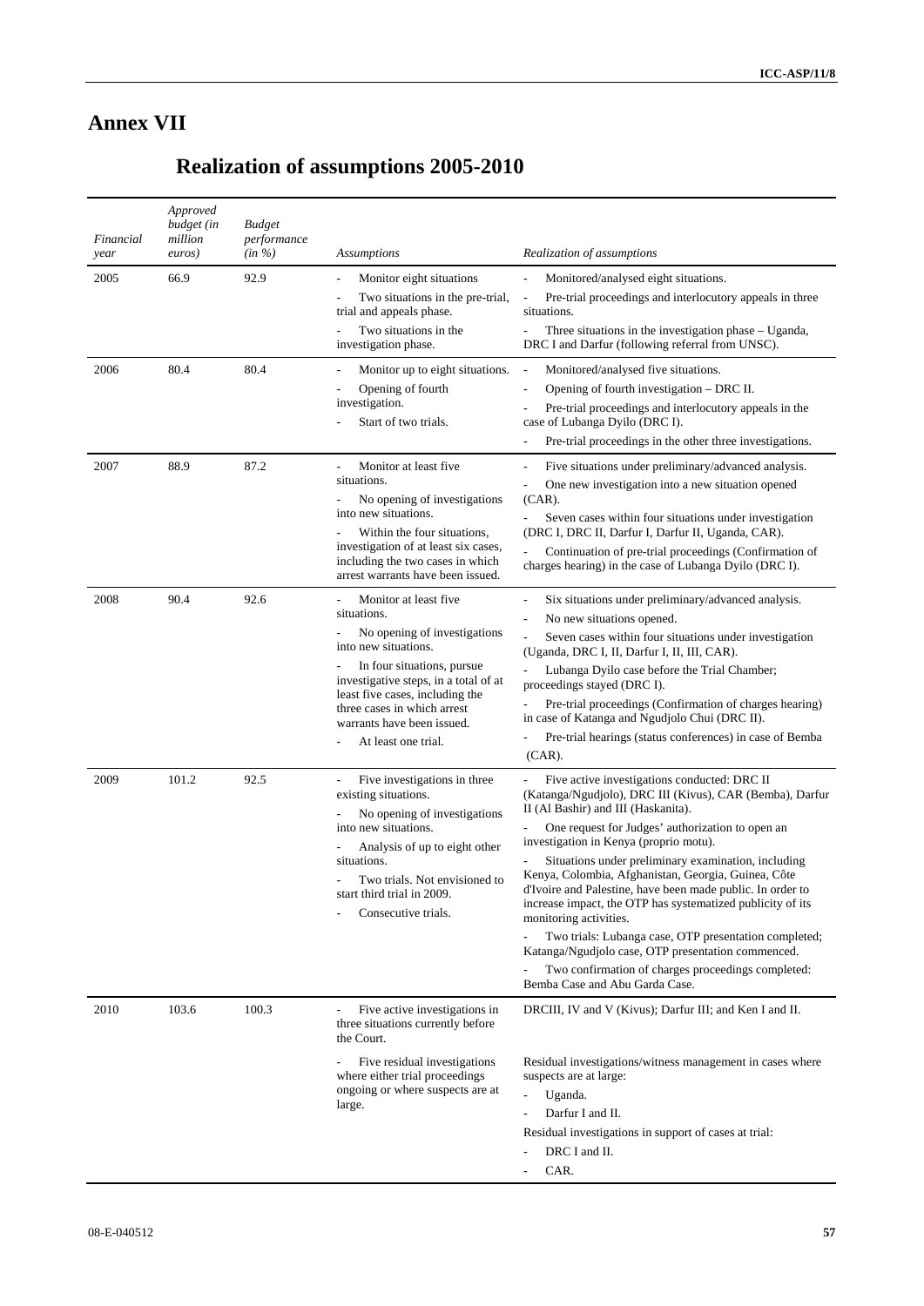# Annex VII

## Realization of assumptions 2005-2010

| *Financial year* | *Approved budget (in million euros)* | *Budget performance (in %)* | *Assumptions* | *Realization of assumptions* |
|---|---|---|---|---|
| 2005 | 66.9 | 92.9 | - Monitor eight situations<br>- Two situations in the pre-trial, trial and appeals phase.<br>- Two situations in the investigation phase. | - Monitored/analysed eight situations.<br>- Pre-trial proceedings and interlocutory appeals in three situations.<br>- Three situations in the investigation phase – Uganda, DRC I and Darfur (following referral from UNSC). |
| 2006 | 80.4 | 80.4 | - Monitor up to eight situations.<br>- Opening of fourth investigation.<br>- Start of two trials. | - Monitored/analysed five situations.<br>- Opening of fourth investigation – DRC II.<br>- Pre-trial proceedings and interlocutory appeals in the case of Lubanga Dyilo (DRC I).<br>- Pre-trial proceedings in the other three investigations. |
| 2007 | 88.9 | 87.2 | - Monitor at least five situations.<br>- No opening of investigations into new situations.<br>- Within the four situations, investigation of at least six cases, including the two cases in which arrest warrants have been issued. | - Five situations under preliminary/advanced analysis.<br>- One new investigation into a new situation opened (CAR).<br>- Seven cases within four situations under investigation (DRC I, DRC II, Darfur I, Darfur II, Uganda, CAR).<br>- Continuation of pre-trial proceedings (Confirmation of charges hearing) in the case of Lubanga Dyilo (DRC I). |
| 2008 | 90.4 | 92.6 | - Monitor at least five situations.<br>- No opening of investigations into new situations.<br>- In four situations, pursue investigative steps, in a total of at least five cases, including the three cases in which arrest warrants have been issued.<br>- At least one trial. | - Six situations under preliminary/advanced analysis.<br>- No new situations opened.<br>- Seven cases within four situations under investigation (Uganda, DRC I, II, Darfur I, II, III, CAR).<br>- Lubanga Dyilo case before the Trial Chamber; proceedings stayed (DRC I).<br>- Pre-trial proceedings (Confirmation of charges hearing) in case of Katanga and Ngudjolo Chui (DRC II).<br>- Pre-trial hearings (status conferences) in case of Bemba (CAR). |
| 2009 | 101.2 | 92.5 | - Five investigations in three existing situations.<br>- No opening of investigations into new situations.<br>- Analysis of up to eight other situations.<br>- Two trials. Not envisioned to start third trial in 2009.<br>- Consecutive trials. | - Five active investigations conducted: DRC II (Katanga/Ngudjolo), DRC III (Kivus), CAR (Bemba), Darfur II (Al Bashir) and III (Haskanita).<br>- One request for Judges' authorization to open an investigation in Kenya (proprio motu).<br>- Situations under preliminary examination, including Kenya, Colombia, Afghanistan, Georgia, Guinea, Côte d'Ivoire and Palestine, have been made public. In order to increase impact, the OTP has systematized publicity of its monitoring activities.<br>- Two trials: Lubanga case, OTP presentation completed; Katanga/Ngudjolo case, OTP presentation commenced.<br>- Two confirmation of charges proceedings completed: Bemba Case and Abu Garda Case. |
| 2010 | 103.6 | 100.3 | - Five active investigations in three situations currently before the Court.<br>- Five residual investigations where either trial proceedings ongoing or where suspects are at large. | DRCIII, IV and V (Kivus); Darfur III; and Ken I and II.<br>Residual investigations/witness management in cases where suspects are at large:<br>- Uganda.<br>- Darfur I and II.<br>Residual investigations in support of cases at trial:<br>- DRC I and II.<br>- CAR. |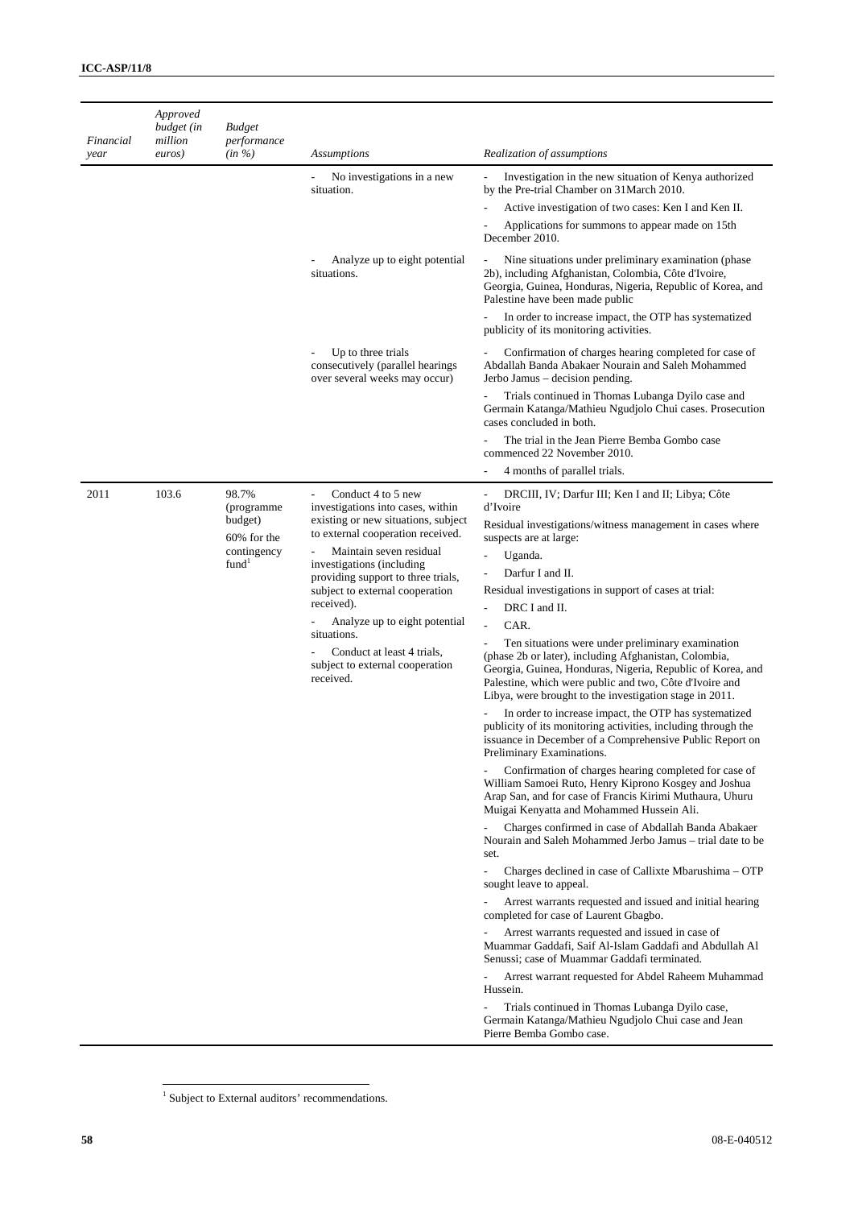| *Financial year* | *Approved budget (in million euros)* | *Budget performance (in %)* | *Assumptions* | *Realization of assumptions* |
|---|---|---|---|---|
| | | | - No investigations in a new situation. | - Investigation in the new situation of Kenya authorized by the Pre-trial Chamber on 31March 2010.<br>- Active investigation of two cases: Ken I and Ken II.<br>- Applications for summons to appear made on 15th December 2010. |
| | | | - Analyze up to eight potential situations. | - Nine situations under preliminary examination (phase 2b), including Afghanistan, Colombia, Côte d'Ivoire, Georgia, Guinea, Honduras, Nigeria, Republic of Korea, and Palestine have been made public<br>- In order to increase impact, the OTP has systematized publicity of its monitoring activities. |
| | | | - Up to three trials consecutively (parallel hearings over several weeks may occur) | - Confirmation of charges hearing completed for case of Abdallah Banda Abakaer Nourain and Saleh Mohammed Jerbo Jamus – decision pending.<br>- Trials continued in Thomas Lubanga Dyilo case and Germain Katanga/Mathieu Ngudjolo Chui cases. Prosecution cases concluded in both.<br>- The trial in the Jean Pierre Bemba Gombo case commenced 22 November 2010.<br>- 4 months of parallel trials. |
| 2011 | 103.6 | 98.7% (programme budget)<br>60% for the contingency fund[1] | - Conduct 4 to 5 new investigations into cases, within existing or new situations, subject to external cooperation received.<br>- Maintain seven residual investigations (including providing support to three trials, subject to external cooperation received).<br>- Analyze up to eight potential situations.<br>- Conduct at least 4 trials, subject to external cooperation received. | - DRCIII, IV; Darfur III; Ken I and II; Libya; Côte d'Ivoire<br>Residual investigations/witness management in cases where suspects are at large:<br>- Uganda.<br>- Darfur I and II.<br>Residual investigations in support of cases at trial:<br>- DRC I and II.<br>- CAR.<br>- Ten situations were under preliminary examination (phase 2b or later), including Afghanistan, Colombia, Georgia, Guinea, Honduras, Nigeria, Republic of Korea, and Palestine, which were public and two, Côte d'Ivoire and Libya, were brought to the investigation stage in 2011.<br>- In order to increase impact, the OTP has systematized publicity of its monitoring activities, including through the issuance in December of a Comprehensive Public Report on Preliminary Examinations.<br>- Confirmation of charges hearing completed for case of William Samoei Ruto, Henry Kiprono Kosgey and Joshua Arap San, and for case of Francis Kirimi Muthaura, Uhuru Muigai Kenyatta and Mohammed Hussein Ali.<br>- Charges confirmed in case of Abdallah Banda Abakaer Nourain and Saleh Mohammed Jerbo Jamus – trial date to be set.<br>- Charges declined in case of Callixte Mbarushima – OTP sought leave to appeal.<br>- Arrest warrants requested and issued and initial hearing completed for case of Laurent Gbagbo.<br>- Arrest warrants requested and issued in case of Muammar Gaddafi, Saif Al-Islam Gaddafi and Abdullah Al Senussi; case of Muammar Gaddafi terminated.<br>- Arrest warrant requested for Abdel Raheem Muhammad Hussein.<br>- Trials continued in Thomas Lubanga Dyilo case, Germain Katanga/Mathieu Ngudjolo Chui case and Jean Pierre Bemba Gombo case. |

[1] Subject to External auditors' recommendations.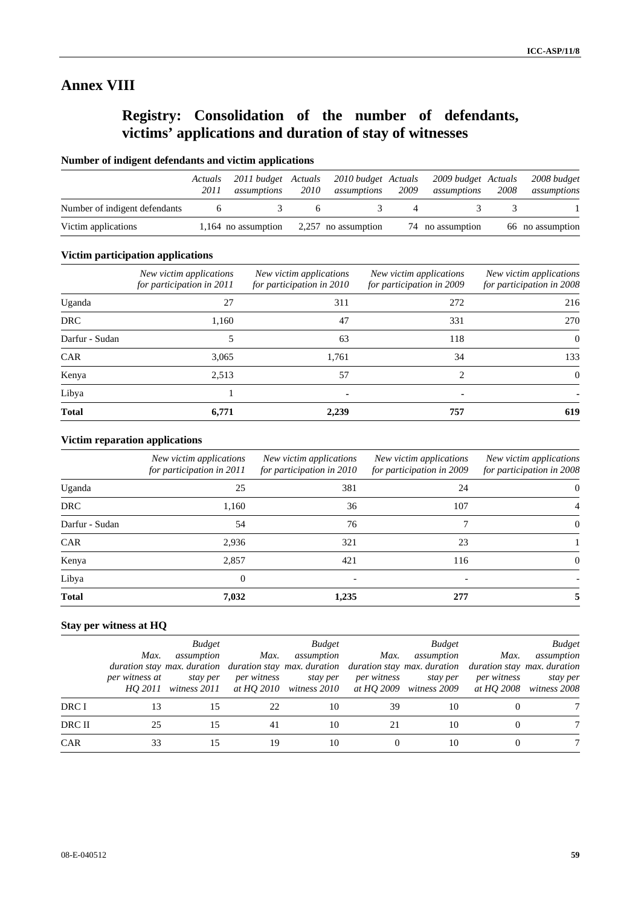# Annex VIII

## Registry: Consolidation of the number of defendants, victims' applications and duration of stay of witnesses

### Number of indigent defendants and victim applications

| | *Actuals 2011* | *2011 budget assumptions* | *Actuals 2010* | *2010 budget assumptions* | *Actuals 2009* | *2009 budget assumptions* | *Actuals 2008* | *2008 budget assumptions* |
|---|---|---|---|---|---|---|---|---|
| Number of indigent defendants | 6 | 3 | 6 | 3 | 4 | 3 | 3 | 1 |
| Victim applications | 1,164 | no assumption | 2,257 | no assumption | 74 | no assumption | 66 | no assumption |

### Victim participation applications

| | *New victim applications for participation in 2011* | *New victim applications for participation in 2010* | *New victim applications for participation in 2009* | *New victim applications for participation in 2008* |
|---|---|---|---|---|
| Uganda | 27 | 311 | 272 | 216 |
| DRC | 1,160 | 47 | 331 | 270 |
| Darfur - Sudan | 5 | 63 | 118 | 0 |
| CAR | 3,065 | 1,761 | 34 | 133 |
| Kenya | 2,513 | 57 | 2 | 0 |
| Libya | 1 | - | - | - |
| **Total** | **6,771** | **2,239** | **757** | **619** |

### Victim reparation applications

| | *New victim applications for participation in 2011* | *New victim applications for participation in 2010* | *New victim applications for participation in 2009* | *New victim applications for participation in 2008* |
|---|---|---|---|---|
| Uganda | 25 | 381 | 24 | 0 |
| DRC | 1,160 | 36 | 107 | 4 |
| Darfur - Sudan | 54 | 76 | 7 | 0 |
| CAR | 2,936 | 321 | 23 | 1 |
| Kenya | 2,857 | 421 | 116 | 0 |
| Libya | 0 | - | - | - |
| **Total** | **7,032** | **1,235** | **277** | **5** |

### Stay per witness at HQ

| | *Max. duration stay per witness at HQ 2011* | *Budget assumption max. duration stay per witness 2011* | *Max. duration stay per witness at HQ 2010* | *Budget assumption max. duration stay per witness 2010* | *Max. duration stay per witness at HQ 2009* | *Budget assumption max. duration stay per witness 2009* | *Max. duration stay per witness at HQ 2008* | *Budget assumption max. duration stay per witness 2008* |
|---|---|---|---|---|---|---|---|---|
| DRC I | 13 | 15 | 22 | 10 | 39 | 10 | 0 | 7 |
| DRC II | 25 | 15 | 41 | 10 | 21 | 10 | 0 | 7 |
| CAR | 33 | 15 | 19 | 10 | 0 | 10 | 0 | 7 |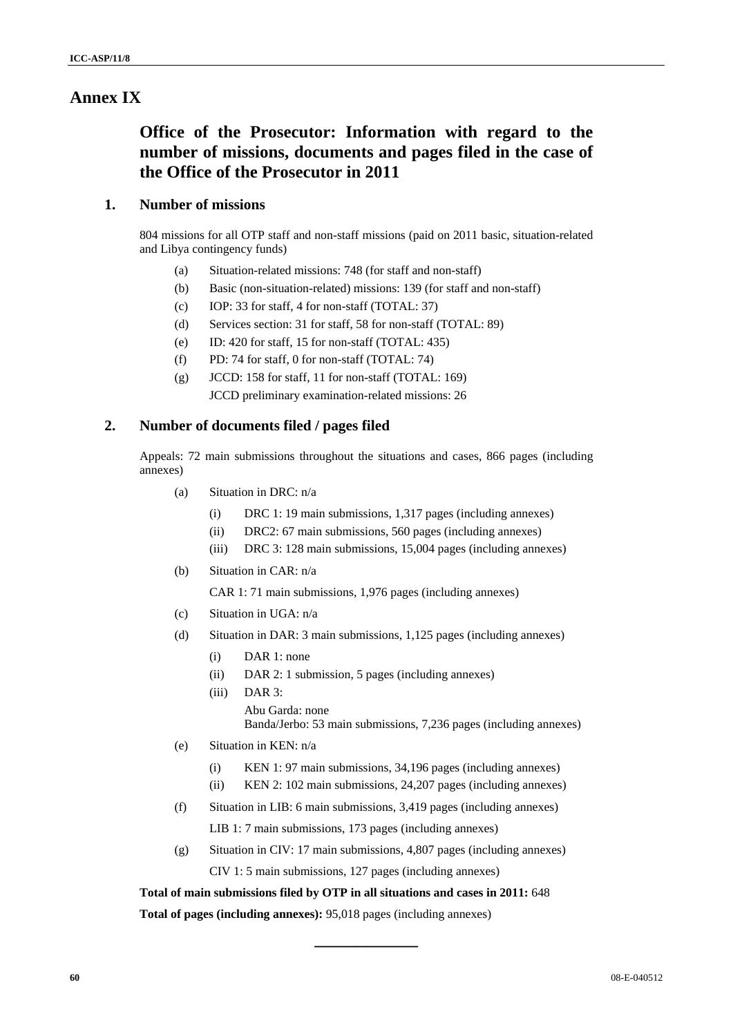# Annex IX

## Office of the Prosecutor: Information with regard to the number of missions, documents and pages filed in the case of the Office of the Prosecutor in 2011

### 1. Number of missions

804 missions for all OTP staff and non-staff missions (paid on 2011 basic, situation-related and Libya contingency funds)

(a) Situation-related missions: 748 (for staff and non-staff)

(b) Basic (non-situation-related) missions: 139 (for staff and non-staff)

(c) IOP: 33 for staff, 4 for non-staff (TOTAL: 37)

(d) Services section: 31 for staff, 58 for non-staff (TOTAL: 89)

(e) ID: 420 for staff, 15 for non-staff (TOTAL: 435)

(f) PD: 74 for staff, 0 for non-staff (TOTAL: 74)

(g) JCCD: 158 for staff, 11 for non-staff (TOTAL: 169)
JCCD preliminary examination-related missions: 26

### 2. Number of documents filed / pages filed

Appeals: 72 main submissions throughout the situations and cases, 866 pages (including annexes)

(a) Situation in DRC: n/a

(i) DRC 1: 19 main submissions, 1,317 pages (including annexes)

(ii) DRC2: 67 main submissions, 560 pages (including annexes)

(iii) DRC 3: 128 main submissions, 15,004 pages (including annexes)

(b) Situation in CAR: n/a

CAR 1: 71 main submissions, 1,976 pages (including annexes)

(c) Situation in UGA: n/a

(d) Situation in DAR: 3 main submissions, 1,125 pages (including annexes)

(i) DAR 1: none

(ii) DAR 2: 1 submission, 5 pages (including annexes)

(iii) DAR 3:
Abu Garda: none
Banda/Jerbo: 53 main submissions, 7,236 pages (including annexes)

(e) Situation in KEN: n/a

(i) KEN 1: 97 main submissions, 34,196 pages (including annexes)

(ii) KEN 2: 102 main submissions, 24,207 pages (including annexes)

(f) Situation in LIB: 6 main submissions, 3,419 pages (including annexes)

LIB 1: 7 main submissions, 173 pages (including annexes)

(g) Situation in CIV: 17 main submissions, 4,807 pages (including annexes)

CIV 1: 5 main submissions, 127 pages (including annexes)

**Total of main submissions filed by OTP in all situations and cases in 2011:** 648

**Total of pages (including annexes):** 95,018 pages (including annexes)

---